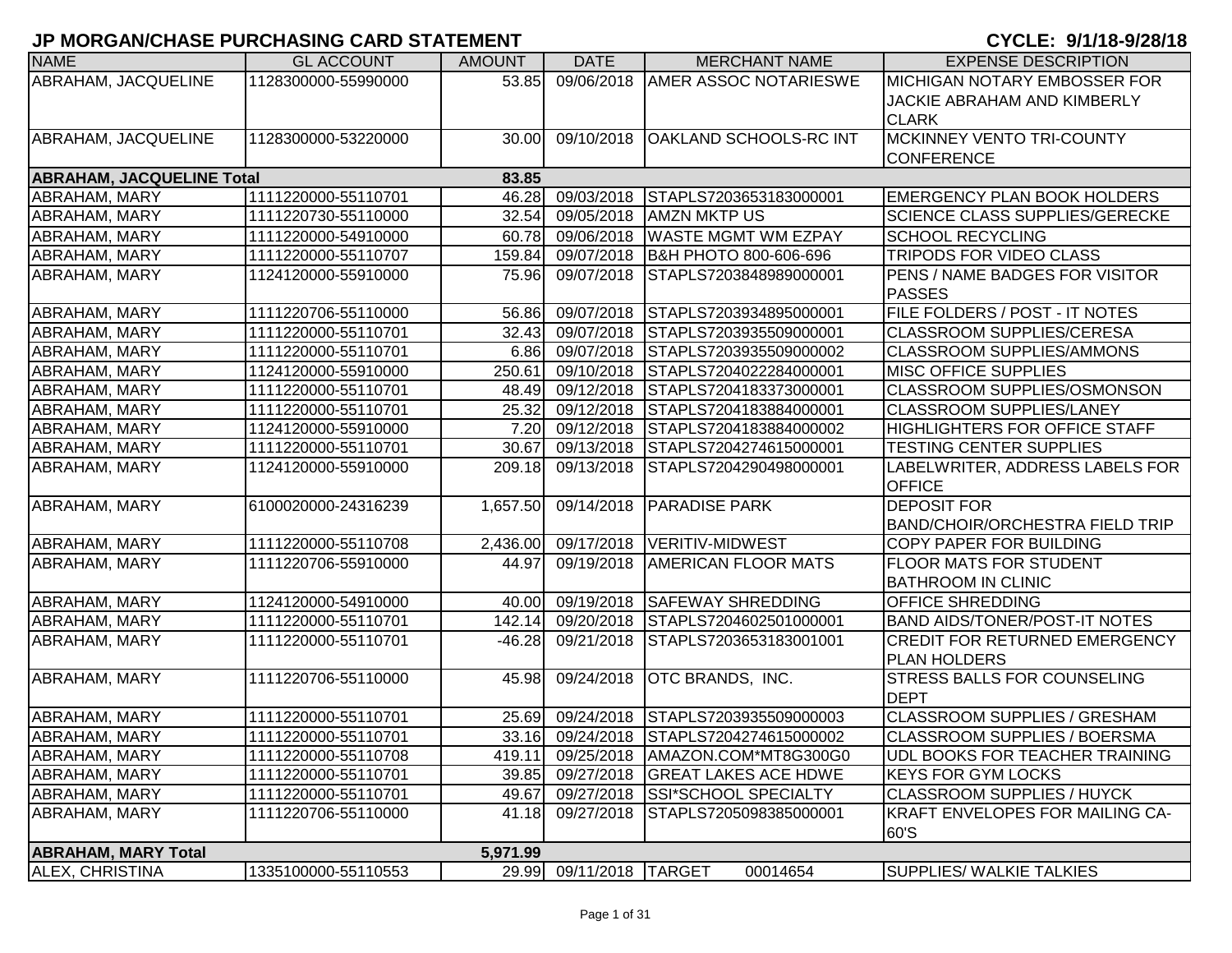# JP MORGAN/CHASE PURCHASING CARD STATEMENT

**CYCLE: 9/1/18-9/28/18**

| NAME | GL ACCOUNT | AMOUNT | DATE | MERCHANT NAME | EXPENSE DESCRIPTION |
|---|---|---|---|---|---|
| ABRAHAM, JACQUELINE | 1128300000-55990000 | 53.85 | 09/06/2018 | AMER ASSOC NOTARIESWE | MICHIGAN NOTARY EMBOSSER FOR JACKIE ABRAHAM AND KIMBERLY CLARK |
| ABRAHAM, JACQUELINE | 1128300000-53220000 | 30.00 | 09/10/2018 | OAKLAND SCHOOLS-RC INT | MCKINNEY VENTO TRI-COUNTY CONFERENCE |
| **ABRAHAM, JACQUELINE Total** | | **83.85** | | | |
| ABRAHAM, MARY | 1111220000-55110701 | 46.28 | 09/03/2018 | STAPLS7203653183000001 | EMERGENCY PLAN BOOK HOLDERS |
| ABRAHAM, MARY | 1111220730-55110000 | 32.54 | 09/05/2018 | AMZN MKTP US | SCIENCE CLASS SUPPLIES/GERECKE |
| ABRAHAM, MARY | 1111220000-54910000 | 60.78 | 09/06/2018 | WASTE MGMT WM EZPAY | SCHOOL RECYCLING |
| ABRAHAM, MARY | 1111220000-55110707 | 159.84 | 09/07/2018 | B&H PHOTO 800-606-696 | TRIPODS FOR VIDEO CLASS |
| ABRAHAM, MARY | 1124120000-55910000 | 75.96 | 09/07/2018 | STAPLS7203848989000001 | PENS / NAME BADGES FOR VISITOR PASSES |
| ABRAHAM, MARY | 1111220706-55110000 | 56.86 | 09/07/2018 | STAPLS7203934895000001 | FILE FOLDERS / POST - IT NOTES |
| ABRAHAM, MARY | 1111220000-55110701 | 32.43 | 09/07/2018 | STAPLS7203935509000001 | CLASSROOM SUPPLIES/CERESA |
| ABRAHAM, MARY | 1111220000-55110701 | 6.86 | 09/07/2018 | STAPLS7203935509000002 | CLASSROOM SUPPLIES/AMMONS |
| ABRAHAM, MARY | 1124120000-55910000 | 250.61 | 09/10/2018 | STAPLS7204022284000001 | MISC OFFICE SUPPLIES |
| ABRAHAM, MARY | 1111220000-55110701 | 48.49 | 09/12/2018 | STAPLS7204183373000001 | CLASSROOM SUPPLIES/OSMONSON |
| ABRAHAM, MARY | 1111220000-55110701 | 25.32 | 09/12/2018 | STAPLS7204183884000001 | CLASSROOM SUPPLIES/LANEY |
| ABRAHAM, MARY | 1124120000-55910000 | 7.20 | 09/12/2018 | STAPLS7204183884000002 | HIGHLIGHTERS FOR OFFICE STAFF |
| ABRAHAM, MARY | 1111220000-55110701 | 30.67 | 09/13/2018 | STAPLS7204274615000001 | TESTING CENTER SUPPLIES |
| ABRAHAM, MARY | 1124120000-55910000 | 209.18 | 09/13/2018 | STAPLS7204290498000001 | LABELWRITER, ADDRESS LABELS FOR OFFICE |
| ABRAHAM, MARY | 6100020000-24316239 | 1,657.50 | 09/14/2018 | PARADISE PARK | DEPOSIT FOR BAND/CHOIR/ORCHESTRA FIELD TRIP |
| ABRAHAM, MARY | 1111220000-55110708 | 2,436.00 | 09/17/2018 | VERITIV-MIDWEST | COPY PAPER FOR BUILDING |
| ABRAHAM, MARY | 1111220706-55910000 | 44.97 | 09/19/2018 | AMERICAN FLOOR MATS | FLOOR MATS FOR STUDENT BATHROOM IN CLINIC |
| ABRAHAM, MARY | 1124120000-54910000 | 40.00 | 09/19/2018 | SAFEWAY SHREDDING | OFFICE SHREDDING |
| ABRAHAM, MARY | 1111220000-55110701 | 142.14 | 09/20/2018 | STAPLS7204602501000001 | BAND AIDS/TONER/POST-IT NOTES |
| ABRAHAM, MARY | 1111220000-55110701 | -46.28 | 09/21/2018 | STAPLS7203653183001001 | CREDIT FOR RETURNED EMERGENCY PLAN HOLDERS |
| ABRAHAM, MARY | 1111220706-55110000 | 45.98 | 09/24/2018 | OTC BRANDS, INC. | STRESS BALLS FOR COUNSELING DEPT |
| ABRAHAM, MARY | 1111220000-55110701 | 25.69 | 09/24/2018 | STAPLS7203935509000003 | CLASSROOM SUPPLIES / GRESHAM |
| ABRAHAM, MARY | 1111220000-55110701 | 33.16 | 09/24/2018 | STAPLS7204274615000002 | CLASSROOM SUPPLIES / BOERSMA |
| ABRAHAM, MARY | 1111220000-55110708 | 419.11 | 09/25/2018 | AMAZON.COM*MT8G300G0 | UDL BOOKS FOR TEACHER TRAINING |
| ABRAHAM, MARY | 1111220000-55110701 | 39.85 | 09/27/2018 | GREAT LAKES ACE HDWE | KEYS FOR GYM LOCKS |
| ABRAHAM, MARY | 1111220000-55110701 | 49.67 | 09/27/2018 | SSI*SCHOOL SPECIALTY | CLASSROOM SUPPLIES / HUYCK |
| ABRAHAM, MARY | 1111220706-55110000 | 41.18 | 09/27/2018 | STAPLS7205098385000001 | KRAFT ENVELOPES FOR MAILING CA-60'S |
| **ABRAHAM, MARY Total** | | **5,971.99** | | | |
| ALEX, CHRISTINA | 1335100000-55110553 | 29.99 | 09/11/2018 | TARGET 00014654 | SUPPLIES/ WALKIE TALKIES |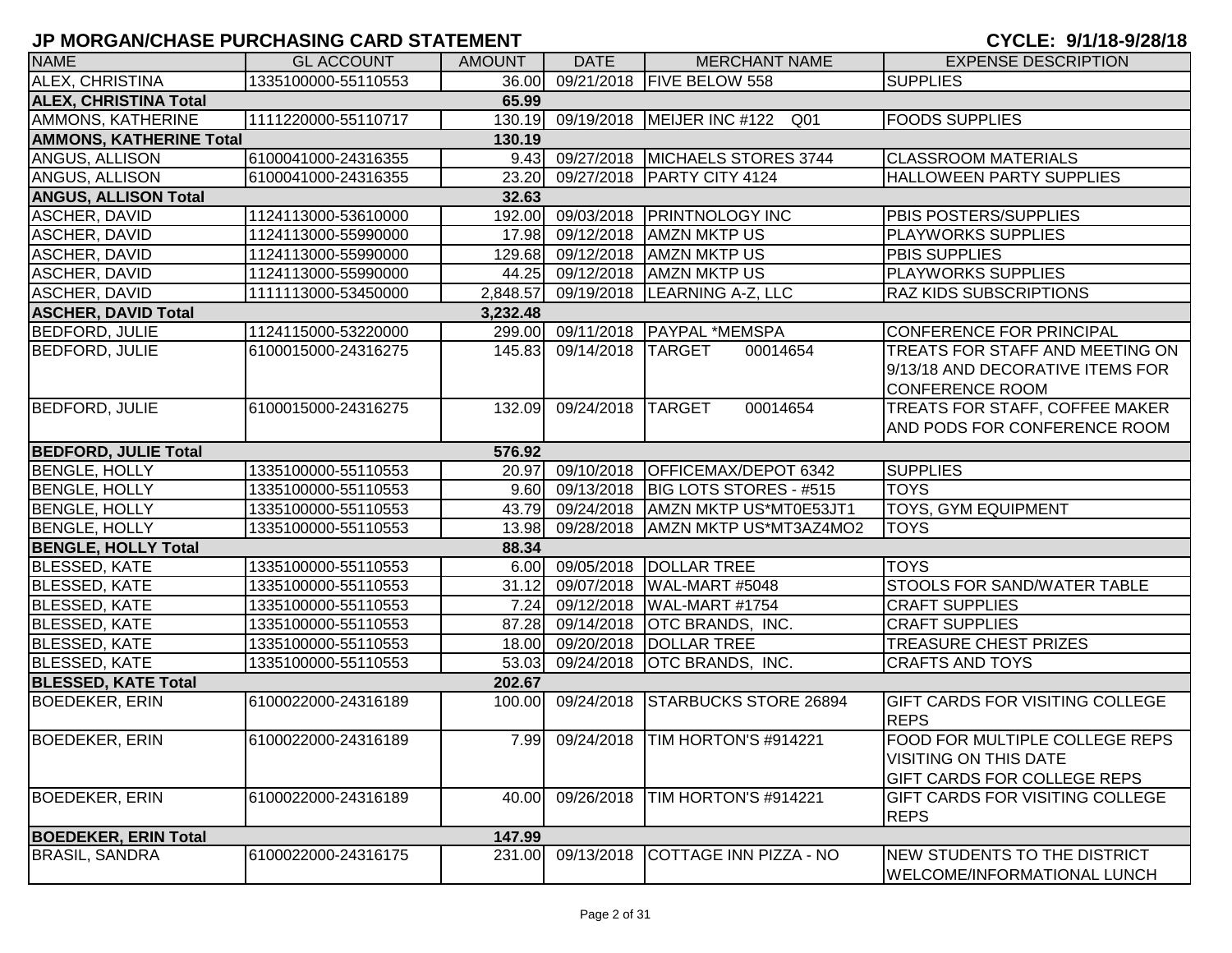# JP MORGAN/CHASE PURCHASING CARD STATEMENT

CYCLE: 9/1/18-9/28/18

| NAME | GL ACCOUNT | AMOUNT | DATE | MERCHANT NAME | EXPENSE DESCRIPTION |
|---|---|---|---|---|---|
| ALEX, CHRISTINA | 1335100000-55110553 | 36.00 | 09/21/2018 | FIVE BELOW 558 | SUPPLIES |
| **ALEX, CHRISTINA Total** | | **65.99** | | | |
| AMMONS, KATHERINE | 1111220000-55110717 | 130.19 | 09/19/2018 | MEIJER INC #122 Q01 | FOODS SUPPLIES |
| **AMMONS, KATHERINE Total** | | **130.19** | | | |
| ANGUS, ALLISON | 6100041000-24316355 | 9.43 | 09/27/2018 | MICHAELS STORES 3744 | CLASSROOM MATERIALS |
| ANGUS, ALLISON | 6100041000-24316355 | 23.20 | 09/27/2018 | PARTY CITY 4124 | HALLOWEEN PARTY SUPPLIES |
| **ANGUS, ALLISON Total** | | **32.63** | | | |
| ASCHER, DAVID | 1124113000-53610000 | 192.00 | 09/03/2018 | PRINTNOLOGY INC | PBIS POSTERS/SUPPLIES |
| ASCHER, DAVID | 1124113000-55990000 | 17.98 | 09/12/2018 | AMZN MKTP US | PLAYWORKS SUPPLIES |
| ASCHER, DAVID | 1124113000-55990000 | 129.68 | 09/12/2018 | AMZN MKTP US | PBIS SUPPLIES |
| ASCHER, DAVID | 1124113000-55990000 | 44.25 | 09/12/2018 | AMZN MKTP US | PLAYWORKS SUPPLIES |
| ASCHER, DAVID | 1111113000-53450000 | 2,848.57 | 09/19/2018 | LEARNING A-Z, LLC | RAZ KIDS SUBSCRIPTIONS |
| **ASCHER, DAVID Total** | | **3,232.48** | | | |
| BEDFORD, JULIE | 1124115000-53220000 | 299.00 | 09/11/2018 | PAYPAL *MEMSPA | CONFERENCE FOR PRINCIPAL |
| BEDFORD, JULIE | 6100015000-24316275 | 145.83 | 09/14/2018 | TARGET 00014654 | TREATS FOR STAFF AND MEETING ON 9/13/18 AND DECORATIVE ITEMS FOR CONFERENCE ROOM |
| BEDFORD, JULIE | 6100015000-24316275 | 132.09 | 09/24/2018 | TARGET 00014654 | TREATS FOR STAFF, COFFEE MAKER AND PODS FOR CONFERENCE ROOM |
| **BEDFORD, JULIE Total** | | **576.92** | | | |
| BENGLE, HOLLY | 1335100000-55110553 | 20.97 | 09/10/2018 | OFFICEMAX/DEPOT 6342 | SUPPLIES |
| BENGLE, HOLLY | 1335100000-55110553 | 9.60 | 09/13/2018 | BIG LOTS STORES - #515 | TOYS |
| BENGLE, HOLLY | 1335100000-55110553 | 43.79 | 09/24/2018 | AMZN MKTP US*MT0E53JT1 | TOYS, GYM EQUIPMENT |
| BENGLE, HOLLY | 1335100000-55110553 | 13.98 | 09/28/2018 | AMZN MKTP US*MT3AZ4MO2 | TOYS |
| **BENGLE, HOLLY Total** | | **88.34** | | | |
| BLESSED, KATE | 1335100000-55110553 | 6.00 | 09/05/2018 | DOLLAR TREE | TOYS |
| BLESSED, KATE | 1335100000-55110553 | 31.12 | 09/07/2018 | WAL-MART #5048 | STOOLS FOR SAND/WATER TABLE |
| BLESSED, KATE | 1335100000-55110553 | 7.24 | 09/12/2018 | WAL-MART #1754 | CRAFT SUPPLIES |
| BLESSED, KATE | 1335100000-55110553 | 87.28 | 09/14/2018 | OTC BRANDS, INC. | CRAFT SUPPLIES |
| BLESSED, KATE | 1335100000-55110553 | 18.00 | 09/20/2018 | DOLLAR TREE | TREASURE CHEST PRIZES |
| BLESSED, KATE | 1335100000-55110553 | 53.03 | 09/24/2018 | OTC BRANDS, INC. | CRAFTS AND TOYS |
| **BLESSED, KATE Total** | | **202.67** | | | |
| BOEDEKER, ERIN | 6100022000-24316189 | 100.00 | 09/24/2018 | STARBUCKS STORE 26894 | GIFT CARDS FOR VISITING COLLEGE REPS |
| BOEDEKER, ERIN | 6100022000-24316189 | 7.99 | 09/24/2018 | TIM HORTON'S #914221 | FOOD FOR MULTIPLE COLLEGE REPS VISITING ON THIS DATE GIFT CARDS FOR COLLEGE REPS |
| BOEDEKER, ERIN | 6100022000-24316189 | 40.00 | 09/26/2018 | TIM HORTON'S #914221 | GIFT CARDS FOR VISITING COLLEGE REPS |
| **BOEDEKER, ERIN Total** | | **147.99** | | | |
| BRASIL, SANDRA | 6100022000-24316175 | 231.00 | 09/13/2018 | COTTAGE INN PIZZA - NO | NEW STUDENTS TO THE DISTRICT WELCOME/INFORMATIONAL LUNCH |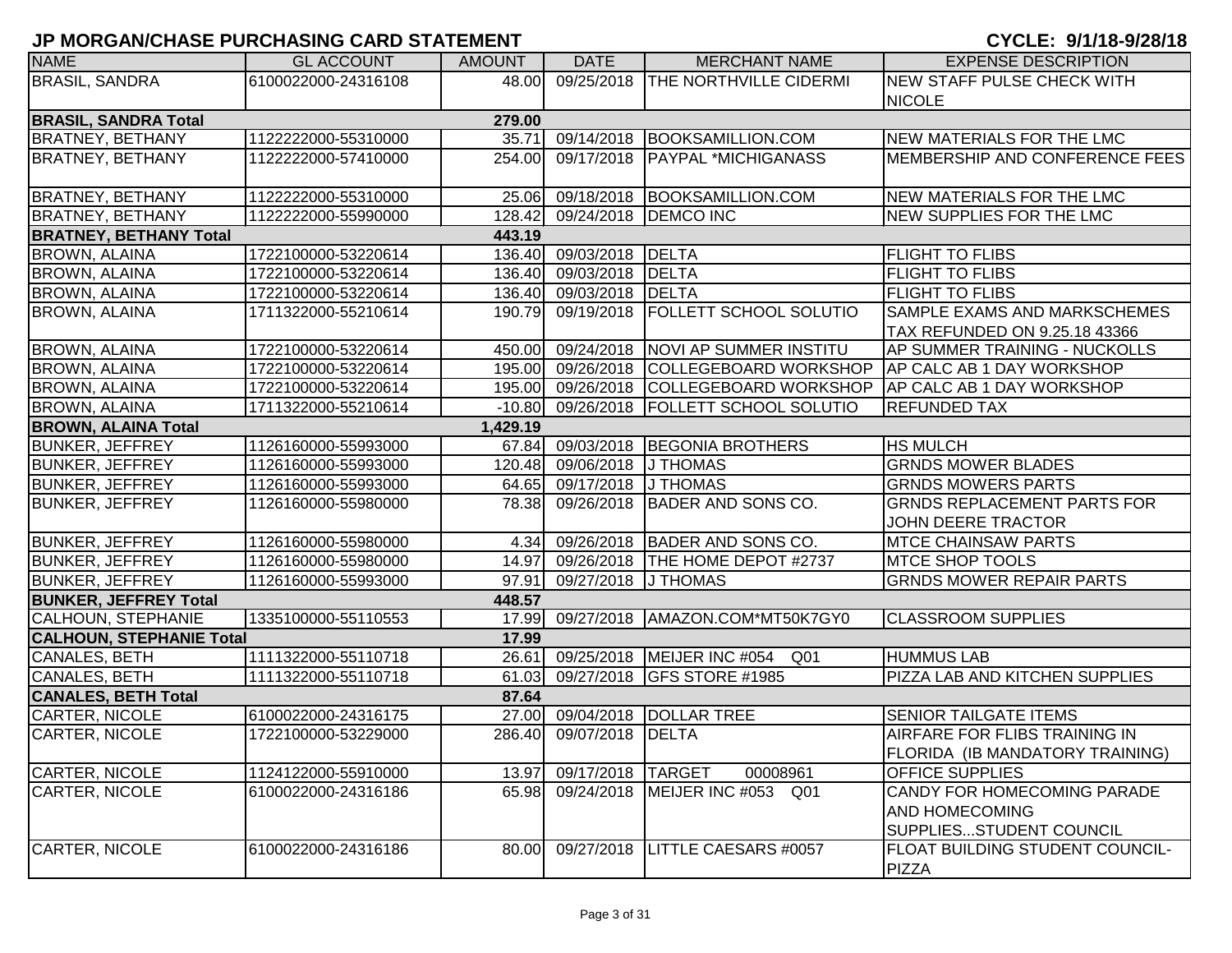# JP MORGAN/CHASE PURCHASING CARD STATEMENT

**CYCLE: 9/1/18-9/28/18**

| NAME | GL ACCOUNT | AMOUNT | DATE | MERCHANT NAME | EXPENSE DESCRIPTION |
|---|---|---|---|---|---|
| BRASIL, SANDRA | 6100022000-24316108 | 48.00 | 09/25/2018 | THE NORTHVILLE CIDERMI | NEW STAFF PULSE CHECK WITH NICOLE |
| **BRASIL, SANDRA Total** | | **279.00** | | | |
| BRATNEY, BETHANY | 1122222000-55310000 | 35.71 | 09/14/2018 | BOOKSAMILLION.COM | NEW MATERIALS FOR THE LMC |
| BRATNEY, BETHANY | 1122222000-57410000 | 254.00 | 09/17/2018 | PAYPAL *MICHIGANASS | MEMBERSHIP AND CONFERENCE FEES |
| BRATNEY, BETHANY | 1122222000-55310000 | 25.06 | 09/18/2018 | BOOKSAMILLION.COM | NEW MATERIALS FOR THE LMC |
| BRATNEY, BETHANY | 1122222000-55990000 | 128.42 | 09/24/2018 | DEMCO INC | NEW SUPPLIES FOR THE LMC |
| **BRATNEY, BETHANY Total** | | **443.19** | | | |
| BROWN, ALAINA | 1722100000-53220614 | 136.40 | 09/03/2018 | DELTA | FLIGHT TO FLIBS |
| BROWN, ALAINA | 1722100000-53220614 | 136.40 | 09/03/2018 | DELTA | FLIGHT TO FLIBS |
| BROWN, ALAINA | 1722100000-53220614 | 136.40 | 09/03/2018 | DELTA | FLIGHT TO FLIBS |
| BROWN, ALAINA | 1711322000-55210614 | 190.79 | 09/19/2018 | FOLLETT SCHOOL SOLUTIO | SAMPLE EXAMS AND MARKSCHEMES TAX REFUNDED ON 9.25.18 43366 |
| BROWN, ALAINA | 1722100000-53220614 | 450.00 | 09/24/2018 | NOVI AP SUMMER INSTITU | AP SUMMER TRAINING - NUCKOLLS |
| BROWN, ALAINA | 1722100000-53220614 | 195.00 | 09/26/2018 | COLLEGEBOARD WORKSHOP | AP CALC AB 1 DAY WORKSHOP |
| BROWN, ALAINA | 1722100000-53220614 | 195.00 | 09/26/2018 | COLLEGEBOARD WORKSHOP | AP CALC AB 1 DAY WORKSHOP |
| BROWN, ALAINA | 1711322000-55210614 | -10.80 | 09/26/2018 | FOLLETT SCHOOL SOLUTIO | REFUNDED TAX |
| **BROWN, ALAINA Total** | | **1,429.19** | | | |
| BUNKER, JEFFREY | 1126160000-55993000 | 67.84 | 09/03/2018 | BEGONIA BROTHERS | HS MULCH |
| BUNKER, JEFFREY | 1126160000-55993000 | 120.48 | 09/06/2018 | J THOMAS | GRNDS MOWER BLADES |
| BUNKER, JEFFREY | 1126160000-55993000 | 64.65 | 09/17/2018 | J THOMAS | GRNDS MOWERS PARTS |
| BUNKER, JEFFREY | 1126160000-55980000 | 78.38 | 09/26/2018 | BADER AND SONS CO. | GRNDS REPLACEMENT PARTS FOR JOHN DEERE TRACTOR |
| BUNKER, JEFFREY | 1126160000-55980000 | 4.34 | 09/26/2018 | BADER AND SONS CO. | MTCE CHAINSAW PARTS |
| BUNKER, JEFFREY | 1126160000-55980000 | 14.97 | 09/26/2018 | THE HOME DEPOT #2737 | MTCE SHOP TOOLS |
| BUNKER, JEFFREY | 1126160000-55993000 | 97.91 | 09/27/2018 | J THOMAS | GRNDS MOWER REPAIR PARTS |
| **BUNKER, JEFFREY Total** | | **448.57** | | | |
| CALHOUN, STEPHANIE | 1335100000-55110553 | 17.99 | 09/27/2018 | AMAZON.COM*MT50K7GY0 | CLASSROOM SUPPLIES |
| **CALHOUN, STEPHANIE Total** | | **17.99** | | | |
| CANALES, BETH | 1111322000-55110718 | 26.61 | 09/25/2018 | MEIJER INC #054 Q01 | HUMMUS LAB |
| CANALES, BETH | 1111322000-55110718 | 61.03 | 09/27/2018 | GFS STORE #1985 | PIZZA LAB AND KITCHEN SUPPLIES |
| **CANALES, BETH Total** | | **87.64** | | | |
| CARTER, NICOLE | 6100022000-24316175 | 27.00 | 09/04/2018 | DOLLAR TREE | SENIOR TAILGATE ITEMS |
| CARTER, NICOLE | 1722100000-53229000 | 286.40 | 09/07/2018 | DELTA | AIRFARE FOR FLIBS TRAINING IN FLORIDA (IB MANDATORY TRAINING) |
| CARTER, NICOLE | 1124122000-55910000 | 13.97 | 09/17/2018 | TARGET 00008961 | OFFICE SUPPLIES |
| CARTER, NICOLE | 6100022000-24316186 | 65.98 | 09/24/2018 | MEIJER INC #053 Q01 | CANDY FOR HOMECOMING PARADE AND HOMECOMING SUPPLIES...STUDENT COUNCIL |
| CARTER, NICOLE | 6100022000-24316186 | 80.00 | 09/27/2018 | LITTLE CAESARS #0057 | FLOAT BUILDING STUDENT COUNCIL-PIZZA |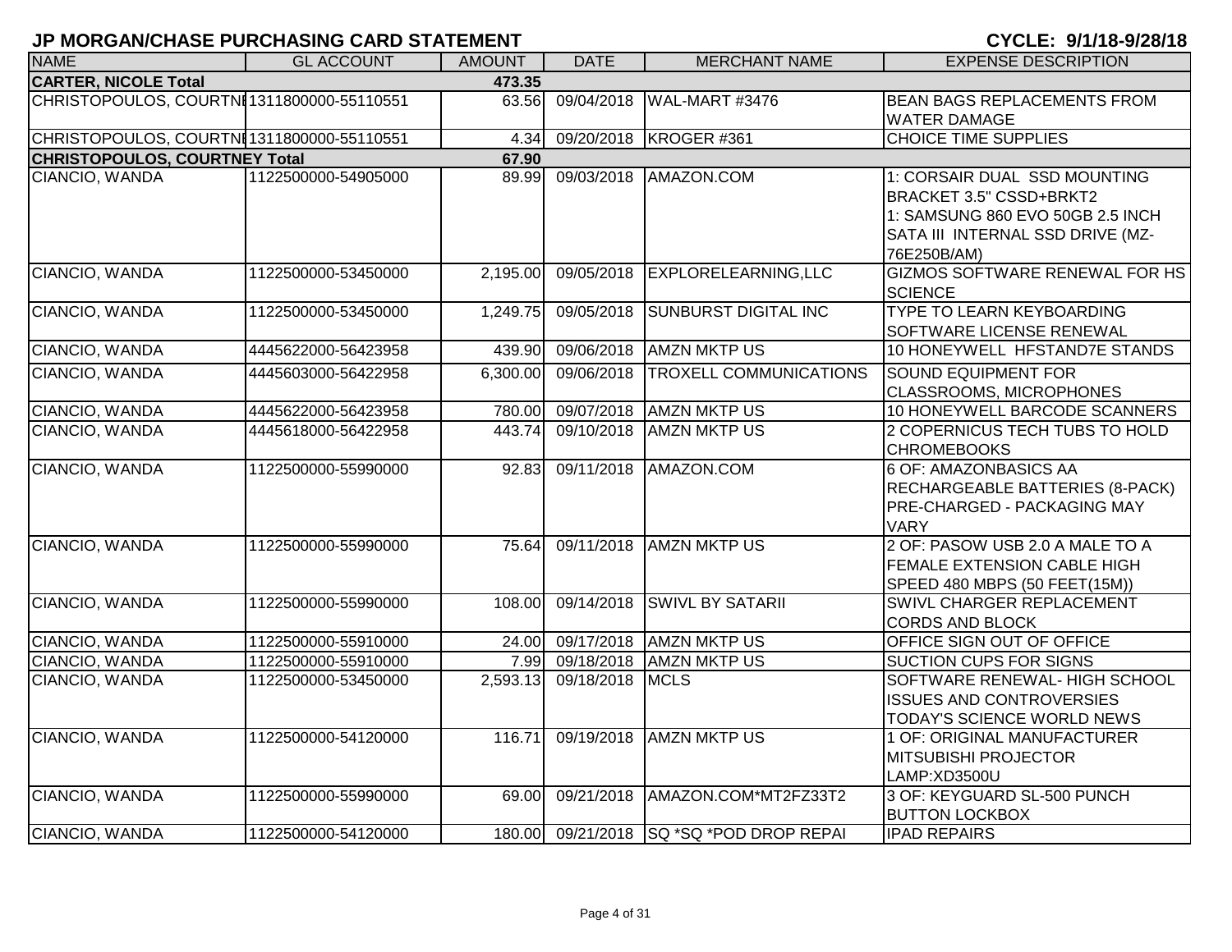## JP MORGAN/CHASE PURCHASING CARD STATEMENT

**CYCLE: 9/1/18-9/28/18**

| NAME | GL ACCOUNT | AMOUNT | DATE | MERCHANT NAME | EXPENSE DESCRIPTION |
|---|---|---|---|---|---|
| **CARTER, NICOLE Total** | | **473.35** | | | |
| CHRISTOPOULOS, COURTNE | 1311800000-55110551 | 63.56 | 09/04/2018 | WAL-MART #3476 | BEAN BAGS REPLACEMENTS FROM WATER DAMAGE |
| CHRISTOPOULOS, COURTNE | 1311800000-55110551 | 4.34 | 09/20/2018 | KROGER #361 | CHOICE TIME SUPPLIES |
| **CHRISTOPOULOS, COURTNEY Total** | | **67.90** | | | |
| CIANCIO, WANDA | 1122500000-54905000 | 89.99 | 09/03/2018 | AMAZON.COM | 1: CORSAIR DUAL SSD MOUNTING BRACKET 3.5" CSSD+BRKT2 1: SAMSUNG 860 EVO 50GB 2.5 INCH SATA III INTERNAL SSD DRIVE (MZ-76E250B/AM) |
| CIANCIO, WANDA | 1122500000-53450000 | 2,195.00 | 09/05/2018 | EXPLORELEARNING,LLC | GIZMOS SOFTWARE RENEWAL FOR HS SCIENCE |
| CIANCIO, WANDA | 1122500000-53450000 | 1,249.75 | 09/05/2018 | SUNBURST DIGITAL INC | TYPE TO LEARN KEYBOARDING SOFTWARE LICENSE RENEWAL |
| CIANCIO, WANDA | 4445622000-56423958 | 439.90 | 09/06/2018 | AMZN MKTP US | 10 HONEYWELL HFSTAND7E STANDS |
| CIANCIO, WANDA | 4445603000-56422958 | 6,300.00 | 09/06/2018 | TROXELL COMMUNICATIONS | SOUND EQUIPMENT FOR CLASSROOMS, MICROPHONES |
| CIANCIO, WANDA | 4445622000-56423958 | 780.00 | 09/07/2018 | AMZN MKTP US | 10 HONEYWELL BARCODE SCANNERS |
| CIANCIO, WANDA | 4445618000-56422958 | 443.74 | 09/10/2018 | AMZN MKTP US | 2 COPERNICUS TECH TUBS TO HOLD CHROMEBOOKS |
| CIANCIO, WANDA | 1122500000-55990000 | 92.83 | 09/11/2018 | AMAZON.COM | 6 OF: AMAZONBASICS AA RECHARGEABLE BATTERIES (8-PACK) PRE-CHARGED - PACKAGING MAY VARY |
| CIANCIO, WANDA | 1122500000-55990000 | 75.64 | 09/11/2018 | AMZN MKTP US | 2 OF: PASOW USB 2.0 A MALE TO A FEMALE EXTENSION CABLE HIGH SPEED 480 MBPS (50 FEET(15M)) |
| CIANCIO, WANDA | 1122500000-55990000 | 108.00 | 09/14/2018 | SWIVL BY SATARII | SWIVL CHARGER REPLACEMENT CORDS AND BLOCK |
| CIANCIO, WANDA | 1122500000-55910000 | 24.00 | 09/17/2018 | AMZN MKTP US | OFFICE SIGN OUT OF OFFICE |
| CIANCIO, WANDA | 1122500000-55910000 | 7.99 | 09/18/2018 | AMZN MKTP US | SUCTION CUPS FOR SIGNS |
| CIANCIO, WANDA | 1122500000-53450000 | 2,593.13 | 09/18/2018 | MCLS | SOFTWARE RENEWAL- HIGH SCHOOL ISSUES AND CONTROVERSIES TODAY'S SCIENCE WORLD NEWS |
| CIANCIO, WANDA | 1122500000-54120000 | 116.71 | 09/19/2018 | AMZN MKTP US | 1 OF: ORIGINAL MANUFACTURER MITSUBISHI PROJECTOR LAMP:XD3500U |
| CIANCIO, WANDA | 1122500000-55990000 | 69.00 | 09/21/2018 | AMAZON.COM*MT2FZ33T2 | 3 OF: KEYGUARD SL-500 PUNCH BUTTON LOCKBOX |
| CIANCIO, WANDA | 1122500000-54120000 | 180.00 | 09/21/2018 | SQ *SQ *POD DROP REPAI | IPAD REPAIRS |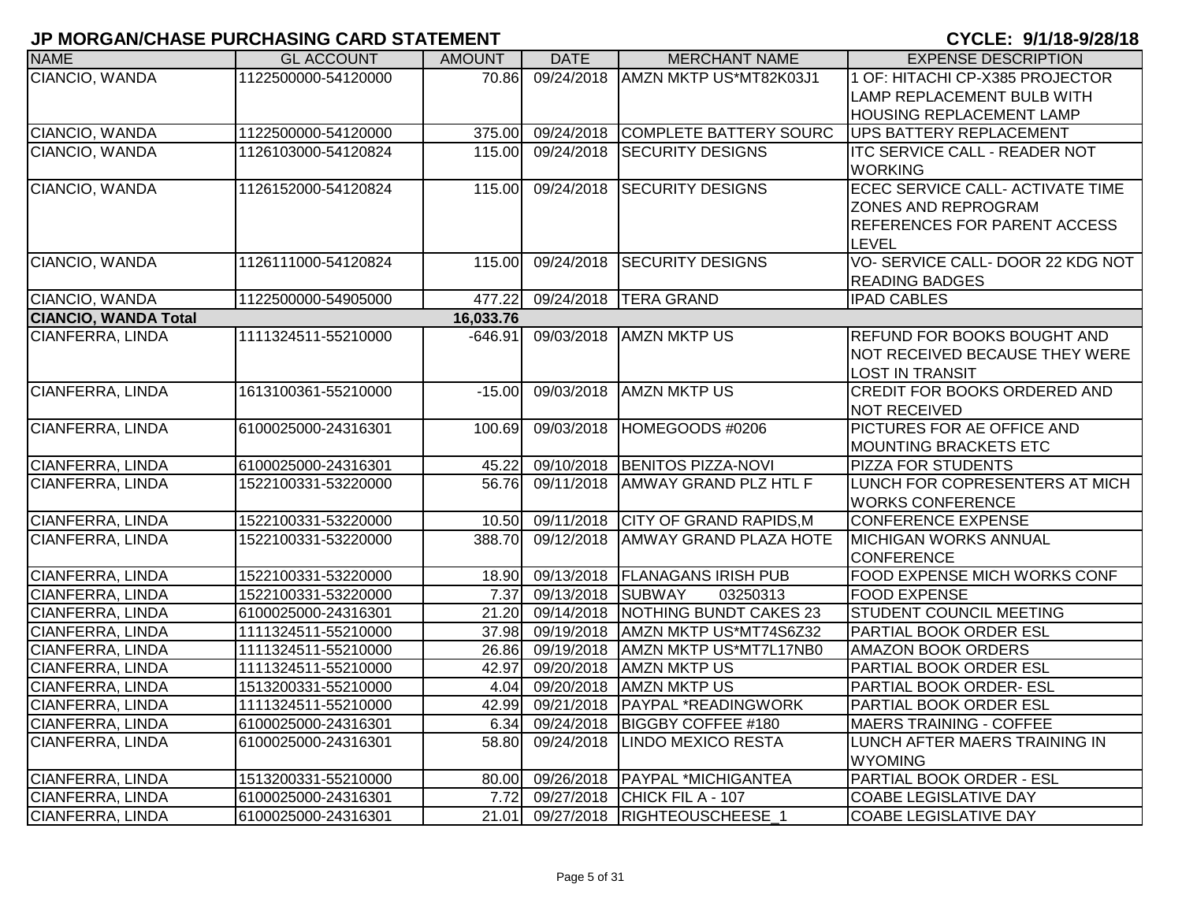# JP MORGAN/CHASE PURCHASING CARD STATEMENT

**CYCLE: 9/1/18-9/28/18**

| NAME | GL ACCOUNT | AMOUNT | DATE | MERCHANT NAME | EXPENSE DESCRIPTION |
|---|---|---|---|---|---|
| CIANCIO, WANDA | 1122500000-54120000 | 70.86 | 09/24/2018 | AMZN MKTP US*MT82K03J1 | 1 OF: HITACHI CP-X385 PROJECTOR LAMP REPLACEMENT BULB WITH HOUSING REPLACEMENT LAMP |
| CIANCIO, WANDA | 1122500000-54120000 | 375.00 | 09/24/2018 | COMPLETE BATTERY SOURC | UPS BATTERY REPLACEMENT |
| CIANCIO, WANDA | 1126103000-54120824 | 115.00 | 09/24/2018 | SECURITY DESIGNS | ITC SERVICE CALL - READER NOT WORKING |
| CIANCIO, WANDA | 1126152000-54120824 | 115.00 | 09/24/2018 | SECURITY DESIGNS | ECEC SERVICE CALL- ACTIVATE TIME ZONES AND REPROGRAM REFERENCES FOR PARENT ACCESS LEVEL |
| CIANCIO, WANDA | 1126111000-54120824 | 115.00 | 09/24/2018 | SECURITY DESIGNS | VO- SERVICE CALL- DOOR 22 KDG NOT READING BADGES |
| CIANCIO, WANDA | 1122500000-54905000 | 477.22 | 09/24/2018 | TERA GRAND | IPAD CABLES |
| **CIANCIO, WANDA Total** | | **16,033.76** | | | |
| CIANFERRA, LINDA | 1111324511-55210000 | -646.91 | 09/03/2018 | AMZN MKTP US | REFUND FOR BOOKS BOUGHT AND NOT RECEIVED BECAUSE THEY WERE LOST IN TRANSIT |
| CIANFERRA, LINDA | 1613100361-55210000 | -15.00 | 09/03/2018 | AMZN MKTP US | CREDIT FOR BOOKS ORDERED AND NOT RECEIVED |
| CIANFERRA, LINDA | 6100025000-24316301 | 100.69 | 09/03/2018 | HOMEGOODS #0206 | PICTURES FOR AE OFFICE AND MOUNTING BRACKETS ETC |
| CIANFERRA, LINDA | 6100025000-24316301 | 45.22 | 09/10/2018 | BENITOS PIZZA-NOVI | PIZZA FOR STUDENTS |
| CIANFERRA, LINDA | 1522100331-53220000 | 56.76 | 09/11/2018 | AMWAY GRAND PLZ HTL F | LUNCH FOR COPRESENTERS AT MICH WORKS CONFERENCE |
| CIANFERRA, LINDA | 1522100331-53220000 | 10.50 | 09/11/2018 | CITY OF GRAND RAPIDS,M | CONFERENCE EXPENSE |
| CIANFERRA, LINDA | 1522100331-53220000 | 388.70 | 09/12/2018 | AMWAY GRAND PLAZA HOTE | MICHIGAN WORKS ANNUAL CONFERENCE |
| CIANFERRA, LINDA | 1522100331-53220000 | 18.90 | 09/13/2018 | FLANAGANS IRISH PUB | FOOD EXPENSE MICH WORKS CONF |
| CIANFERRA, LINDA | 1522100331-53220000 | 7.37 | 09/13/2018 | SUBWAY 03250313 | FOOD EXPENSE |
| CIANFERRA, LINDA | 6100025000-24316301 | 21.20 | 09/14/2018 | NOTHING BUNDT CAKES 23 | STUDENT COUNCIL MEETING |
| CIANFERRA, LINDA | 1111324511-55210000 | 37.98 | 09/19/2018 | AMZN MKTP US*MT74S6Z32 | PARTIAL BOOK ORDER ESL |
| CIANFERRA, LINDA | 1111324511-55210000 | 26.86 | 09/19/2018 | AMZN MKTP US*MT7L17NB0 | AMAZON BOOK ORDERS |
| CIANFERRA, LINDA | 1111324511-55210000 | 42.97 | 09/20/2018 | AMZN MKTP US | PARTIAL BOOK ORDER ESL |
| CIANFERRA, LINDA | 1513200331-55210000 | 4.04 | 09/20/2018 | AMZN MKTP US | PARTIAL BOOK ORDER- ESL |
| CIANFERRA, LINDA | 1111324511-55210000 | 42.99 | 09/21/2018 | PAYPAL *READINGWORK | PARTIAL BOOK ORDER ESL |
| CIANFERRA, LINDA | 6100025000-24316301 | 6.34 | 09/24/2018 | BIGGBY COFFEE #180 | MAERS TRAINING - COFFEE |
| CIANFERRA, LINDA | 6100025000-24316301 | 58.80 | 09/24/2018 | LINDO MEXICO RESTA | LUNCH AFTER MAERS TRAINING IN WYOMING |
| CIANFERRA, LINDA | 1513200331-55210000 | 80.00 | 09/26/2018 | PAYPAL *MICHIGANTEA | PARTIAL BOOK ORDER - ESL |
| CIANFERRA, LINDA | 6100025000-24316301 | 7.72 | 09/27/2018 | CHICK FIL A - 107 | COABE LEGISLATIVE DAY |
| CIANFERRA, LINDA | 6100025000-24316301 | 21.01 | 09/27/2018 | RIGHTEOUSCHEESE_1 | COABE LEGISLATIVE DAY |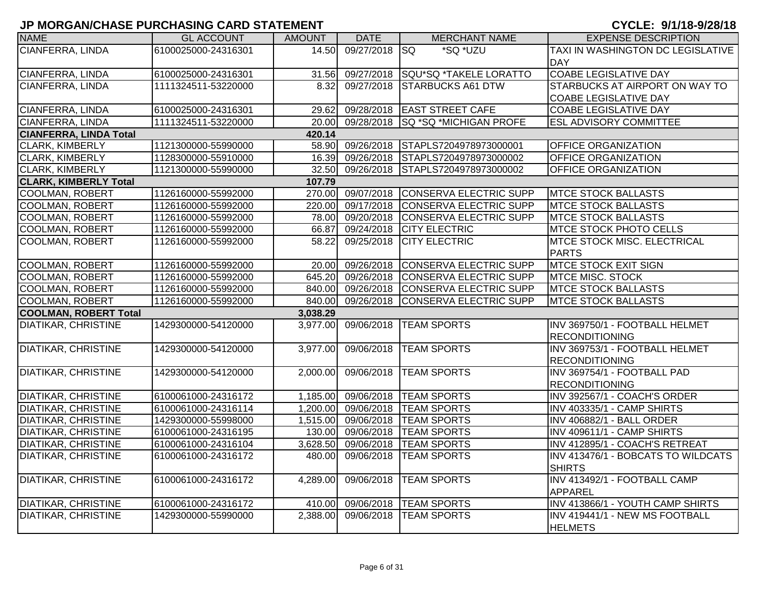# JP MORGAN/CHASE PURCHASING CARD STATEMENT

**CYCLE: 9/1/18-9/28/18**

| NAME | GL ACCOUNT | AMOUNT | DATE | MERCHANT NAME | EXPENSE DESCRIPTION |
|---|---|---|---|---|---|
| CIANFERRA, LINDA | 6100025000-24316301 | 14.50 | 09/27/2018 | SQ *SQ *UZU | TAXI IN WASHINGTON DC LEGISLATIVE DAY |
| CIANFERRA, LINDA | 6100025000-24316301 | 31.56 | 09/27/2018 | SQU*SQ *TAKELE LORATTO | COABE LEGISLATIVE DAY |
| CIANFERRA, LINDA | 1111324511-53220000 | 8.32 | 09/27/2018 | STARBUCKS A61 DTW | STARBUCKS AT AIRPORT ON WAY TO COABE LEGISLATIVE DAY |
| CIANFERRA, LINDA | 6100025000-24316301 | 29.62 | 09/28/2018 | EAST STREET CAFE | COABE LEGISLATIVE DAY |
| CIANFERRA, LINDA | 1111324511-53220000 | 20.00 | 09/28/2018 | SQ *SQ *MICHIGAN PROFE | ESL ADVISORY COMMITTEE |
| **CIANFERRA, LINDA Total** | | **420.14** | | | |
| CLARK, KIMBERLY | 1121300000-55990000 | 58.90 | 09/26/2018 | STAPLS7204978973000001 | OFFICE ORGANIZATION |
| CLARK, KIMBERLY | 1128300000-55910000 | 16.39 | 09/26/2018 | STAPLS7204978973000002 | OFFICE ORGANIZATION |
| CLARK, KIMBERLY | 1121300000-55990000 | 32.50 | 09/26/2018 | STAPLS7204978973000002 | OFFICE ORGANIZATION |
| **CLARK, KIMBERLY Total** | | **107.79** | | | |
| COOLMAN, ROBERT | 1126160000-55992000 | 270.00 | 09/07/2018 | CONSERVA ELECTRIC SUPP | MTCE STOCK BALLASTS |
| COOLMAN, ROBERT | 1126160000-55992000 | 220.00 | 09/17/2018 | CONSERVA ELECTRIC SUPP | MTCE STOCK BALLASTS |
| COOLMAN, ROBERT | 1126160000-55992000 | 78.00 | 09/20/2018 | CONSERVA ELECTRIC SUPP | MTCE STOCK BALLASTS |
| COOLMAN, ROBERT | 1126160000-55992000 | 66.87 | 09/24/2018 | CITY ELECTRIC | MTCE STOCK PHOTO CELLS |
| COOLMAN, ROBERT | 1126160000-55992000 | 58.22 | 09/25/2018 | CITY ELECTRIC | MTCE STOCK MISC. ELECTRICAL PARTS |
| COOLMAN, ROBERT | 1126160000-55992000 | 20.00 | 09/26/2018 | CONSERVA ELECTRIC SUPP | MTCE STOCK EXIT SIGN |
| COOLMAN, ROBERT | 1126160000-55992000 | 645.20 | 09/26/2018 | CONSERVA ELECTRIC SUPP | MTCE MISC. STOCK |
| COOLMAN, ROBERT | 1126160000-55992000 | 840.00 | 09/26/2018 | CONSERVA ELECTRIC SUPP | MTCE STOCK BALLASTS |
| COOLMAN, ROBERT | 1126160000-55992000 | 840.00 | 09/26/2018 | CONSERVA ELECTRIC SUPP | MTCE STOCK BALLASTS |
| **COOLMAN, ROBERT Total** | | **3,038.29** | | | |
| DIATIKAR, CHRISTINE | 1429300000-54120000 | 3,977.00 | 09/06/2018 | TEAM SPORTS | INV 369750/1 - FOOTBALL HELMET RECONDITIONING |
| DIATIKAR, CHRISTINE | 1429300000-54120000 | 3,977.00 | 09/06/2018 | TEAM SPORTS | INV 369753/1 - FOOTBALL HELMET RECONDITIONING |
| DIATIKAR, CHRISTINE | 1429300000-54120000 | 2,000.00 | 09/06/2018 | TEAM SPORTS | INV 369754/1 - FOOTBALL PAD RECONDITIONING |
| DIATIKAR, CHRISTINE | 6100061000-24316172 | 1,185.00 | 09/06/2018 | TEAM SPORTS | INV 392567/1 - COACH'S ORDER |
| DIATIKAR, CHRISTINE | 6100061000-24316114 | 1,200.00 | 09/06/2018 | TEAM SPORTS | INV 403335/1 - CAMP SHIRTS |
| DIATIKAR, CHRISTINE | 1429300000-55998000 | 1,515.00 | 09/06/2018 | TEAM SPORTS | INV 406882/1 - BALL ORDER |
| DIATIKAR, CHRISTINE | 6100061000-24316195 | 130.00 | 09/06/2018 | TEAM SPORTS | INV 409611/1 - CAMP SHIRTS |
| DIATIKAR, CHRISTINE | 6100061000-24316104 | 3,628.50 | 09/06/2018 | TEAM SPORTS | INV 412895/1 - COACH'S RETREAT |
| DIATIKAR, CHRISTINE | 6100061000-24316172 | 480.00 | 09/06/2018 | TEAM SPORTS | INV 413476/1 - BOBCATS TO WILDCATS SHIRTS |
| DIATIKAR, CHRISTINE | 6100061000-24316172 | 4,289.00 | 09/06/2018 | TEAM SPORTS | INV 413492/1 - FOOTBALL CAMP APPAREL |
| DIATIKAR, CHRISTINE | 6100061000-24316172 | 410.00 | 09/06/2018 | TEAM SPORTS | INV 413866/1 - YOUTH CAMP SHIRTS |
| DIATIKAR, CHRISTINE | 1429300000-55990000 | 2,388.00 | 09/06/2018 | TEAM SPORTS | INV 419441/1 - NEW MS FOOTBALL HELMETS |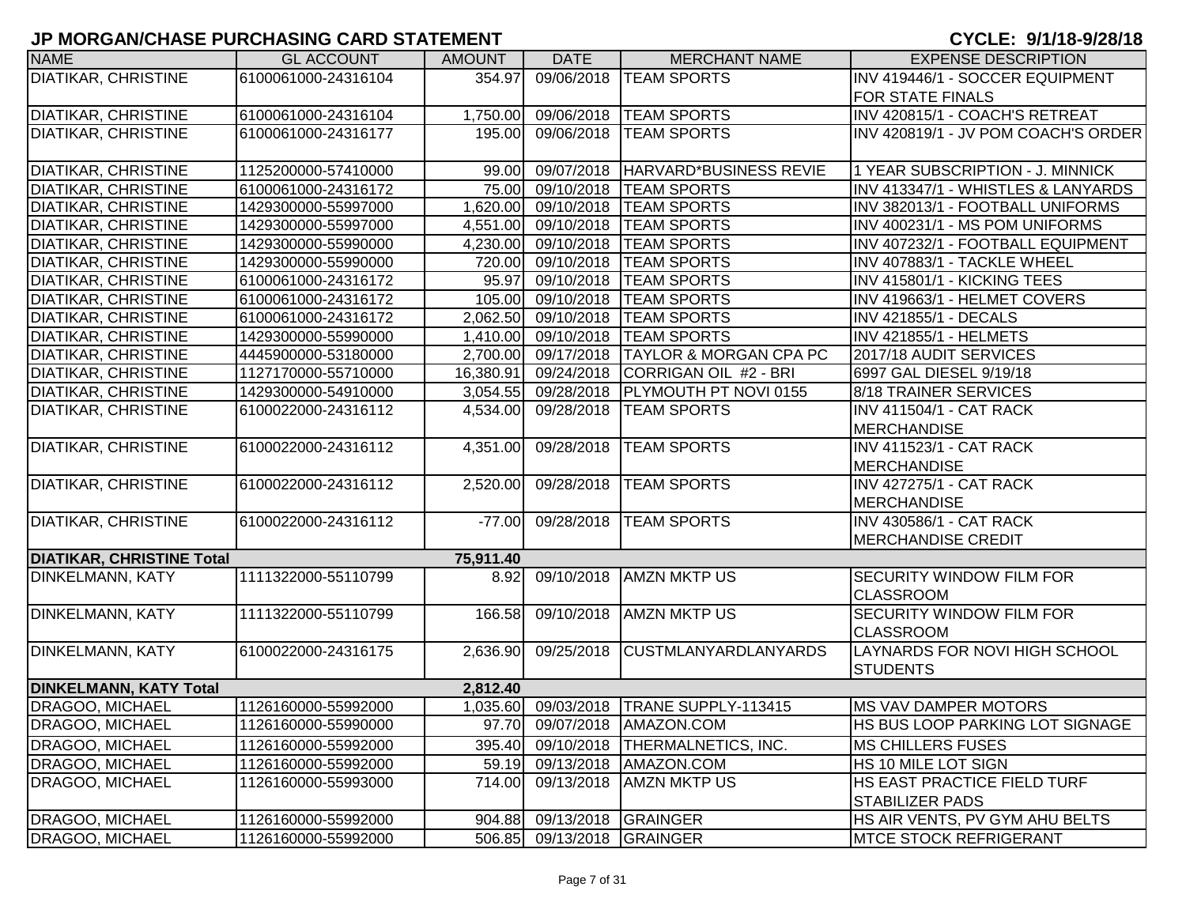# JP MORGAN/CHASE PURCHASING CARD STATEMENT

**CYCLE: 9/1/18-9/28/18**

| NAME | GL ACCOUNT | AMOUNT | DATE | MERCHANT NAME | EXPENSE DESCRIPTION |
|---|---|---|---|---|---|
| DIATIKAR, CHRISTINE | 6100061000-24316104 | 354.97 | 09/06/2018 | TEAM SPORTS | INV 419446/1 - SOCCER EQUIPMENT FOR STATE FINALS |
| DIATIKAR, CHRISTINE | 6100061000-24316104 | 1,750.00 | 09/06/2018 | TEAM SPORTS | INV 420815/1 - COACH'S RETREAT |
| DIATIKAR, CHRISTINE | 6100061000-24316177 | 195.00 | 09/06/2018 | TEAM SPORTS | INV 420819/1 - JV POM COACH'S ORDER |
| DIATIKAR, CHRISTINE | 1125200000-57410000 | 99.00 | 09/07/2018 | HARVARD*BUSINESS REVIE | 1 YEAR SUBSCRIPTION - J. MINNICK |
| DIATIKAR, CHRISTINE | 6100061000-24316172 | 75.00 | 09/10/2018 | TEAM SPORTS | INV 413347/1 - WHISTLES & LANYARDS |
| DIATIKAR, CHRISTINE | 1429300000-55997000 | 1,620.00 | 09/10/2018 | TEAM SPORTS | INV 382013/1 - FOOTBALL UNIFORMS |
| DIATIKAR, CHRISTINE | 1429300000-55997000 | 4,551.00 | 09/10/2018 | TEAM SPORTS | INV 400231/1 - MS POM UNIFORMS |
| DIATIKAR, CHRISTINE | 1429300000-55990000 | 4,230.00 | 09/10/2018 | TEAM SPORTS | INV 407232/1 - FOOTBALL EQUIPMENT |
| DIATIKAR, CHRISTINE | 1429300000-55990000 | 720.00 | 09/10/2018 | TEAM SPORTS | INV 407883/1 - TACKLE WHEEL |
| DIATIKAR, CHRISTINE | 6100061000-24316172 | 95.97 | 09/10/2018 | TEAM SPORTS | INV 415801/1 - KICKING TEES |
| DIATIKAR, CHRISTINE | 6100061000-24316172 | 105.00 | 09/10/2018 | TEAM SPORTS | INV 419663/1 - HELMET COVERS |
| DIATIKAR, CHRISTINE | 6100061000-24316172 | 2,062.50 | 09/10/2018 | TEAM SPORTS | INV 421855/1 - DECALS |
| DIATIKAR, CHRISTINE | 1429300000-55990000 | 1,410.00 | 09/10/2018 | TEAM SPORTS | INV 421855/1 - HELMETS |
| DIATIKAR, CHRISTINE | 4445900000-53180000 | 2,700.00 | 09/17/2018 | TAYLOR & MORGAN CPA PC | 2017/18 AUDIT SERVICES |
| DIATIKAR, CHRISTINE | 1127170000-55710000 | 16,380.91 | 09/24/2018 | CORRIGAN OIL #2 - BRI | 6997 GAL DIESEL 9/19/18 |
| DIATIKAR, CHRISTINE | 1429300000-54910000 | 3,054.55 | 09/28/2018 | PLYMOUTH PT NOVI 0155 | 8/18 TRAINER SERVICES |
| DIATIKAR, CHRISTINE | 6100022000-24316112 | 4,534.00 | 09/28/2018 | TEAM SPORTS | INV 411504/1 - CAT RACK MERCHANDISE |
| DIATIKAR, CHRISTINE | 6100022000-24316112 | 4,351.00 | 09/28/2018 | TEAM SPORTS | INV 411523/1 - CAT RACK MERCHANDISE |
| DIATIKAR, CHRISTINE | 6100022000-24316112 | 2,520.00 | 09/28/2018 | TEAM SPORTS | INV 427275/1 - CAT RACK MERCHANDISE |
| DIATIKAR, CHRISTINE | 6100022000-24316112 | -77.00 | 09/28/2018 | TEAM SPORTS | INV 430586/1 - CAT RACK MERCHANDISE CREDIT |
| **DIATIKAR, CHRISTINE Total** | | **75,911.40** | | | |
| DINKELMANN, KATY | 1111322000-55110799 | 8.92 | 09/10/2018 | AMZN MKTP US | SECURITY WINDOW FILM FOR CLASSROOM |
| DINKELMANN, KATY | 1111322000-55110799 | 166.58 | 09/10/2018 | AMZN MKTP US | SECURITY WINDOW FILM FOR CLASSROOM |
| DINKELMANN, KATY | 6100022000-24316175 | 2,636.90 | 09/25/2018 | CUSTMLANYARDLANYARDS | LAYNARDS FOR NOVI HIGH SCHOOL STUDENTS |
| **DINKELMANN, KATY Total** | | **2,812.40** | | | |
| DRAGOO, MICHAEL | 1126160000-55992000 | 1,035.60 | 09/03/2018 | TRANE SUPPLY-113415 | MS VAV DAMPER MOTORS |
| DRAGOO, MICHAEL | 1126160000-55990000 | 97.70 | 09/07/2018 | AMAZON.COM | HS BUS LOOP PARKING LOT SIGNAGE |
| DRAGOO, MICHAEL | 1126160000-55992000 | 395.40 | 09/10/2018 | THERMALNETICS, INC. | MS CHILLERS FUSES |
| DRAGOO, MICHAEL | 1126160000-55992000 | 59.19 | 09/13/2018 | AMAZON.COM | HS 10 MILE LOT SIGN |
| DRAGOO, MICHAEL | 1126160000-55993000 | 714.00 | 09/13/2018 | AMZN MKTP US | HS EAST PRACTICE FIELD TURF STABILIZER PADS |
| DRAGOO, MICHAEL | 1126160000-55992000 | 904.88 | 09/13/2018 | GRAINGER | HS AIR VENTS, PV GYM AHU BELTS |
| DRAGOO, MICHAEL | 1126160000-55992000 | 506.85 | 09/13/2018 | GRAINGER | MTCE STOCK REFRIGERANT |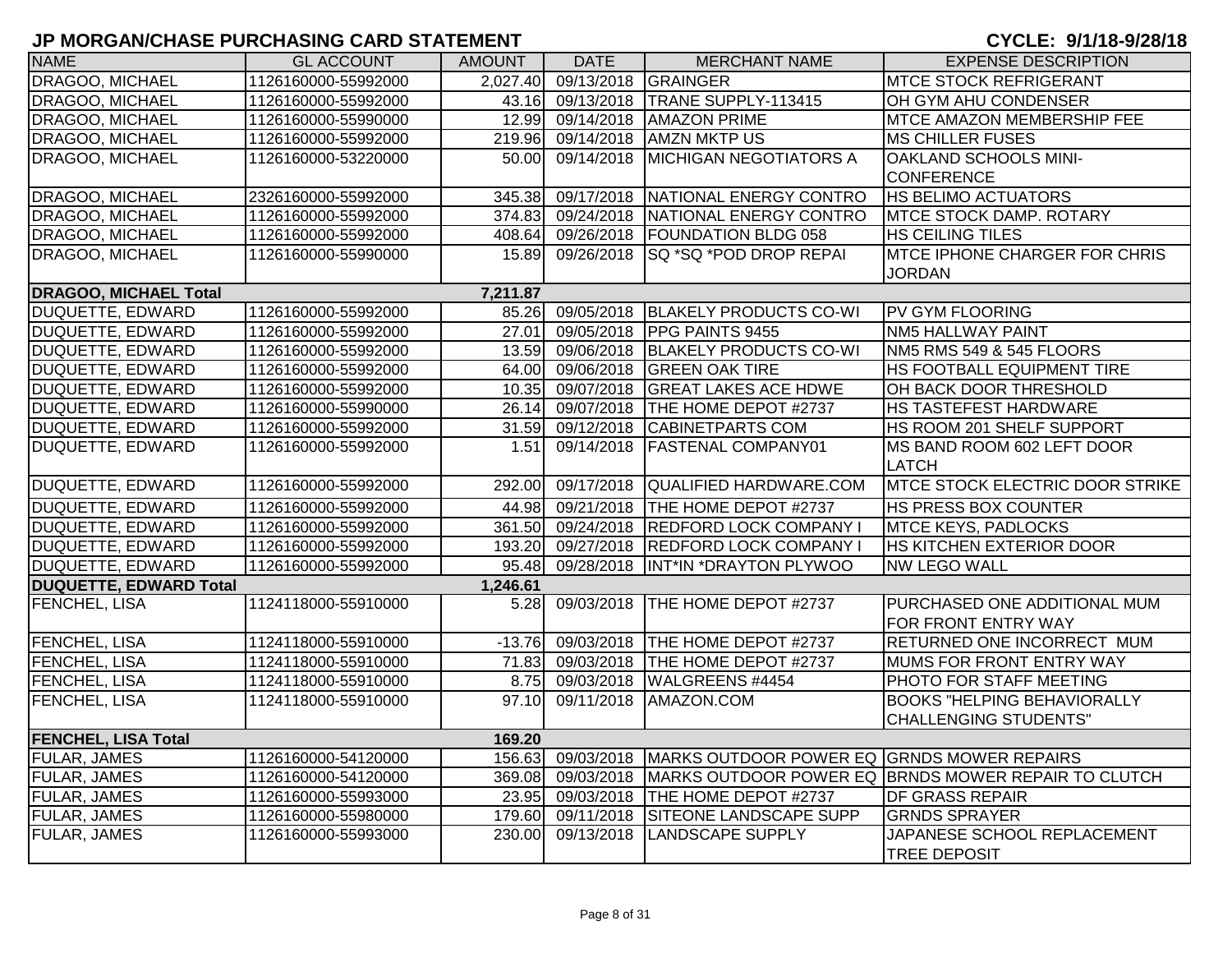# JP MORGAN/CHASE PURCHASING CARD STATEMENT

**CYCLE: 9/1/18-9/28/18**

| NAME | GL ACCOUNT | AMOUNT | DATE | MERCHANT NAME | EXPENSE DESCRIPTION |
|---|---|---|---|---|---|
| DRAGOO, MICHAEL | 1126160000-55992000 | 2,027.40 | 09/13/2018 | GRAINGER | MTCE STOCK REFRIGERANT |
| DRAGOO, MICHAEL | 1126160000-55992000 | 43.16 | 09/13/2018 | TRANE SUPPLY-113415 | OH GYM AHU CONDENSER |
| DRAGOO, MICHAEL | 1126160000-55990000 | 12.99 | 09/14/2018 | AMAZON PRIME | MTCE AMAZON MEMBERSHIP FEE |
| DRAGOO, MICHAEL | 1126160000-55992000 | 219.96 | 09/14/2018 | AMZN MKTP US | MS CHILLER FUSES |
| DRAGOO, MICHAEL | 1126160000-53220000 | 50.00 | 09/14/2018 | MICHIGAN NEGOTIATORS A | OAKLAND SCHOOLS MINI-CONFERENCE |
| DRAGOO, MICHAEL | 2326160000-55992000 | 345.38 | 09/17/2018 | NATIONAL ENERGY CONTRO | HS BELIMO ACTUATORS |
| DRAGOO, MICHAEL | 1126160000-55992000 | 374.83 | 09/24/2018 | NATIONAL ENERGY CONTRO | MTCE STOCK DAMP. ROTARY |
| DRAGOO, MICHAEL | 1126160000-55992000 | 408.64 | 09/26/2018 | FOUNDATION BLDG 058 | HS CEILING TILES |
| DRAGOO, MICHAEL | 1126160000-55990000 | 15.89 | 09/26/2018 | SQ *SQ *POD DROP REPAI | MTCE IPHONE CHARGER FOR CHRIS JORDAN |
| **DRAGOO, MICHAEL Total** | | **7,211.87** | | | |
| DUQUETTE, EDWARD | 1126160000-55992000 | 85.26 | 09/05/2018 | BLAKELY PRODUCTS CO-WI | PV GYM FLOORING |
| DUQUETTE, EDWARD | 1126160000-55992000 | 27.01 | 09/05/2018 | PPG PAINTS 9455 | NM5 HALLWAY PAINT |
| DUQUETTE, EDWARD | 1126160000-55992000 | 13.59 | 09/06/2018 | BLAKELY PRODUCTS CO-WI | NM5 RMS 549 & 545 FLOORS |
| DUQUETTE, EDWARD | 1126160000-55992000 | 64.00 | 09/06/2018 | GREEN OAK TIRE | HS FOOTBALL EQUIPMENT TIRE |
| DUQUETTE, EDWARD | 1126160000-55992000 | 10.35 | 09/07/2018 | GREAT LAKES ACE HDWE | OH BACK DOOR THRESHOLD |
| DUQUETTE, EDWARD | 1126160000-55990000 | 26.14 | 09/07/2018 | THE HOME DEPOT #2737 | HS TASTEFEST HARDWARE |
| DUQUETTE, EDWARD | 1126160000-55992000 | 31.59 | 09/12/2018 | CABINETPARTS COM | HS ROOM 201 SHELF SUPPORT |
| DUQUETTE, EDWARD | 1126160000-55992000 | 1.51 | 09/14/2018 | FASTENAL COMPANY01 | MS BAND ROOM 602 LEFT DOOR LATCH |
| DUQUETTE, EDWARD | 1126160000-55992000 | 292.00 | 09/17/2018 | QUALIFIED HARDWARE.COM | MTCE STOCK ELECTRIC DOOR STRIKE |
| DUQUETTE, EDWARD | 1126160000-55992000 | 44.98 | 09/21/2018 | THE HOME DEPOT #2737 | HS PRESS BOX COUNTER |
| DUQUETTE, EDWARD | 1126160000-55992000 | 361.50 | 09/24/2018 | REDFORD LOCK COMPANY I | MTCE KEYS, PADLOCKS |
| DUQUETTE, EDWARD | 1126160000-55992000 | 193.20 | 09/27/2018 | REDFORD LOCK COMPANY I | HS KITCHEN EXTERIOR DOOR |
| DUQUETTE, EDWARD | 1126160000-55992000 | 95.48 | 09/28/2018 | INT*IN *DRAYTON PLYWOO | NW LEGO WALL |
| **DUQUETTE, EDWARD Total** | | **1,246.61** | | | |
| FENCHEL, LISA | 1124118000-55910000 | 5.28 | 09/03/2018 | THE HOME DEPOT #2737 | PURCHASED ONE ADDITIONAL MUM FOR FRONT ENTRY WAY |
| FENCHEL, LISA | 1124118000-55910000 | -13.76 | 09/03/2018 | THE HOME DEPOT #2737 | RETURNED ONE INCORRECT MUM |
| FENCHEL, LISA | 1124118000-55910000 | 71.83 | 09/03/2018 | THE HOME DEPOT #2737 | MUMS FOR FRONT ENTRY WAY |
| FENCHEL, LISA | 1124118000-55910000 | 8.75 | 09/03/2018 | WALGREENS #4454 | PHOTO FOR STAFF MEETING |
| FENCHEL, LISA | 1124118000-55910000 | 97.10 | 09/11/2018 | AMAZON.COM | BOOKS "HELPING BEHAVIORALLY CHALLENGING STUDENTS" |
| **FENCHEL, LISA Total** | | **169.20** | | | |
| FULAR, JAMES | 1126160000-54120000 | 156.63 | 09/03/2018 | MARKS OUTDOOR POWER EQ | GRNDS MOWER REPAIRS |
| FULAR, JAMES | 1126160000-54120000 | 369.08 | 09/03/2018 | MARKS OUTDOOR POWER EQ | BRNDS MOWER REPAIR TO CLUTCH |
| FULAR, JAMES | 1126160000-55993000 | 23.95 | 09/03/2018 | THE HOME DEPOT #2737 | DF GRASS REPAIR |
| FULAR, JAMES | 1126160000-55980000 | 179.60 | 09/11/2018 | SITEONE LANDSCAPE SUPP | GRNDS SPRAYER |
| FULAR, JAMES | 1126160000-55993000 | 230.00 | 09/13/2018 | LANDSCAPE SUPPLY | JAPANESE SCHOOL REPLACEMENT TREE DEPOSIT |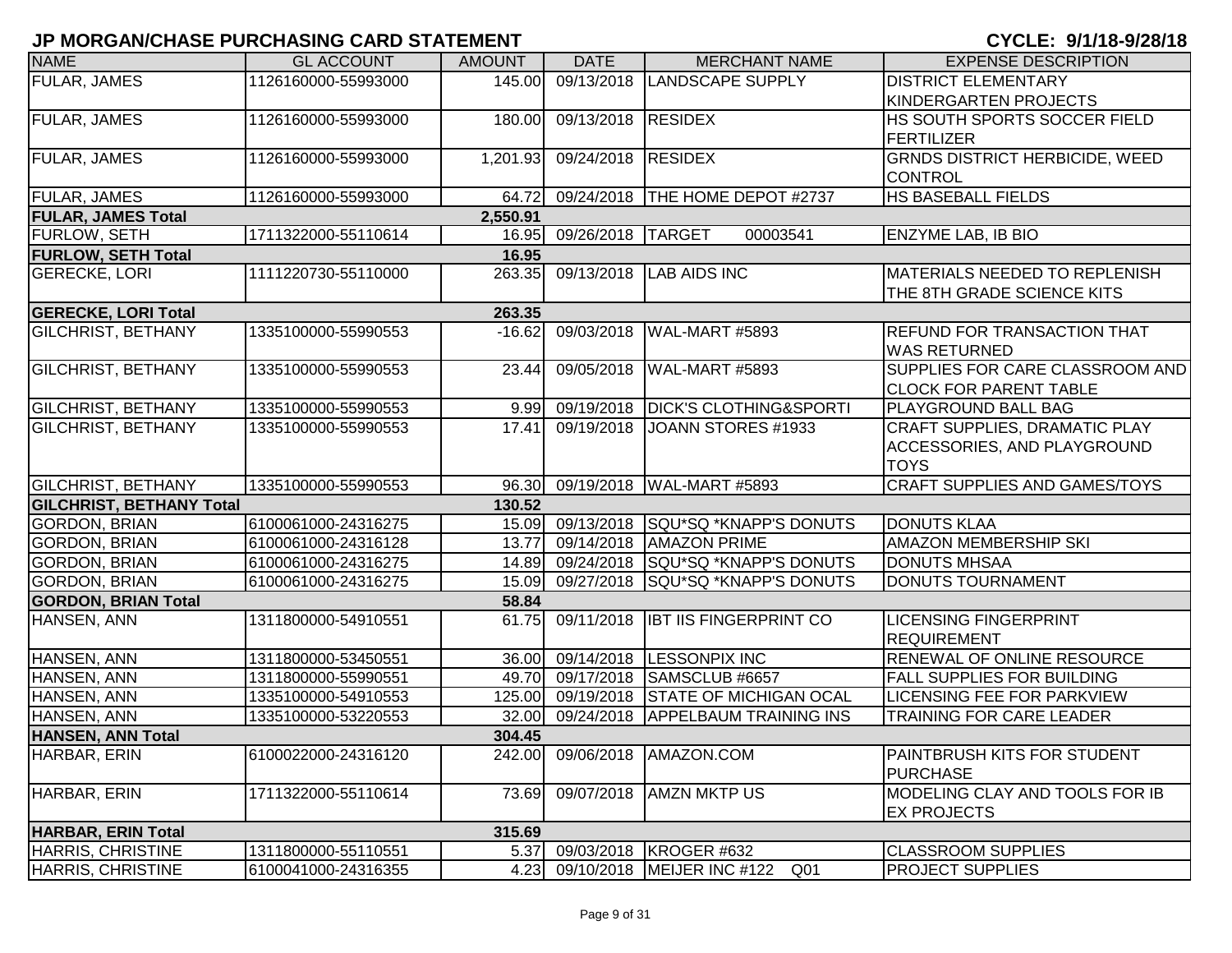## JP MORGAN/CHASE PURCHASING CARD STATEMENT

**CYCLE: 9/1/18-9/28/18**

| NAME | GL ACCOUNT | AMOUNT | DATE | MERCHANT NAME | EXPENSE DESCRIPTION |
|---|---|---|---|---|---|
| FULAR, JAMES | 1126160000-55993000 | 145.00 | 09/13/2018 | LANDSCAPE SUPPLY | DISTRICT ELEMENTARY KINDERGARTEN PROJECTS |
| FULAR, JAMES | 1126160000-55993000 | 180.00 | 09/13/2018 | RESIDEX | HS SOUTH SPORTS SOCCER FIELD FERTILIZER |
| FULAR, JAMES | 1126160000-55993000 | 1,201.93 | 09/24/2018 | RESIDEX | GRNDS DISTRICT HERBICIDE, WEED CONTROL |
| FULAR, JAMES | 1126160000-55993000 | 64.72 | 09/24/2018 | THE HOME DEPOT #2737 | HS BASEBALL FIELDS |
| **FULAR, JAMES Total** | | **2,550.91** | | | |
| FURLOW, SETH | 1711322000-55110614 | 16.95 | 09/26/2018 | TARGET 00003541 | ENZYME LAB, IB BIO |
| **FURLOW, SETH Total** | | **16.95** | | | |
| GERECKE, LORI | 1111220730-55110000 | 263.35 | 09/13/2018 | LAB AIDS INC | MATERIALS NEEDED TO REPLENISH THE 8TH GRADE SCIENCE KITS |
| **GERECKE, LORI Total** | | **263.35** | | | |
| GILCHRIST, BETHANY | 1335100000-55990553 | -16.62 | 09/03/2018 | WAL-MART #5893 | REFUND FOR TRANSACTION THAT WAS RETURNED |
| GILCHRIST, BETHANY | 1335100000-55990553 | 23.44 | 09/05/2018 | WAL-MART #5893 | SUPPLIES FOR CARE CLASSROOM AND CLOCK FOR PARENT TABLE |
| GILCHRIST, BETHANY | 1335100000-55990553 | 9.99 | 09/19/2018 | DICK'S CLOTHING&SPORTI | PLAYGROUND BALL BAG |
| GILCHRIST, BETHANY | 1335100000-55990553 | 17.41 | 09/19/2018 | JOANN STORES #1933 | CRAFT SUPPLIES, DRAMATIC PLAY ACCESSORIES, AND PLAYGROUND TOYS |
| GILCHRIST, BETHANY | 1335100000-55990553 | 96.30 | 09/19/2018 | WAL-MART #5893 | CRAFT SUPPLIES AND GAMES/TOYS |
| **GILCHRIST, BETHANY Total** | | **130.52** | | | |
| GORDON, BRIAN | 6100061000-24316275 | 15.09 | 09/13/2018 | SQU*SQ *KNAPP'S DONUTS | DONUTS KLAA |
| GORDON, BRIAN | 6100061000-24316128 | 13.77 | 09/14/2018 | AMAZON PRIME | AMAZON MEMBERSHIP SKI |
| GORDON, BRIAN | 6100061000-24316275 | 14.89 | 09/24/2018 | SQU*SQ *KNAPP'S DONUTS | DONUTS MHSAA |
| GORDON, BRIAN | 6100061000-24316275 | 15.09 | 09/27/2018 | SQU*SQ *KNAPP'S DONUTS | DONUTS TOURNAMENT |
| **GORDON, BRIAN Total** | | **58.84** | | | |
| HANSEN, ANN | 1311800000-54910551 | 61.75 | 09/11/2018 | IBT IIS FINGERPRINT CO | LICENSING FINGERPRINT REQUIREMENT |
| HANSEN, ANN | 1311800000-53450551 | 36.00 | 09/14/2018 | LESSONPIX INC | RENEWAL OF ONLINE RESOURCE |
| HANSEN, ANN | 1311800000-55990551 | 49.70 | 09/17/2018 | SAMSCLUB #6657 | FALL SUPPLIES FOR BUILDING |
| HANSEN, ANN | 1335100000-54910553 | 125.00 | 09/19/2018 | STATE OF MICHIGAN OCAL | LICENSING FEE FOR PARKVIEW |
| HANSEN, ANN | 1335100000-53220553 | 32.00 | 09/24/2018 | APPELBAUM TRAINING INS | TRAINING FOR CARE LEADER |
| **HANSEN, ANN Total** | | **304.45** | | | |
| HARBAR, ERIN | 6100022000-24316120 | 242.00 | 09/06/2018 | AMAZON.COM | PAINTBRUSH KITS FOR STUDENT PURCHASE |
| HARBAR, ERIN | 1711322000-55110614 | 73.69 | 09/07/2018 | AMZN MKTP US | MODELING CLAY AND TOOLS FOR IB EX PROJECTS |
| **HARBAR, ERIN Total** | | **315.69** | | | |
| HARRIS, CHRISTINE | 1311800000-55110551 | 5.37 | 09/03/2018 | KROGER #632 | CLASSROOM SUPPLIES |
| HARRIS, CHRISTINE | 6100041000-24316355 | 4.23 | 09/10/2018 | MEIJER INC #122 Q01 | PROJECT SUPPLIES |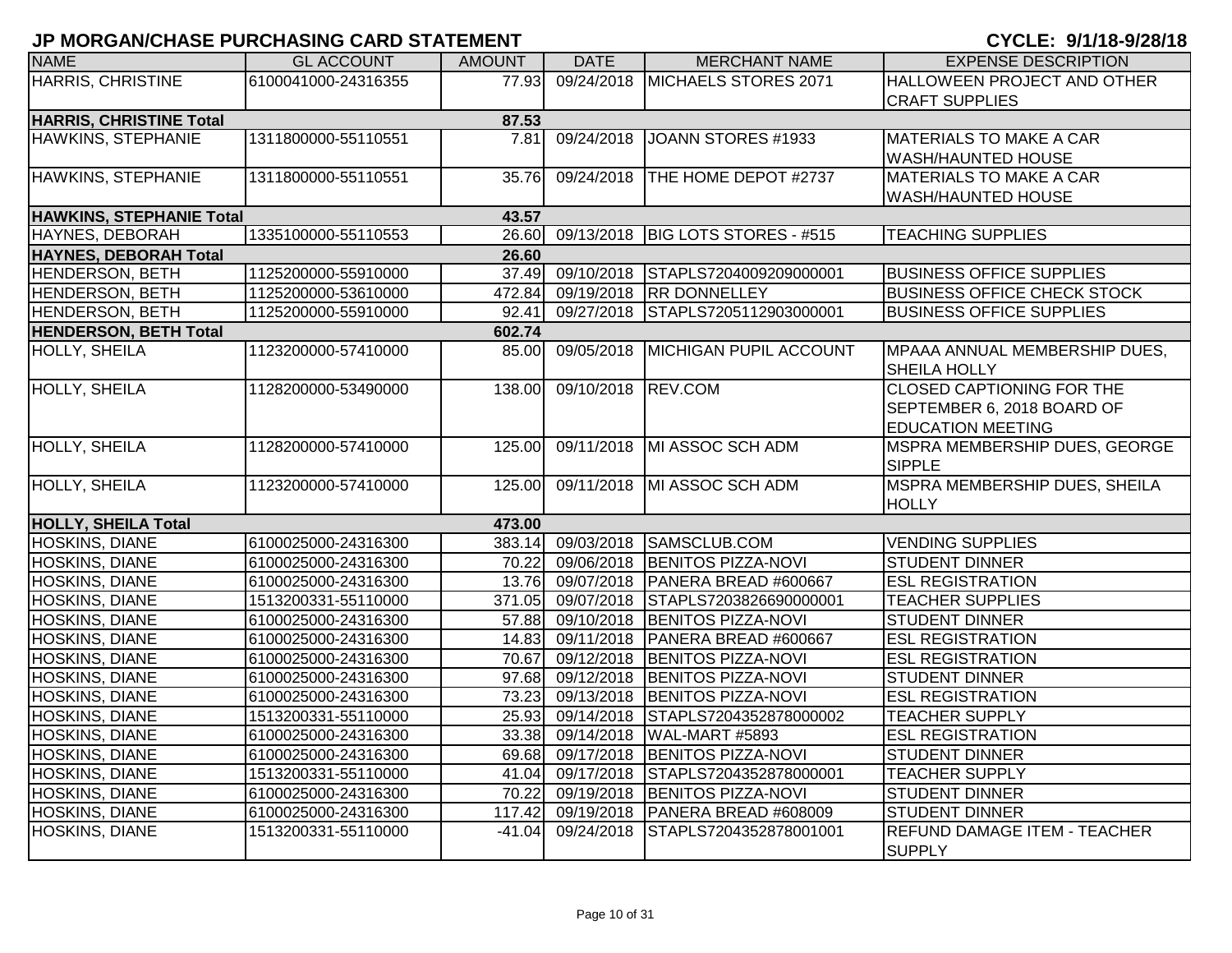# JP MORGAN/CHASE PURCHASING CARD STATEMENT

**CYCLE: 9/1/18-9/28/18**

| NAME | GL ACCOUNT | AMOUNT | DATE | MERCHANT NAME | EXPENSE DESCRIPTION |
|---|---|---|---|---|---|
| HARRIS, CHRISTINE | 6100041000-24316355 | 77.93 | 09/24/2018 | MICHAELS STORES 2071 | HALLOWEEN PROJECT AND OTHER CRAFT SUPPLIES |
| **HARRIS, CHRISTINE Total** | | **87.53** | | | |
| HAWKINS, STEPHANIE | 1311800000-55110551 | 7.81 | 09/24/2018 | JOANN STORES #1933 | MATERIALS TO MAKE A CAR WASH/HAUNTED HOUSE |
| HAWKINS, STEPHANIE | 1311800000-55110551 | 35.76 | 09/24/2018 | THE HOME DEPOT #2737 | MATERIALS TO MAKE A CAR WASH/HAUNTED HOUSE |
| **HAWKINS, STEPHANIE Total** | | **43.57** | | | |
| HAYNES, DEBORAH | 1335100000-55110553 | 26.60 | 09/13/2018 | BIG LOTS STORES - #515 | TEACHING SUPPLIES |
| **HAYNES, DEBORAH Total** | | **26.60** | | | |
| HENDERSON, BETH | 1125200000-55910000 | 37.49 | 09/10/2018 | STAPLS7204009209000001 | BUSINESS OFFICE SUPPLIES |
| HENDERSON, BETH | 1125200000-53610000 | 472.84 | 09/19/2018 | RR DONNELLEY | BUSINESS OFFICE CHECK STOCK |
| HENDERSON, BETH | 1125200000-55910000 | 92.41 | 09/27/2018 | STAPLS7205112903000001 | BUSINESS OFFICE SUPPLIES |
| **HENDERSON, BETH Total** | | **602.74** | | | |
| HOLLY, SHEILA | 1123200000-57410000 | 85.00 | 09/05/2018 | MICHIGAN PUPIL ACCOUNT | MPAAA ANNUAL MEMBERSHIP DUES, SHEILA HOLLY |
| HOLLY, SHEILA | 1128200000-53490000 | 138.00 | 09/10/2018 | REV.COM | CLOSED CAPTIONING FOR THE SEPTEMBER 6, 2018 BOARD OF EDUCATION MEETING |
| HOLLY, SHEILA | 1128200000-57410000 | 125.00 | 09/11/2018 | MI ASSOC SCH ADM | MSPRA MEMBERSHIP DUES, GEORGE SIPPLE |
| HOLLY, SHEILA | 1123200000-57410000 | 125.00 | 09/11/2018 | MI ASSOC SCH ADM | MSPRA MEMBERSHIP DUES, SHEILA HOLLY |
| **HOLLY, SHEILA Total** | | **473.00** | | | |
| HOSKINS, DIANE | 6100025000-24316300 | 383.14 | 09/03/2018 | SAMSCLUB.COM | VENDING SUPPLIES |
| HOSKINS, DIANE | 6100025000-24316300 | 70.22 | 09/06/2018 | BENITOS PIZZA-NOVI | STUDENT DINNER |
| HOSKINS, DIANE | 6100025000-24316300 | 13.76 | 09/07/2018 | PANERA BREAD #600667 | ESL REGISTRATION |
| HOSKINS, DIANE | 1513200331-55110000 | 371.05 | 09/07/2018 | STAPLS7203826690000001 | TEACHER SUPPLIES |
| HOSKINS, DIANE | 6100025000-24316300 | 57.88 | 09/10/2018 | BENITOS PIZZA-NOVI | STUDENT DINNER |
| HOSKINS, DIANE | 6100025000-24316300 | 14.83 | 09/11/2018 | PANERA BREAD #600667 | ESL REGISTRATION |
| HOSKINS, DIANE | 6100025000-24316300 | 70.67 | 09/12/2018 | BENITOS PIZZA-NOVI | ESL REGISTRATION |
| HOSKINS, DIANE | 6100025000-24316300 | 97.68 | 09/12/2018 | BENITOS PIZZA-NOVI | STUDENT DINNER |
| HOSKINS, DIANE | 6100025000-24316300 | 73.23 | 09/13/2018 | BENITOS PIZZA-NOVI | ESL REGISTRATION |
| HOSKINS, DIANE | 1513200331-55110000 | 25.93 | 09/14/2018 | STAPLS7204352878000002 | TEACHER SUPPLY |
| HOSKINS, DIANE | 6100025000-24316300 | 33.38 | 09/14/2018 | WAL-MART #5893 | ESL REGISTRATION |
| HOSKINS, DIANE | 6100025000-24316300 | 69.68 | 09/17/2018 | BENITOS PIZZA-NOVI | STUDENT DINNER |
| HOSKINS, DIANE | 1513200331-55110000 | 41.04 | 09/17/2018 | STAPLS7204352878000001 | TEACHER SUPPLY |
| HOSKINS, DIANE | 6100025000-24316300 | 70.22 | 09/19/2018 | BENITOS PIZZA-NOVI | STUDENT DINNER |
| HOSKINS, DIANE | 6100025000-24316300 | 117.42 | 09/19/2018 | PANERA BREAD #608009 | STUDENT DINNER |
| HOSKINS, DIANE | 1513200331-55110000 | -41.04 | 09/24/2018 | STAPLS7204352878001001 | REFUND DAMAGE ITEM - TEACHER SUPPLY |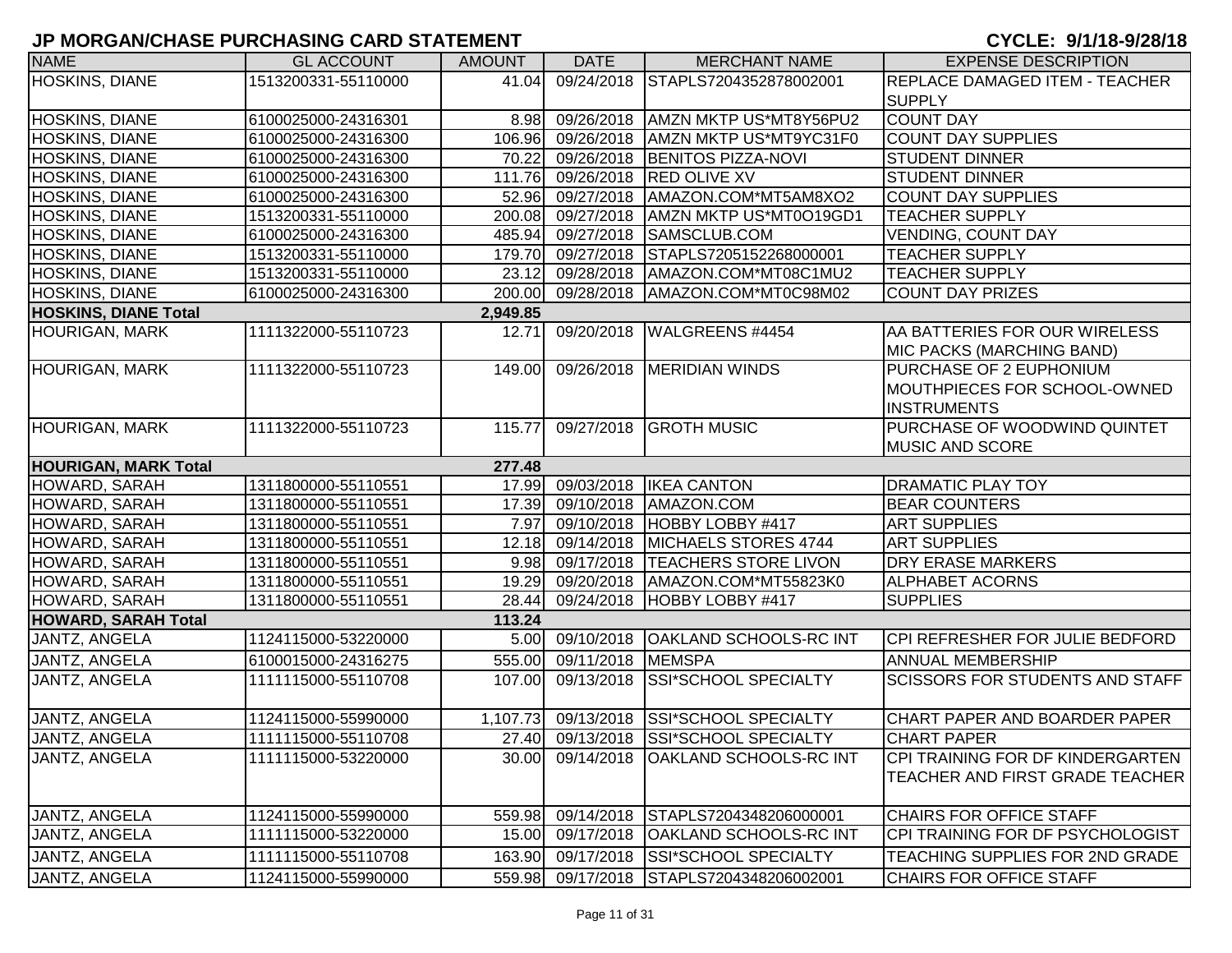# JP MORGAN/CHASE PURCHASING CARD STATEMENT

**CYCLE: 9/1/18-9/28/18**

| NAME | GL ACCOUNT | AMOUNT | DATE | MERCHANT NAME | EXPENSE DESCRIPTION |
|---|---|---|---|---|---|
| HOSKINS, DIANE | 1513200331-55110000 | 41.04 | 09/24/2018 | STAPLS7204352878002001 | REPLACE DAMAGED ITEM - TEACHER SUPPLY |
| HOSKINS, DIANE | 6100025000-24316301 | 8.98 | 09/26/2018 | AMZN MKTP US*MT8Y56PU2 | COUNT DAY |
| HOSKINS, DIANE | 6100025000-24316300 | 106.96 | 09/26/2018 | AMZN MKTP US*MT9YC31F0 | COUNT DAY SUPPLIES |
| HOSKINS, DIANE | 6100025000-24316300 | 70.22 | 09/26/2018 | BENITOS PIZZA-NOVI | STUDENT DINNER |
| HOSKINS, DIANE | 6100025000-24316300 | 111.76 | 09/26/2018 | RED OLIVE XV | STUDENT DINNER |
| HOSKINS, DIANE | 6100025000-24316300 | 52.96 | 09/27/2018 | AMAZON.COM*MT5AM8XO2 | COUNT DAY SUPPLIES |
| HOSKINS, DIANE | 1513200331-55110000 | 200.08 | 09/27/2018 | AMZN MKTP US*MT0O19GD1 | TEACHER SUPPLY |
| HOSKINS, DIANE | 6100025000-24316300 | 485.94 | 09/27/2018 | SAMSCLUB.COM | VENDING, COUNT DAY |
| HOSKINS, DIANE | 1513200331-55110000 | 179.70 | 09/27/2018 | STAPLS7205152268000001 | TEACHER SUPPLY |
| HOSKINS, DIANE | 1513200331-55110000 | 23.12 | 09/28/2018 | AMAZON.COM*MT08C1MU2 | TEACHER SUPPLY |
| HOSKINS, DIANE | 6100025000-24316300 | 200.00 | 09/28/2018 | AMAZON.COM*MT0C98M02 | COUNT DAY PRIZES |
| **HOSKINS, DIANE Total** | | **2,949.85** | | | |
| HOURIGAN, MARK | 1111322000-55110723 | 12.71 | 09/20/2018 | WALGREENS #4454 | AA BATTERIES FOR OUR WIRELESS MIC PACKS (MARCHING BAND) |
| HOURIGAN, MARK | 1111322000-55110723 | 149.00 | 09/26/2018 | MERIDIAN WINDS | PURCHASE OF 2 EUPHONIUM MOUTHPIECES FOR SCHOOL-OWNED INSTRUMENTS |
| HOURIGAN, MARK | 1111322000-55110723 | 115.77 | 09/27/2018 | GROTH MUSIC | PURCHASE OF WOODWIND QUINTET MUSIC AND SCORE |
| **HOURIGAN, MARK Total** | | **277.48** | | | |
| HOWARD, SARAH | 1311800000-55110551 | 17.99 | 09/03/2018 | IKEA CANTON | DRAMATIC PLAY TOY |
| HOWARD, SARAH | 1311800000-55110551 | 17.39 | 09/10/2018 | AMAZON.COM | BEAR COUNTERS |
| HOWARD, SARAH | 1311800000-55110551 | 7.97 | 09/10/2018 | HOBBY LOBBY #417 | ART SUPPLIES |
| HOWARD, SARAH | 1311800000-55110551 | 12.18 | 09/14/2018 | MICHAELS STORES 4744 | ART SUPPLIES |
| HOWARD, SARAH | 1311800000-55110551 | 9.98 | 09/17/2018 | TEACHERS STORE LIVON | DRY ERASE MARKERS |
| HOWARD, SARAH | 1311800000-55110551 | 19.29 | 09/20/2018 | AMAZON.COM*MT55823K0 | ALPHABET ACORNS |
| HOWARD, SARAH | 1311800000-55110551 | 28.44 | 09/24/2018 | HOBBY LOBBY #417 | SUPPLIES |
| **HOWARD, SARAH Total** | | **113.24** | | | |
| JANTZ, ANGELA | 1124115000-53220000 | 5.00 | 09/10/2018 | OAKLAND SCHOOLS-RC INT | CPI REFRESHER FOR JULIE BEDFORD |
| JANTZ, ANGELA | 6100015000-24316275 | 555.00 | 09/11/2018 | MEMSPA | ANNUAL MEMBERSHIP |
| JANTZ, ANGELA | 1111115000-55110708 | 107.00 | 09/13/2018 | SSI*SCHOOL SPECIALTY | SCISSORS FOR STUDENTS AND STAFF |
| JANTZ, ANGELA | 1124115000-55990000 | 1,107.73 | 09/13/2018 | SSI*SCHOOL SPECIALTY | CHART PAPER AND BOARDER PAPER |
| JANTZ, ANGELA | 1111115000-55110708 | 27.40 | 09/13/2018 | SSI*SCHOOL SPECIALTY | CHART PAPER |
| JANTZ, ANGELA | 1111115000-53220000 | 30.00 | 09/14/2018 | OAKLAND SCHOOLS-RC INT | CPI TRAINING FOR DF KINDERGARTEN TEACHER AND FIRST GRADE TEACHER |
| JANTZ, ANGELA | 1124115000-55990000 | 559.98 | 09/14/2018 | STAPLS7204348206000001 | CHAIRS FOR OFFICE STAFF |
| JANTZ, ANGELA | 1111115000-53220000 | 15.00 | 09/17/2018 | OAKLAND SCHOOLS-RC INT | CPI TRAINING FOR DF PSYCHOLOGIST |
| JANTZ, ANGELA | 1111115000-55110708 | 163.90 | 09/17/2018 | SSI*SCHOOL SPECIALTY | TEACHING SUPPLIES FOR 2ND GRADE |
| JANTZ, ANGELA | 1124115000-55990000 | 559.98 | 09/17/2018 | STAPLS7204348206002001 | CHAIRS FOR OFFICE STAFF |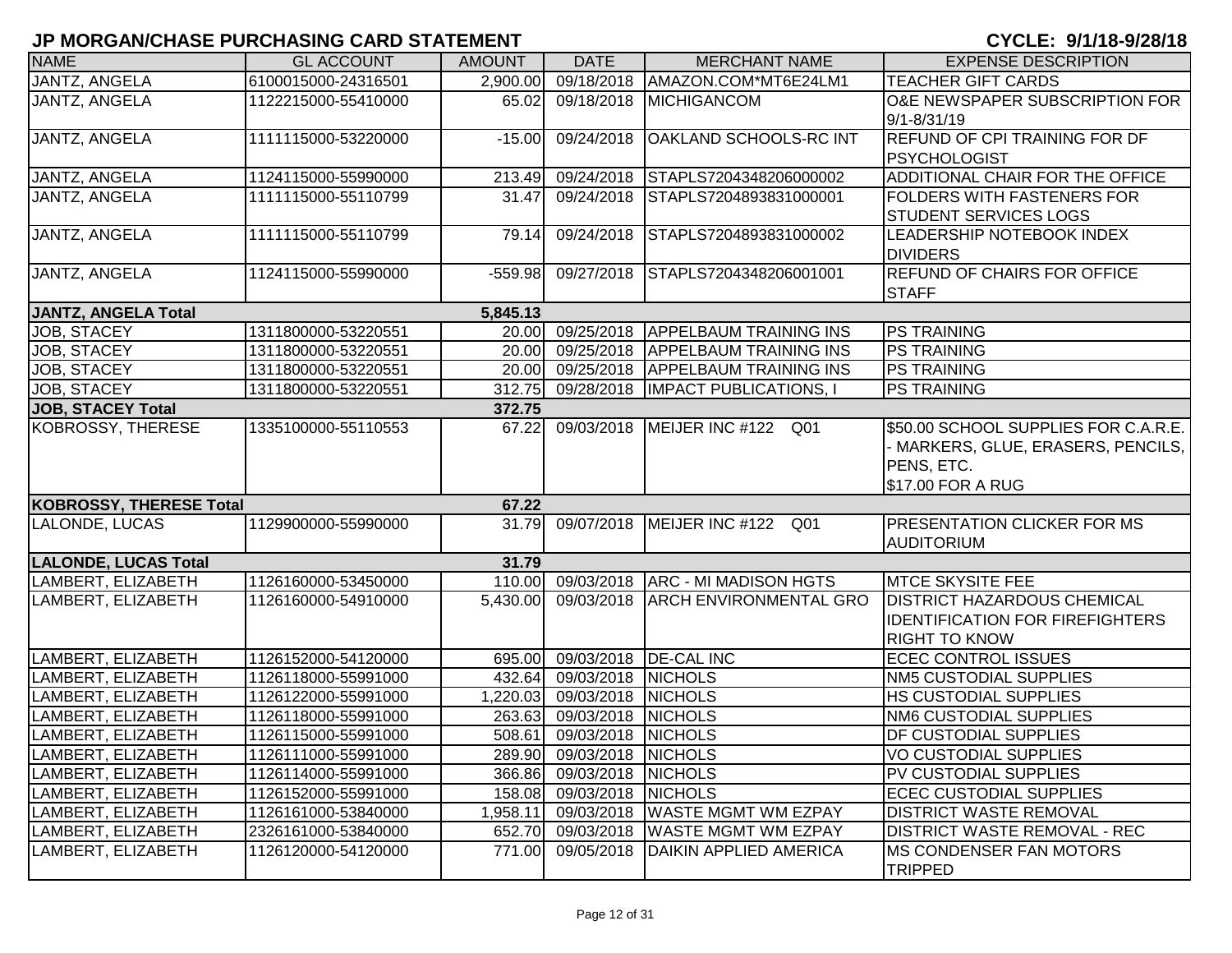# JP MORGAN/CHASE PURCHASING CARD STATEMENT

**CYCLE: 9/1/18-9/28/18**

| NAME | GL ACCOUNT | AMOUNT | DATE | MERCHANT NAME | EXPENSE DESCRIPTION |
|---|---|---|---|---|---|
| JANTZ, ANGELA | 6100015000-24316501 | 2,900.00 | 09/18/2018 | AMAZON.COM*MT6E24LM1 | TEACHER GIFT CARDS |
| JANTZ, ANGELA | 1122215000-55410000 | 65.02 | 09/18/2018 | MICHIGANCOM | O&E NEWSPAPER SUBSCRIPTION FOR 9/1-8/31/19 |
| JANTZ, ANGELA | 1111115000-53220000 | -15.00 | 09/24/2018 | OAKLAND SCHOOLS-RC INT | REFUND OF CPI TRAINING FOR DF PSYCHOLOGIST |
| JANTZ, ANGELA | 1124115000-55990000 | 213.49 | 09/24/2018 | STAPLS7204348206000002 | ADDITIONAL CHAIR FOR THE OFFICE |
| JANTZ, ANGELA | 1111115000-55110799 | 31.47 | 09/24/2018 | STAPLS7204893831000001 | FOLDERS WITH FASTENERS FOR STUDENT SERVICES LOGS |
| JANTZ, ANGELA | 1111115000-55110799 | 79.14 | 09/24/2018 | STAPLS7204893831000002 | LEADERSHIP NOTEBOOK INDEX DIVIDERS |
| JANTZ, ANGELA | 1124115000-55990000 | -559.98 | 09/27/2018 | STAPLS7204348206001001 | REFUND OF CHAIRS FOR OFFICE STAFF |
| **JANTZ, ANGELA Total** | | **5,845.13** | | | |
| JOB, STACEY | 1311800000-53220551 | 20.00 | 09/25/2018 | APPELBAUM TRAINING INS | PS TRAINING |
| JOB, STACEY | 1311800000-53220551 | 20.00 | 09/25/2018 | APPELBAUM TRAINING INS | PS TRAINING |
| JOB, STACEY | 1311800000-53220551 | 20.00 | 09/25/2018 | APPELBAUM TRAINING INS | PS TRAINING |
| JOB, STACEY | 1311800000-53220551 | 312.75 | 09/28/2018 | IMPACT PUBLICATIONS, I | PS TRAINING |
| **JOB, STACEY Total** | | **372.75** | | | |
| KOBROSSY, THERESE | 1335100000-55110553 | 67.22 | 09/03/2018 | MEIJER INC #122 Q01 | $50.00 SCHOOL SUPPLIES FOR C.A.R.E. - MARKERS, GLUE, ERASERS, PENCILS, PENS, ETC. $17.00 FOR A RUG |
| **KOBROSSY, THERESE Total** | | **67.22** | | | |
| LALONDE, LUCAS | 1129900000-55990000 | 31.79 | 09/07/2018 | MEIJER INC #122 Q01 | PRESENTATION CLICKER FOR MS AUDITORIUM |
| **LALONDE, LUCAS Total** | | **31.79** | | | |
| LAMBERT, ELIZABETH | 1126160000-53450000 | 110.00 | 09/03/2018 | ARC - MI MADISON HGTS | MTCE SKYSITE FEE |
| LAMBERT, ELIZABETH | 1126160000-54910000 | 5,430.00 | 09/03/2018 | ARCH ENVIRONMENTAL GRO | DISTRICT HAZARDOUS CHEMICAL IDENTIFICATION FOR FIREFIGHTERS RIGHT TO KNOW |
| LAMBERT, ELIZABETH | 1126152000-54120000 | 695.00 | 09/03/2018 | DE-CAL INC | ECEC CONTROL ISSUES |
| LAMBERT, ELIZABETH | 1126118000-55991000 | 432.64 | 09/03/2018 | NICHOLS | NM5 CUSTODIAL SUPPLIES |
| LAMBERT, ELIZABETH | 1126122000-55991000 | 1,220.03 | 09/03/2018 | NICHOLS | HS CUSTODIAL SUPPLIES |
| LAMBERT, ELIZABETH | 1126118000-55991000 | 263.63 | 09/03/2018 | NICHOLS | NM6 CUSTODIAL SUPPLIES |
| LAMBERT, ELIZABETH | 1126115000-55991000 | 508.61 | 09/03/2018 | NICHOLS | DF CUSTODIAL SUPPLIES |
| LAMBERT, ELIZABETH | 1126111000-55991000 | 289.90 | 09/03/2018 | NICHOLS | VO CUSTODIAL SUPPLIES |
| LAMBERT, ELIZABETH | 1126114000-55991000 | 366.86 | 09/03/2018 | NICHOLS | PV CUSTODIAL SUPPLIES |
| LAMBERT, ELIZABETH | 1126152000-55991000 | 158.08 | 09/03/2018 | NICHOLS | ECEC CUSTODIAL SUPPLIES |
| LAMBERT, ELIZABETH | 1126161000-53840000 | 1,958.11 | 09/03/2018 | WASTE MGMT WM EZPAY | DISTRICT WASTE REMOVAL |
| LAMBERT, ELIZABETH | 2326161000-53840000 | 652.70 | 09/03/2018 | WASTE MGMT WM EZPAY | DISTRICT WASTE REMOVAL - REC |
| LAMBERT, ELIZABETH | 1126120000-54120000 | 771.00 | 09/05/2018 | DAIKIN APPLIED AMERICA | MS CONDENSER FAN MOTORS TRIPPED |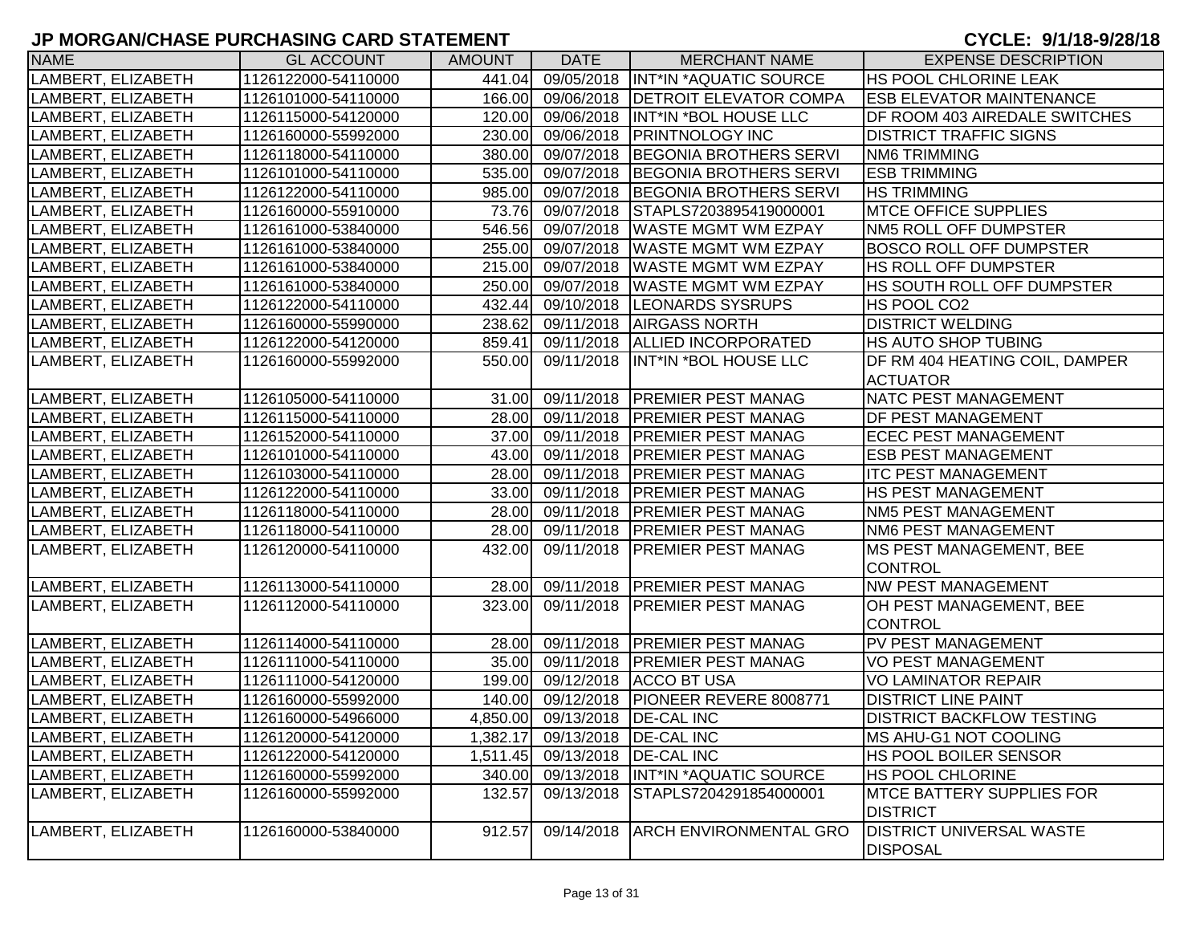## JP MORGAN/CHASE PURCHASING CARD STATEMENT

**CYCLE: 9/1/18-9/28/18**

| NAME | GL ACCOUNT | AMOUNT | DATE | MERCHANT NAME | EXPENSE DESCRIPTION |
|---|---|---|---|---|---|
| LAMBERT, ELIZABETH | 1126122000-54110000 | 441.04 | 09/05/2018 | INT*IN *AQUATIC SOURCE | HS POOL CHLORINE LEAK |
| LAMBERT, ELIZABETH | 1126101000-54110000 | 166.00 | 09/06/2018 | DETROIT ELEVATOR COMPA | ESB ELEVATOR MAINTENANCE |
| LAMBERT, ELIZABETH | 1126115000-54120000 | 120.00 | 09/06/2018 | INT*IN *BOL HOUSE LLC | DF ROOM 403 AIREDALE SWITCHES |
| LAMBERT, ELIZABETH | 1126160000-55992000 | 230.00 | 09/06/2018 | PRINTNOLOGY INC | DISTRICT TRAFFIC SIGNS |
| LAMBERT, ELIZABETH | 1126118000-54110000 | 380.00 | 09/07/2018 | BEGONIA BROTHERS SERVI | NM6 TRIMMING |
| LAMBERT, ELIZABETH | 1126101000-54110000 | 535.00 | 09/07/2018 | BEGONIA BROTHERS SERVI | ESB TRIMMING |
| LAMBERT, ELIZABETH | 1126122000-54110000 | 985.00 | 09/07/2018 | BEGONIA BROTHERS SERVI | HS TRIMMING |
| LAMBERT, ELIZABETH | 1126160000-55910000 | 73.76 | 09/07/2018 | STAPLS7203895419000001 | MTCE OFFICE SUPPLIES |
| LAMBERT, ELIZABETH | 1126161000-53840000 | 546.56 | 09/07/2018 | WASTE MGMT WM EZPAY | NM5 ROLL OFF DUMPSTER |
| LAMBERT, ELIZABETH | 1126161000-53840000 | 255.00 | 09/07/2018 | WASTE MGMT WM EZPAY | BOSCO ROLL OFF DUMPSTER |
| LAMBERT, ELIZABETH | 1126161000-53840000 | 215.00 | 09/07/2018 | WASTE MGMT WM EZPAY | HS ROLL OFF DUMPSTER |
| LAMBERT, ELIZABETH | 1126161000-53840000 | 250.00 | 09/07/2018 | WASTE MGMT WM EZPAY | HS SOUTH ROLL OFF DUMPSTER |
| LAMBERT, ELIZABETH | 1126122000-54110000 | 432.44 | 09/10/2018 | LEONARDS SYSRUPS | HS POOL CO2 |
| LAMBERT, ELIZABETH | 1126160000-55990000 | 238.62 | 09/11/2018 | AIRGASS NORTH | DISTRICT WELDING |
| LAMBERT, ELIZABETH | 1126122000-54120000 | 859.41 | 09/11/2018 | ALLIED INCORPORATED | HS AUTO SHOP TUBING |
| LAMBERT, ELIZABETH | 1126160000-55992000 | 550.00 | 09/11/2018 | INT*IN *BOL HOUSE LLC | DF RM 404 HEATING COIL, DAMPER ACTUATOR |
| LAMBERT, ELIZABETH | 1126105000-54110000 | 31.00 | 09/11/2018 | PREMIER PEST MANAG | NATC PEST MANAGEMENT |
| LAMBERT, ELIZABETH | 1126115000-54110000 | 28.00 | 09/11/2018 | PREMIER PEST MANAG | DF PEST MANAGEMENT |
| LAMBERT, ELIZABETH | 1126152000-54110000 | 37.00 | 09/11/2018 | PREMIER PEST MANAG | ECEC PEST MANAGEMENT |
| LAMBERT, ELIZABETH | 1126101000-54110000 | 43.00 | 09/11/2018 | PREMIER PEST MANAG | ESB PEST MANAGEMENT |
| LAMBERT, ELIZABETH | 1126103000-54110000 | 28.00 | 09/11/2018 | PREMIER PEST MANAG | ITC PEST MANAGEMENT |
| LAMBERT, ELIZABETH | 1126122000-54110000 | 33.00 | 09/11/2018 | PREMIER PEST MANAG | HS PEST MANAGEMENT |
| LAMBERT, ELIZABETH | 1126118000-54110000 | 28.00 | 09/11/2018 | PREMIER PEST MANAG | NM5 PEST MANAGEMENT |
| LAMBERT, ELIZABETH | 1126118000-54110000 | 28.00 | 09/11/2018 | PREMIER PEST MANAG | NM6 PEST MANAGEMENT |
| LAMBERT, ELIZABETH | 1126120000-54110000 | 432.00 | 09/11/2018 | PREMIER PEST MANAG | MS PEST MANAGEMENT, BEE CONTROL |
| LAMBERT, ELIZABETH | 1126113000-54110000 | 28.00 | 09/11/2018 | PREMIER PEST MANAG | NW PEST MANAGEMENT |
| LAMBERT, ELIZABETH | 1126112000-54110000 | 323.00 | 09/11/2018 | PREMIER PEST MANAG | OH PEST MANAGEMENT, BEE CONTROL |
| LAMBERT, ELIZABETH | 1126114000-54110000 | 28.00 | 09/11/2018 | PREMIER PEST MANAG | PV PEST MANAGEMENT |
| LAMBERT, ELIZABETH | 1126111000-54110000 | 35.00 | 09/11/2018 | PREMIER PEST MANAG | VO PEST MANAGEMENT |
| LAMBERT, ELIZABETH | 1126111000-54120000 | 199.00 | 09/12/2018 | ACCO BT USA | VO LAMINATOR REPAIR |
| LAMBERT, ELIZABETH | 1126160000-55992000 | 140.00 | 09/12/2018 | PIONEER REVERE 8008771 | DISTRICT LINE PAINT |
| LAMBERT, ELIZABETH | 1126160000-54966000 | 4,850.00 | 09/13/2018 | DE-CAL INC | DISTRICT BACKFLOW TESTING |
| LAMBERT, ELIZABETH | 1126120000-54120000 | 1,382.17 | 09/13/2018 | DE-CAL INC | MS AHU-G1 NOT COOLING |
| LAMBERT, ELIZABETH | 1126122000-54120000 | 1,511.45 | 09/13/2018 | DE-CAL INC | HS POOL BOILER SENSOR |
| LAMBERT, ELIZABETH | 1126160000-55992000 | 340.00 | 09/13/2018 | INT*IN *AQUATIC SOURCE | HS POOL CHLORINE |
| LAMBERT, ELIZABETH | 1126160000-55992000 | 132.57 | 09/13/2018 | STAPLS7204291854000001 | MTCE BATTERY SUPPLIES FOR DISTRICT |
| LAMBERT, ELIZABETH | 1126160000-53840000 | 912.57 | 09/14/2018 | ARCH ENVIRONMENTAL GRO | DISTRICT UNIVERSAL WASTE DISPOSAL |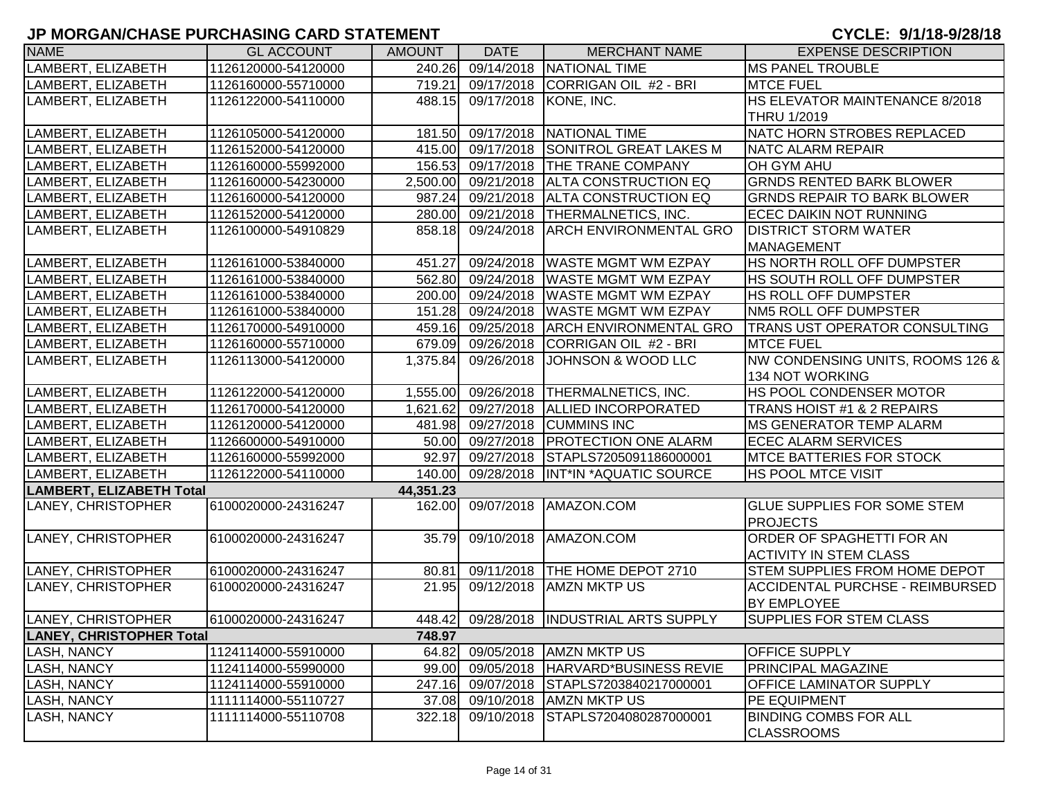# JP MORGAN/CHASE PURCHASING CARD STATEMENT

**CYCLE: 9/1/18-9/28/18**

| NAME | GL ACCOUNT | AMOUNT | DATE | MERCHANT NAME | EXPENSE DESCRIPTION |
|---|---|---|---|---|---|
| LAMBERT, ELIZABETH | 1126120000-54120000 | 240.26 | 09/14/2018 | NATIONAL TIME | MS PANEL TROUBLE |
| LAMBERT, ELIZABETH | 1126160000-55710000 | 719.21 | 09/17/2018 | CORRIGAN OIL #2 - BRI | MTCE FUEL |
| LAMBERT, ELIZABETH | 1126122000-54110000 | 488.15 | 09/17/2018 | KONE, INC. | HS ELEVATOR MAINTENANCE 8/2018 THRU 1/2019 |
| LAMBERT, ELIZABETH | 1126105000-54120000 | 181.50 | 09/17/2018 | NATIONAL TIME | NATC HORN STROBES REPLACED |
| LAMBERT, ELIZABETH | 1126152000-54120000 | 415.00 | 09/17/2018 | SONITROL GREAT LAKES M | NATC ALARM REPAIR |
| LAMBERT, ELIZABETH | 1126160000-55992000 | 156.53 | 09/17/2018 | THE TRANE COMPANY | OH GYM AHU |
| LAMBERT, ELIZABETH | 1126160000-54230000 | 2,500.00 | 09/21/2018 | ALTA CONSTRUCTION EQ | GRNDS RENTED BARK BLOWER |
| LAMBERT, ELIZABETH | 1126160000-54120000 | 987.24 | 09/21/2018 | ALTA CONSTRUCTION EQ | GRNDS REPAIR TO BARK BLOWER |
| LAMBERT, ELIZABETH | 1126152000-54120000 | 280.00 | 09/21/2018 | THERMALNETICS, INC. | ECEC DAIKIN NOT RUNNING |
| LAMBERT, ELIZABETH | 1126100000-54910829 | 858.18 | 09/24/2018 | ARCH ENVIRONMENTAL GRO | DISTRICT STORM WATER MANAGEMENT |
| LAMBERT, ELIZABETH | 1126161000-53840000 | 451.27 | 09/24/2018 | WASTE MGMT WM EZPAY | HS NORTH ROLL OFF DUMPSTER |
| LAMBERT, ELIZABETH | 1126161000-53840000 | 562.80 | 09/24/2018 | WASTE MGMT WM EZPAY | HS SOUTH ROLL OFF DUMPSTER |
| LAMBERT, ELIZABETH | 1126161000-53840000 | 200.00 | 09/24/2018 | WASTE MGMT WM EZPAY | HS ROLL OFF DUMPSTER |
| LAMBERT, ELIZABETH | 1126161000-53840000 | 151.28 | 09/24/2018 | WASTE MGMT WM EZPAY | NM5 ROLL OFF DUMPSTER |
| LAMBERT, ELIZABETH | 1126170000-54910000 | 459.16 | 09/25/2018 | ARCH ENVIRONMENTAL GRO | TRANS UST OPERATOR CONSULTING |
| LAMBERT, ELIZABETH | 1126160000-55710000 | 679.09 | 09/26/2018 | CORRIGAN OIL #2 - BRI | MTCE FUEL |
| LAMBERT, ELIZABETH | 1126113000-54120000 | 1,375.84 | 09/26/2018 | JOHNSON & WOOD LLC | NW CONDENSING UNITS, ROOMS 126 & 134 NOT WORKING |
| LAMBERT, ELIZABETH | 1126122000-54120000 | 1,555.00 | 09/26/2018 | THERMALNETICS, INC. | HS POOL CONDENSER MOTOR |
| LAMBERT, ELIZABETH | 1126170000-54120000 | 1,621.62 | 09/27/2018 | ALLIED INCORPORATED | TRANS HOIST #1 & 2 REPAIRS |
| LAMBERT, ELIZABETH | 1126120000-54120000 | 481.98 | 09/27/2018 | CUMMINS INC | MS GENERATOR TEMP ALARM |
| LAMBERT, ELIZABETH | 1126600000-54910000 | 50.00 | 09/27/2018 | PROTECTION ONE ALARM | ECEC ALARM SERVICES |
| LAMBERT, ELIZABETH | 1126160000-55992000 | 92.97 | 09/27/2018 | STAPLS7205091186000001 | MTCE BATTERIES FOR STOCK |
| LAMBERT, ELIZABETH | 1126122000-54110000 | 140.00 | 09/28/2018 | INT*IN *AQUATIC SOURCE | HS POOL MTCE VISIT |
| **LAMBERT, ELIZABETH Total** | | **44,351.23** | | | |
| LANEY, CHRISTOPHER | 6100020000-24316247 | 162.00 | 09/07/2018 | AMAZON.COM | GLUE SUPPLIES FOR SOME STEM PROJECTS |
| LANEY, CHRISTOPHER | 6100020000-24316247 | 35.79 | 09/10/2018 | AMAZON.COM | ORDER OF SPAGHETTI FOR AN ACTIVITY IN STEM CLASS |
| LANEY, CHRISTOPHER | 6100020000-24316247 | 80.81 | 09/11/2018 | THE HOME DEPOT 2710 | STEM SUPPLIES FROM HOME DEPOT |
| LANEY, CHRISTOPHER | 6100020000-24316247 | 21.95 | 09/12/2018 | AMZN MKTP US | ACCIDENTAL PURCHSE - REIMBURSED BY EMPLOYEE |
| LANEY, CHRISTOPHER | 6100020000-24316247 | 448.42 | 09/28/2018 | INDUSTRIAL ARTS SUPPLY | SUPPLIES FOR STEM CLASS |
| **LANEY, CHRISTOPHER Total** | | **748.97** | | | |
| LASH, NANCY | 1124114000-55910000 | 64.82 | 09/05/2018 | AMZN MKTP US | OFFICE SUPPLY |
| LASH, NANCY | 1124114000-55990000 | 99.00 | 09/05/2018 | HARVARD*BUSINESS REVIE | PRINCIPAL MAGAZINE |
| LASH, NANCY | 1124114000-55910000 | 247.16 | 09/07/2018 | STAPLS7203840217000001 | OFFICE LAMINATOR SUPPLY |
| LASH, NANCY | 1111114000-55110727 | 37.08 | 09/10/2018 | AMZN MKTP US | PE EQUIPMENT |
| LASH, NANCY | 1111114000-55110708 | 322.18 | 09/10/2018 | STAPLS7204080287000001 | BINDING COMBS FOR ALL CLASSROOMS |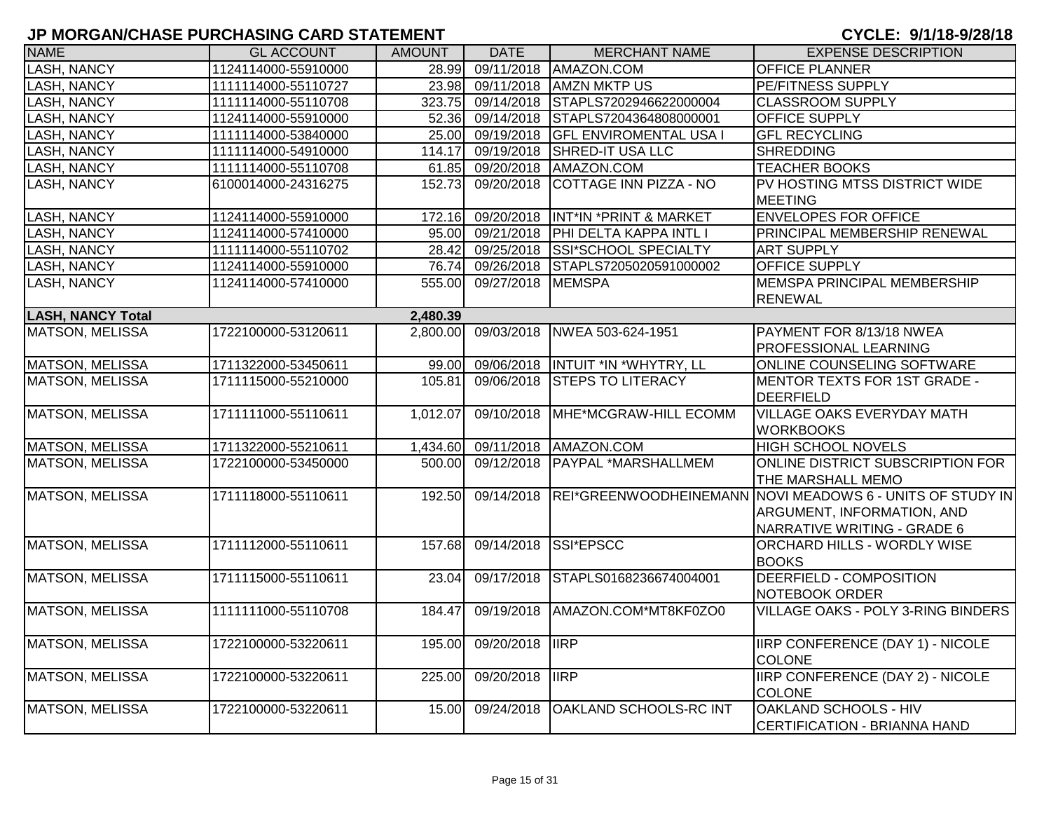## JP MORGAN/CHASE PURCHASING CARD STATEMENT

**CYCLE: 9/1/18-9/28/18**

| NAME | GL ACCOUNT | AMOUNT | DATE | MERCHANT NAME | EXPENSE DESCRIPTION |
|---|---|---|---|---|---|
| LASH, NANCY | 1124114000-55910000 | 28.99 | 09/11/2018 | AMAZON.COM | OFFICE PLANNER |
| LASH, NANCY | 1111114000-55110727 | 23.98 | 09/11/2018 | AMZN MKTP US | PE/FITNESS SUPPLY |
| LASH, NANCY | 1111114000-55110708 | 323.75 | 09/14/2018 | STAPLS7202946622000004 | CLASSROOM SUPPLY |
| LASH, NANCY | 1124114000-55910000 | 52.36 | 09/14/2018 | STAPLS7204364808000001 | OFFICE SUPPLY |
| LASH, NANCY | 1111114000-53840000 | 25.00 | 09/19/2018 | GFL ENVIROMENTAL USA I | GFL RECYCLING |
| LASH, NANCY | 1111114000-54910000 | 114.17 | 09/19/2018 | SHRED-IT USA LLC | SHREDDING |
| LASH, NANCY | 1111114000-55110708 | 61.85 | 09/20/2018 | AMAZON.COM | TEACHER BOOKS |
| LASH, NANCY | 6100014000-24316275 | 152.73 | 09/20/2018 | COTTAGE INN PIZZA - NO | PV HOSTING MTSS DISTRICT WIDE MEETING |
| LASH, NANCY | 1124114000-55910000 | 172.16 | 09/20/2018 | INT*IN *PRINT & MARKET | ENVELOPES FOR OFFICE |
| LASH, NANCY | 1124114000-57410000 | 95.00 | 09/21/2018 | PHI DELTA KAPPA INTL I | PRINCIPAL MEMBERSHIP RENEWAL |
| LASH, NANCY | 1111114000-55110702 | 28.42 | 09/25/2018 | SSI*SCHOOL SPECIALTY | ART SUPPLY |
| LASH, NANCY | 1124114000-55910000 | 76.74 | 09/26/2018 | STAPLS7205020591000002 | OFFICE SUPPLY |
| LASH, NANCY | 1124114000-57410000 | 555.00 | 09/27/2018 | MEMSPA | MEMSPA PRINCIPAL MEMBERSHIP RENEWAL |
| **LASH, NANCY Total** | | **2,480.39** | | | |
| MATSON, MELISSA | 1722100000-53120611 | 2,800.00 | 09/03/2018 | NWEA 503-624-1951 | PAYMENT FOR 8/13/18 NWEA PROFESSIONAL LEARNING |
| MATSON, MELISSA | 1711322000-53450611 | 99.00 | 09/06/2018 | INTUIT *IN *WHYTRY, LL | ONLINE COUNSELING SOFTWARE |
| MATSON, MELISSA | 1711115000-55210000 | 105.81 | 09/06/2018 | STEPS TO LITERACY | MENTOR TEXTS FOR 1ST GRADE - DEERFIELD |
| MATSON, MELISSA | 1711111000-55110611 | 1,012.07 | 09/10/2018 | MHE*MCGRAW-HILL ECOMM | VILLAGE OAKS EVERYDAY MATH WORKBOOKS |
| MATSON, MELISSA | 1711322000-55210611 | 1,434.60 | 09/11/2018 | AMAZON.COM | HIGH SCHOOL NOVELS |
| MATSON, MELISSA | 1722100000-53450000 | 500.00 | 09/12/2018 | PAYPAL *MARSHALLMEM | ONLINE DISTRICT SUBSCRIPTION FOR THE MARSHALL MEMO |
| MATSON, MELISSA | 1711118000-55110611 | 192.50 | 09/14/2018 | REI*GREENWOODHEINEMANN | NOVI MEADOWS 6 - UNITS OF STUDY IN ARGUMENT, INFORMATION, AND NARRATIVE WRITING - GRADE 6 |
| MATSON, MELISSA | 1711112000-55110611 | 157.68 | 09/14/2018 | SSI*EPSCC | ORCHARD HILLS - WORDLY WISE BOOKS |
| MATSON, MELISSA | 1711115000-55110611 | 23.04 | 09/17/2018 | STAPLS0168236674004001 | DEERFIELD - COMPOSITION NOTEBOOK ORDER |
| MATSON, MELISSA | 1111111000-55110708 | 184.47 | 09/19/2018 | AMAZON.COM*MT8KF0ZO0 | VILLAGE OAKS - POLY 3-RING BINDERS |
| MATSON, MELISSA | 1722100000-53220611 | 195.00 | 09/20/2018 | IIRP | IIRP CONFERENCE (DAY 1) - NICOLE COLONE |
| MATSON, MELISSA | 1722100000-53220611 | 225.00 | 09/20/2018 | IIRP | IIRP CONFERENCE (DAY 2) - NICOLE COLONE |
| MATSON, MELISSA | 1722100000-53220611 | 15.00 | 09/24/2018 | OAKLAND SCHOOLS-RC INT | OAKLAND SCHOOLS - HIV CERTIFICATION - BRIANNA HAND |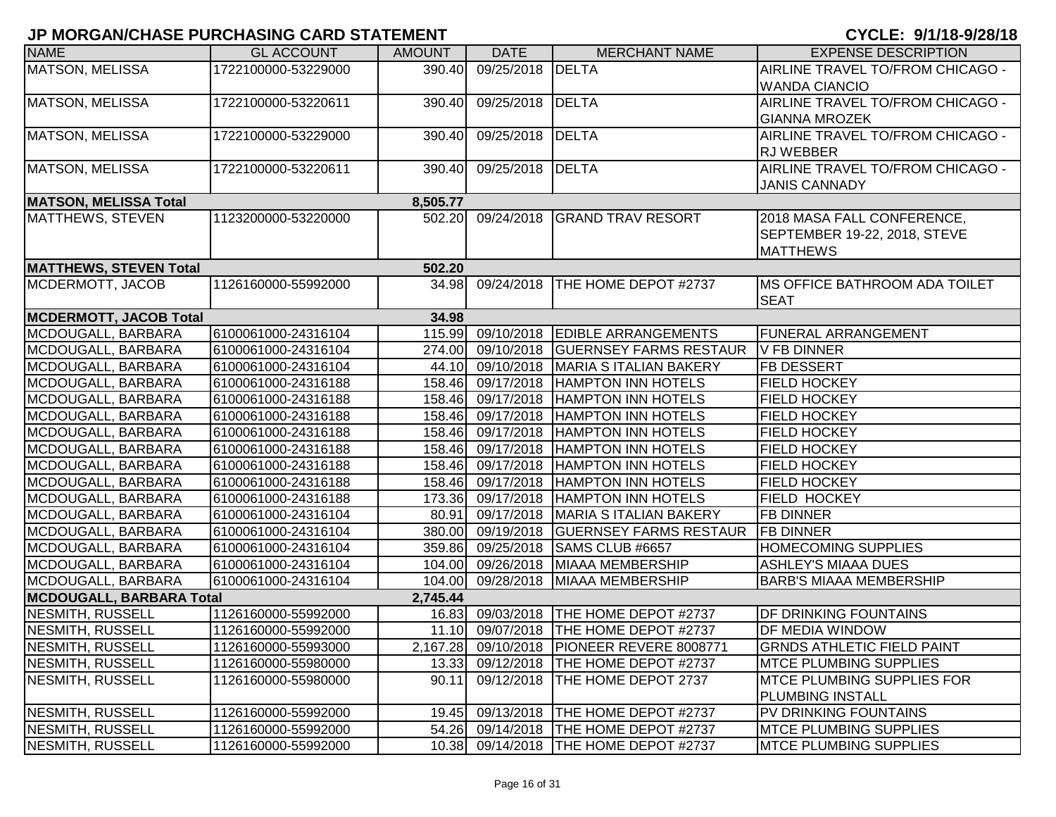## JP MORGAN/CHASE PURCHASING CARD STATEMENT

**CYCLE: 9/1/18-9/28/18**

| NAME | GL ACCOUNT | AMOUNT | DATE | MERCHANT NAME | EXPENSE DESCRIPTION |
|---|---|---|---|---|---|
| MATSON, MELISSA | 1722100000-53229000 | 390.40 | 09/25/2018 | DELTA | AIRLINE TRAVEL TO/FROM CHICAGO - WANDA CIANCIO |
| MATSON, MELISSA | 1722100000-53220611 | 390.40 | 09/25/2018 | DELTA | AIRLINE TRAVEL TO/FROM CHICAGO - GIANNA MROZEK |
| MATSON, MELISSA | 1722100000-53229000 | 390.40 | 09/25/2018 | DELTA | AIRLINE TRAVEL TO/FROM CHICAGO - RJ WEBBER |
| MATSON, MELISSA | 1722100000-53220611 | 390.40 | 09/25/2018 | DELTA | AIRLINE TRAVEL TO/FROM CHICAGO - JANIS CANNADY |
| **MATSON, MELISSA Total** | | **8,505.77** | | | |
| MATTHEWS, STEVEN | 1123200000-53220000 | 502.20 | 09/24/2018 | GRAND TRAV RESORT | 2018 MASA FALL CONFERENCE, SEPTEMBER 19-22, 2018, STEVE MATTHEWS |
| **MATTHEWS, STEVEN Total** | | **502.20** | | | |
| MCDERMOTT, JACOB | 1126160000-55992000 | 34.98 | 09/24/2018 | THE HOME DEPOT #2737 | MS OFFICE BATHROOM ADA TOILET SEAT |
| **MCDERMOTT, JACOB Total** | | **34.98** | | | |
| MCDOUGALL, BARBARA | 6100061000-24316104 | 115.99 | 09/10/2018 | EDIBLE ARRANGEMENTS | FUNERAL ARRANGEMENT |
| MCDOUGALL, BARBARA | 6100061000-24316104 | 274.00 | 09/10/2018 | GUERNSEY FARMS RESTAUR | V FB DINNER |
| MCDOUGALL, BARBARA | 6100061000-24316104 | 44.10 | 09/10/2018 | MARIA S ITALIAN BAKERY | FB DESSERT |
| MCDOUGALL, BARBARA | 6100061000-24316188 | 158.46 | 09/17/2018 | HAMPTON INN HOTELS | FIELD HOCKEY |
| MCDOUGALL, BARBARA | 6100061000-24316188 | 158.46 | 09/17/2018 | HAMPTON INN HOTELS | FIELD HOCKEY |
| MCDOUGALL, BARBARA | 6100061000-24316188 | 158.46 | 09/17/2018 | HAMPTON INN HOTELS | FIELD HOCKEY |
| MCDOUGALL, BARBARA | 6100061000-24316188 | 158.46 | 09/17/2018 | HAMPTON INN HOTELS | FIELD HOCKEY |
| MCDOUGALL, BARBARA | 6100061000-24316188 | 158.46 | 09/17/2018 | HAMPTON INN HOTELS | FIELD HOCKEY |
| MCDOUGALL, BARBARA | 6100061000-24316188 | 158.46 | 09/17/2018 | HAMPTON INN HOTELS | FIELD HOCKEY |
| MCDOUGALL, BARBARA | 6100061000-24316188 | 158.46 | 09/17/2018 | HAMPTON INN HOTELS | FIELD HOCKEY |
| MCDOUGALL, BARBARA | 6100061000-24316188 | 173.36 | 09/17/2018 | HAMPTON INN HOTELS | FIELD HOCKEY |
| MCDOUGALL, BARBARA | 6100061000-24316104 | 80.91 | 09/17/2018 | MARIA S ITALIAN BAKERY | FB DINNER |
| MCDOUGALL, BARBARA | 6100061000-24316104 | 380.00 | 09/19/2018 | GUERNSEY FARMS RESTAUR | FB DINNER |
| MCDOUGALL, BARBARA | 6100061000-24316104 | 359.86 | 09/25/2018 | SAMS CLUB #6657 | HOMECOMING SUPPLIES |
| MCDOUGALL, BARBARA | 6100061000-24316104 | 104.00 | 09/26/2018 | MIAAA MEMBERSHIP | ASHLEY'S MIAAA DUES |
| MCDOUGALL, BARBARA | 6100061000-24316104 | 104.00 | 09/28/2018 | MIAAA MEMBERSHIP | BARB'S MIAAA MEMBERSHIP |
| **MCDOUGALL, BARBARA Total** | | **2,745.44** | | | |
| NESMITH, RUSSELL | 1126160000-55992000 | 16.83 | 09/03/2018 | THE HOME DEPOT #2737 | DF DRINKING FOUNTAINS |
| NESMITH, RUSSELL | 1126160000-55992000 | 11.10 | 09/07/2018 | THE HOME DEPOT #2737 | DF MEDIA WINDOW |
| NESMITH, RUSSELL | 1126160000-55993000 | 2,167.28 | 09/10/2018 | PIONEER REVERE 8008771 | GRNDS ATHLETIC FIELD PAINT |
| NESMITH, RUSSELL | 1126160000-55980000 | 13.33 | 09/12/2018 | THE HOME DEPOT #2737 | MTCE PLUMBING SUPPLIES |
| NESMITH, RUSSELL | 1126160000-55980000 | 90.11 | 09/12/2018 | THE HOME DEPOT 2737 | MTCE PLUMBING SUPPLIES FOR PLUMBING INSTALL |
| NESMITH, RUSSELL | 1126160000-55992000 | 19.45 | 09/13/2018 | THE HOME DEPOT #2737 | PV DRINKING FOUNTAINS |
| NESMITH, RUSSELL | 1126160000-55992000 | 54.26 | 09/14/2018 | THE HOME DEPOT #2737 | MTCE PLUMBING SUPPLIES |
| NESMITH, RUSSELL | 1126160000-55992000 | 10.38 | 09/14/2018 | THE HOME DEPOT #2737 | MTCE PLUMBING SUPPLIES |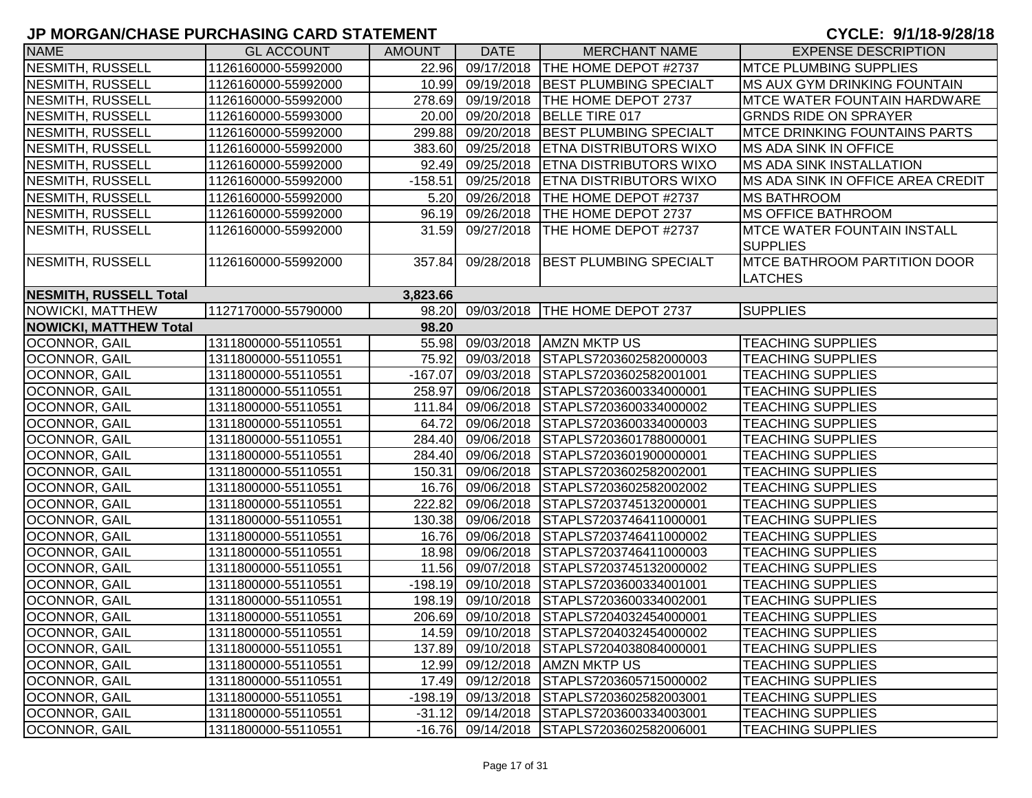# JP MORGAN/CHASE PURCHASING CARD STATEMENT

**CYCLE: 9/1/18-9/28/18**

| NAME | GL ACCOUNT | AMOUNT | DATE | MERCHANT NAME | EXPENSE DESCRIPTION |
|---|---|---|---|---|---|
| NESMITH, RUSSELL | 1126160000-55992000 | 22.96 | 09/17/2018 | THE HOME DEPOT #2737 | MTCE PLUMBING SUPPLIES |
| NESMITH, RUSSELL | 1126160000-55992000 | 10.99 | 09/19/2018 | BEST PLUMBING SPECIALT | MS AUX GYM DRINKING FOUNTAIN |
| NESMITH, RUSSELL | 1126160000-55992000 | 278.69 | 09/19/2018 | THE HOME DEPOT 2737 | MTCE WATER FOUNTAIN HARDWARE |
| NESMITH, RUSSELL | 1126160000-55993000 | 20.00 | 09/20/2018 | BELLE TIRE 017 | GRNDS RIDE ON SPRAYER |
| NESMITH, RUSSELL | 1126160000-55992000 | 299.88 | 09/20/2018 | BEST PLUMBING SPECIALT | MTCE DRINKING FOUNTAINS PARTS |
| NESMITH, RUSSELL | 1126160000-55992000 | 383.60 | 09/25/2018 | ETNA DISTRIBUTORS WIXO | MS ADA SINK IN OFFICE |
| NESMITH, RUSSELL | 1126160000-55992000 | 92.49 | 09/25/2018 | ETNA DISTRIBUTORS WIXO | MS ADA SINK INSTALLATION |
| NESMITH, RUSSELL | 1126160000-55992000 | -158.51 | 09/25/2018 | ETNA DISTRIBUTORS WIXO | MS ADA SINK IN OFFICE AREA CREDIT |
| NESMITH, RUSSELL | 1126160000-55992000 | 5.20 | 09/26/2018 | THE HOME DEPOT #2737 | MS BATHROOM |
| NESMITH, RUSSELL | 1126160000-55992000 | 96.19 | 09/26/2018 | THE HOME DEPOT 2737 | MS OFFICE BATHROOM |
| NESMITH, RUSSELL | 1126160000-55992000 | 31.59 | 09/27/2018 | THE HOME DEPOT #2737 | MTCE WATER FOUNTAIN INSTALL SUPPLIES |
| NESMITH, RUSSELL | 1126160000-55992000 | 357.84 | 09/28/2018 | BEST PLUMBING SPECIALT | MTCE BATHROOM PARTITION DOOR LATCHES |
| **NESMITH, RUSSELL Total** | | **3,823.66** | | | |
| NOWICKI, MATTHEW | 1127170000-55790000 | 98.20 | 09/03/2018 | THE HOME DEPOT 2737 | SUPPLIES |
| **NOWICKI, MATTHEW Total** | | **98.20** | | | |
| OCONNOR, GAIL | 1311800000-55110551 | 55.98 | 09/03/2018 | AMZN MKTP US | TEACHING SUPPLIES |
| OCONNOR, GAIL | 1311800000-55110551 | 75.92 | 09/03/2018 | STAPLS7203602582000003 | TEACHING SUPPLIES |
| OCONNOR, GAIL | 1311800000-55110551 | -167.07 | 09/03/2018 | STAPLS7203602582001001 | TEACHING SUPPLIES |
| OCONNOR, GAIL | 1311800000-55110551 | 258.97 | 09/06/2018 | STAPLS7203600334000001 | TEACHING SUPPLIES |
| OCONNOR, GAIL | 1311800000-55110551 | 111.84 | 09/06/2018 | STAPLS7203600334000002 | TEACHING SUPPLIES |
| OCONNOR, GAIL | 1311800000-55110551 | 64.72 | 09/06/2018 | STAPLS7203600334000003 | TEACHING SUPPLIES |
| OCONNOR, GAIL | 1311800000-55110551 | 284.40 | 09/06/2018 | STAPLS7203601788000001 | TEACHING SUPPLIES |
| OCONNOR, GAIL | 1311800000-55110551 | 284.40 | 09/06/2018 | STAPLS7203601900000001 | TEACHING SUPPLIES |
| OCONNOR, GAIL | 1311800000-55110551 | 150.31 | 09/06/2018 | STAPLS7203602582002001 | TEACHING SUPPLIES |
| OCONNOR, GAIL | 1311800000-55110551 | 16.76 | 09/06/2018 | STAPLS7203602582002002 | TEACHING SUPPLIES |
| OCONNOR, GAIL | 1311800000-55110551 | 222.82 | 09/06/2018 | STAPLS7203745132000001 | TEACHING SUPPLIES |
| OCONNOR, GAIL | 1311800000-55110551 | 130.38 | 09/06/2018 | STAPLS7203746411000001 | TEACHING SUPPLIES |
| OCONNOR, GAIL | 1311800000-55110551 | 16.76 | 09/06/2018 | STAPLS7203746411000002 | TEACHING SUPPLIES |
| OCONNOR, GAIL | 1311800000-55110551 | 18.98 | 09/06/2018 | STAPLS7203746411000003 | TEACHING SUPPLIES |
| OCONNOR, GAIL | 1311800000-55110551 | 11.56 | 09/07/2018 | STAPLS7203745132000002 | TEACHING SUPPLIES |
| OCONNOR, GAIL | 1311800000-55110551 | -198.19 | 09/10/2018 | STAPLS7203600334001001 | TEACHING SUPPLIES |
| OCONNOR, GAIL | 1311800000-55110551 | 198.19 | 09/10/2018 | STAPLS7203600334002001 | TEACHING SUPPLIES |
| OCONNOR, GAIL | 1311800000-55110551 | 206.69 | 09/10/2018 | STAPLS7204032454000001 | TEACHING SUPPLIES |
| OCONNOR, GAIL | 1311800000-55110551 | 14.59 | 09/10/2018 | STAPLS7204032454000002 | TEACHING SUPPLIES |
| OCONNOR, GAIL | 1311800000-55110551 | 137.89 | 09/10/2018 | STAPLS7204038084000001 | TEACHING SUPPLIES |
| OCONNOR, GAIL | 1311800000-55110551 | 12.99 | 09/12/2018 | AMZN MKTP US | TEACHING SUPPLIES |
| OCONNOR, GAIL | 1311800000-55110551 | 17.49 | 09/12/2018 | STAPLS7203605715000002 | TEACHING SUPPLIES |
| OCONNOR, GAIL | 1311800000-55110551 | -198.19 | 09/13/2018 | STAPLS7203602582003001 | TEACHING SUPPLIES |
| OCONNOR, GAIL | 1311800000-55110551 | -31.12 | 09/14/2018 | STAPLS7203600334003001 | TEACHING SUPPLIES |
| OCONNOR, GAIL | 1311800000-55110551 | -16.76 | 09/14/2018 | STAPLS7203602582006001 | TEACHING SUPPLIES |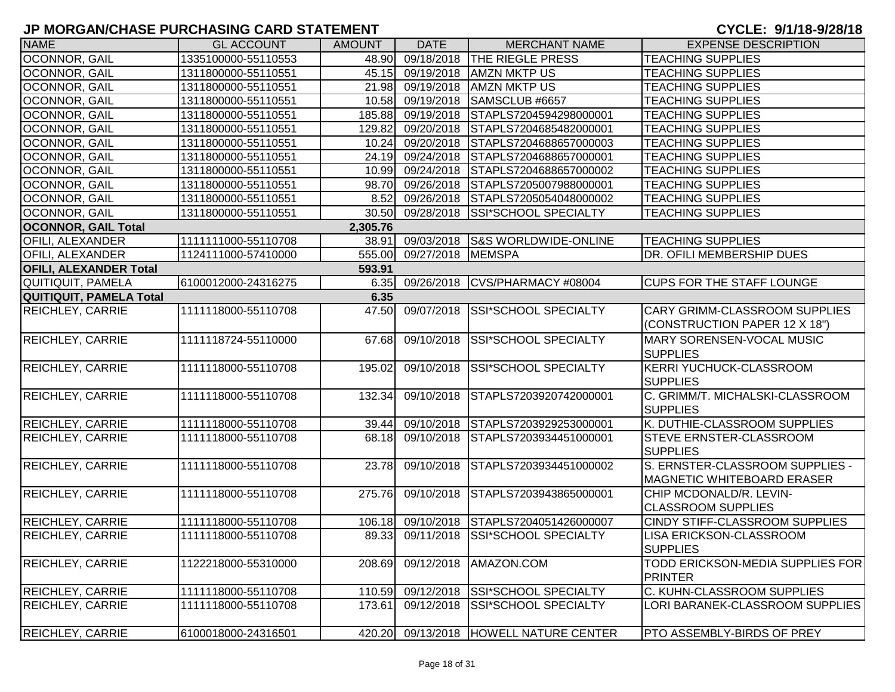## JP MORGAN/CHASE PURCHASING CARD STATEMENT

**CYCLE: 9/1/18-9/28/18**

| NAME | GL ACCOUNT | AMOUNT | DATE | MERCHANT NAME | EXPENSE DESCRIPTION |
|---|---|---|---|---|---|
| OCONNOR, GAIL | 1335100000-55110553 | 48.90 | 09/18/2018 | THE RIEGLE PRESS | TEACHING SUPPLIES |
| OCONNOR, GAIL | 1311800000-55110551 | 45.15 | 09/19/2018 | AMZN MKTP US | TEACHING SUPPLIES |
| OCONNOR, GAIL | 1311800000-55110551 | 21.98 | 09/19/2018 | AMZN MKTP US | TEACHING SUPPLIES |
| OCONNOR, GAIL | 1311800000-55110551 | 10.58 | 09/19/2018 | SAMSCLUB #6657 | TEACHING SUPPLIES |
| OCONNOR, GAIL | 1311800000-55110551 | 185.88 | 09/19/2018 | STAPLS7204594298000001 | TEACHING SUPPLIES |
| OCONNOR, GAIL | 1311800000-55110551 | 129.82 | 09/20/2018 | STAPLS7204685482000001 | TEACHING SUPPLIES |
| OCONNOR, GAIL | 1311800000-55110551 | 10.24 | 09/20/2018 | STAPLS7204688657000003 | TEACHING SUPPLIES |
| OCONNOR, GAIL | 1311800000-55110551 | 24.19 | 09/24/2018 | STAPLS7204688657000001 | TEACHING SUPPLIES |
| OCONNOR, GAIL | 1311800000-55110551 | 10.99 | 09/24/2018 | STAPLS7204688657000002 | TEACHING SUPPLIES |
| OCONNOR, GAIL | 1311800000-55110551 | 98.70 | 09/26/2018 | STAPLS7205007988000001 | TEACHING SUPPLIES |
| OCONNOR, GAIL | 1311800000-55110551 | 8.52 | 09/26/2018 | STAPLS7205054048000002 | TEACHING SUPPLIES |
| OCONNOR, GAIL | 1311800000-55110551 | 30.50 | 09/28/2018 | SSI*SCHOOL SPECIALTY | TEACHING SUPPLIES |
| **OCONNOR, GAIL Total** | | **2,305.76** | | | |
| OFILI, ALEXANDER | 1111111000-55110708 | 38.91 | 09/03/2018 | S&S WORLDWIDE-ONLINE | TEACHING SUPPLIES |
| OFILI, ALEXANDER | 1124111000-57410000 | 555.00 | 09/27/2018 | MEMSPA | DR. OFILI MEMBERSHIP DUES |
| **OFILI, ALEXANDER Total** | | **593.91** | | | |
| QUITIQUIT, PAMELA | 6100012000-24316275 | 6.35 | 09/26/2018 | CVS/PHARMACY #08004 | CUPS FOR THE STAFF LOUNGE |
| **QUITIQUIT, PAMELA Total** | | **6.35** | | | |
| REICHLEY, CARRIE | 1111118000-55110708 | 47.50 | 09/07/2018 | SSI*SCHOOL SPECIALTY | CARY GRIMM-CLASSROOM SUPPLIES (CONSTRUCTION PAPER 12 X 18") |
| REICHLEY, CARRIE | 1111118724-55110000 | 67.68 | 09/10/2018 | SSI*SCHOOL SPECIALTY | MARY SORENSEN-VOCAL MUSIC SUPPLIES |
| REICHLEY, CARRIE | 1111118000-55110708 | 195.02 | 09/10/2018 | SSI*SCHOOL SPECIALTY | KERRI YUCHUCK-CLASSROOM SUPPLIES |
| REICHLEY, CARRIE | 1111118000-55110708 | 132.34 | 09/10/2018 | STAPLS7203920742000001 | C. GRIMM/T. MICHALSKI-CLASSROOM SUPPLIES |
| REICHLEY, CARRIE | 1111118000-55110708 | 39.44 | 09/10/2018 | STAPLS7203929253000001 | K. DUTHIE-CLASSROOM SUPPLIES |
| REICHLEY, CARRIE | 1111118000-55110708 | 68.18 | 09/10/2018 | STAPLS7203934451000001 | STEVE ERNSTER-CLASSROOM SUPPLIES |
| REICHLEY, CARRIE | 1111118000-55110708 | 23.78 | 09/10/2018 | STAPLS7203934451000002 | S. ERNSTER-CLASSROOM SUPPLIES - MAGNETIC WHITEBOARD ERASER |
| REICHLEY, CARRIE | 1111118000-55110708 | 275.76 | 09/10/2018 | STAPLS7203943865000001 | CHIP MCDONALD/R. LEVIN-CLASSROOM SUPPLIES |
| REICHLEY, CARRIE | 1111118000-55110708 | 106.18 | 09/10/2018 | STAPLS7204051426000007 | CINDY STIFF-CLASSROOM SUPPLIES |
| REICHLEY, CARRIE | 1111118000-55110708 | 89.33 | 09/11/2018 | SSI*SCHOOL SPECIALTY | LISA ERICKSON-CLASSROOM SUPPLIES |
| REICHLEY, CARRIE | 1122218000-55310000 | 208.69 | 09/12/2018 | AMAZON.COM | TODD ERICKSON-MEDIA SUPPLIES FOR PRINTER |
| REICHLEY, CARRIE | 1111118000-55110708 | 110.59 | 09/12/2018 | SSI*SCHOOL SPECIALTY | C. KUHN-CLASSROOM SUPPLIES |
| REICHLEY, CARRIE | 1111118000-55110708 | 173.61 | 09/12/2018 | SSI*SCHOOL SPECIALTY | LORI BARANEK-CLASSROOM SUPPLIES |
| REICHLEY, CARRIE | 6100018000-24316501 | 420.20 | 09/13/2018 | HOWELL NATURE CENTER | PTO ASSEMBLY-BIRDS OF PREY |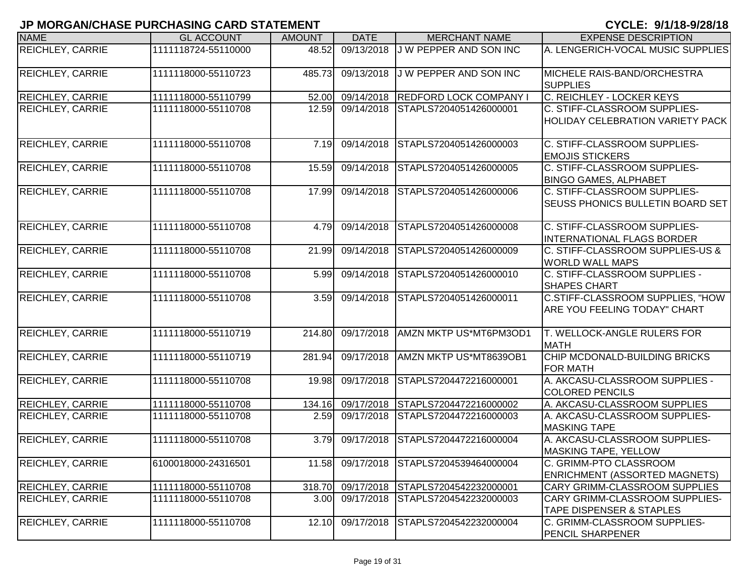## JP MORGAN/CHASE PURCHASING CARD STATEMENT

**CYCLE: 9/1/18-9/28/18**

| NAME | GL ACCOUNT | AMOUNT | DATE | MERCHANT NAME | EXPENSE DESCRIPTION |
|---|---|---|---|---|---|
| REICHLEY, CARRIE | 1111118724-55110000 | 48.52 | 09/13/2018 | J W PEPPER AND SON INC | A. LENGERICH-VOCAL MUSIC SUPPLIES |
| REICHLEY, CARRIE | 1111118000-55110723 | 485.73 | 09/13/2018 | J W PEPPER AND SON INC | MICHELE RAIS-BAND/ORCHESTRA SUPPLIES |
| REICHLEY, CARRIE | 1111118000-55110799 | 52.00 | 09/14/2018 | REDFORD LOCK COMPANY I | C. REICHLEY - LOCKER KEYS |
| REICHLEY, CARRIE | 1111118000-55110708 | 12.59 | 09/14/2018 | STAPLS7204051426000001 | C. STIFF-CLASSROOM SUPPLIES-HOLIDAY CELEBRATION VARIETY PACK |
| REICHLEY, CARRIE | 1111118000-55110708 | 7.19 | 09/14/2018 | STAPLS7204051426000003 | C. STIFF-CLASSROOM SUPPLIES-EMOJIS STICKERS |
| REICHLEY, CARRIE | 1111118000-55110708 | 15.59 | 09/14/2018 | STAPLS7204051426000005 | C. STIFF-CLASSROOM SUPPLIES-BINGO GAMES, ALPHABET |
| REICHLEY, CARRIE | 1111118000-55110708 | 17.99 | 09/14/2018 | STAPLS7204051426000006 | C. STIFF-CLASSROOM SUPPLIES-SEUSS PHONICS BULLETIN BOARD SET |
| REICHLEY, CARRIE | 1111118000-55110708 | 4.79 | 09/14/2018 | STAPLS7204051426000008 | C. STIFF-CLASSROOM SUPPLIES-INTERNATIONAL FLAGS BORDER |
| REICHLEY, CARRIE | 1111118000-55110708 | 21.99 | 09/14/2018 | STAPLS7204051426000009 | C. STIFF-CLASSROOM SUPPLIES-US & WORLD WALL MAPS |
| REICHLEY, CARRIE | 1111118000-55110708 | 5.99 | 09/14/2018 | STAPLS7204051426000010 | C. STIFF-CLASSROOM SUPPLIES - SHAPES CHART |
| REICHLEY, CARRIE | 1111118000-55110708 | 3.59 | 09/14/2018 | STAPLS7204051426000011 | C.STIFF-CLASSROOM SUPPLIES, "HOW ARE YOU FEELING TODAY" CHART |
| REICHLEY, CARRIE | 1111118000-55110719 | 214.80 | 09/17/2018 | AMZN MKTP US*MT6PM3OD1 | T. WELLOCK-ANGLE RULERS FOR MATH |
| REICHLEY, CARRIE | 1111118000-55110719 | 281.94 | 09/17/2018 | AMZN MKTP US*MT8639OB1 | CHIP MCDONALD-BUILDING BRICKS FOR MATH |
| REICHLEY, CARRIE | 1111118000-55110708 | 19.98 | 09/17/2018 | STAPLS7204472216000001 | A. AKCASU-CLASSROOM SUPPLIES - COLORED PENCILS |
| REICHLEY, CARRIE | 1111118000-55110708 | 134.16 | 09/17/2018 | STAPLS7204472216000002 | A. AKCASU-CLASSROOM SUPPLIES |
| REICHLEY, CARRIE | 1111118000-55110708 | 2.59 | 09/17/2018 | STAPLS7204472216000003 | A. AKCASU-CLASSROOM SUPPLIES-MASKING TAPE |
| REICHLEY, CARRIE | 1111118000-55110708 | 3.79 | 09/17/2018 | STAPLS7204472216000004 | A. AKCASU-CLASSROOM SUPPLIES-MASKING TAPE, YELLOW |
| REICHLEY, CARRIE | 6100018000-24316501 | 11.58 | 09/17/2018 | STAPLS7204539464000004 | C. GRIMM-PTO CLASSROOM ENRICHMENT (ASSORTED MAGNETS) |
| REICHLEY, CARRIE | 1111118000-55110708 | 318.70 | 09/17/2018 | STAPLS7204542232000001 | CARY GRIMM-CLASSROOM SUPPLIES |
| REICHLEY, CARRIE | 1111118000-55110708 | 3.00 | 09/17/2018 | STAPLS7204542232000003 | CARY GRIMM-CLASSROOM SUPPLIES-TAPE DISPENSER & STAPLES |
| REICHLEY, CARRIE | 1111118000-55110708 | 12.10 | 09/17/2018 | STAPLS7204542232000004 | C. GRIMM-CLASSROOM SUPPLIES-PENCIL SHARPENER |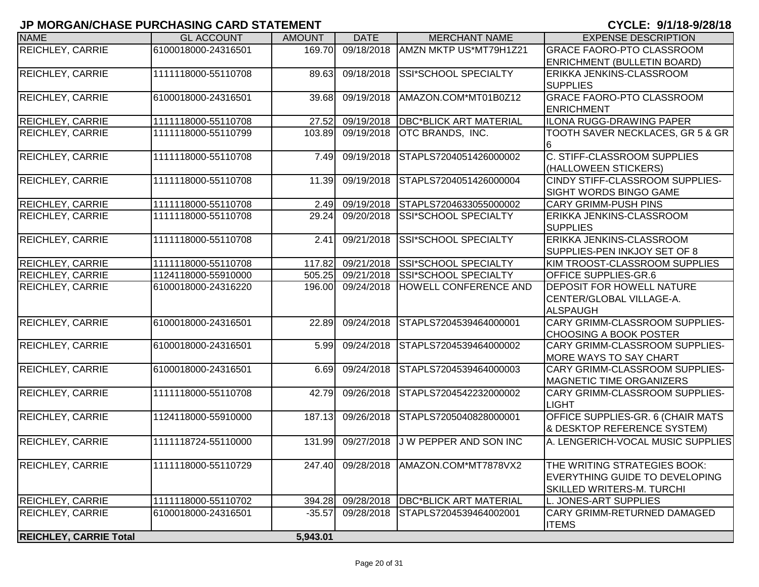# JP MORGAN/CHASE PURCHASING CARD STATEMENT

**CYCLE: 9/1/18-9/28/18**

| NAME | GL ACCOUNT | AMOUNT | DATE | MERCHANT NAME | EXPENSE DESCRIPTION |
|---|---|---|---|---|---|
| REICHLEY, CARRIE | 6100018000-24316501 | 169.70 | 09/18/2018 | AMZN MKTP US*MT79H1Z21 | GRACE FAORO-PTO CLASSROOM ENRICHMENT (BULLETIN BOARD) |
| REICHLEY, CARRIE | 1111118000-55110708 | 89.63 | 09/18/2018 | SSI*SCHOOL SPECIALTY | ERIKKA JENKINS-CLASSROOM SUPPLIES |
| REICHLEY, CARRIE | 6100018000-24316501 | 39.68 | 09/19/2018 | AMAZON.COM*MT01B0Z12 | GRACE FAORO-PTO CLASSROOM ENRICHMENT |
| REICHLEY, CARRIE | 1111118000-55110708 | 27.52 | 09/19/2018 | DBC*BLICK ART MATERIAL | ILONA RUGG-DRAWING PAPER |
| REICHLEY, CARRIE | 1111118000-55110799 | 103.89 | 09/19/2018 | OTC BRANDS, INC. | TOOTH SAVER NECKLACES, GR 5 & GR 6 |
| REICHLEY, CARRIE | 1111118000-55110708 | 7.49 | 09/19/2018 | STAPLS7204051426000002 | C. STIFF-CLASSROOM SUPPLIES (HALLOWEEN STICKERS) |
| REICHLEY, CARRIE | 1111118000-55110708 | 11.39 | 09/19/2018 | STAPLS7204051426000004 | CINDY STIFF-CLASSROOM SUPPLIES-SIGHT WORDS BINGO GAME |
| REICHLEY, CARRIE | 1111118000-55110708 | 2.49 | 09/19/2018 | STAPLS7204633055000002 | CARY GRIMM-PUSH PINS |
| REICHLEY, CARRIE | 1111118000-55110708 | 29.24 | 09/20/2018 | SSI*SCHOOL SPECIALTY | ERIKKA JENKINS-CLASSROOM SUPPLIES |
| REICHLEY, CARRIE | 1111118000-55110708 | 2.41 | 09/21/2018 | SSI*SCHOOL SPECIALTY | ERIKKA JENKINS-CLASSROOM SUPPLIES-PEN INKJOY SET OF 8 |
| REICHLEY, CARRIE | 1111118000-55110708 | 117.82 | 09/21/2018 | SSI*SCHOOL SPECIALTY | KIM TROOST-CLASSROOM SUPPLIES |
| REICHLEY, CARRIE | 1124118000-55910000 | 505.25 | 09/21/2018 | SSI*SCHOOL SPECIALTY | OFFICE SUPPLIES-GR.6 |
| REICHLEY, CARRIE | 6100018000-24316220 | 196.00 | 09/24/2018 | HOWELL CONFERENCE AND | DEPOSIT FOR HOWELL NATURE CENTER/GLOBAL VILLAGE-A. ALSPAUGH |
| REICHLEY, CARRIE | 6100018000-24316501 | 22.89 | 09/24/2018 | STAPLS7204539464000001 | CARY GRIMM-CLASSROOM SUPPLIES-CHOOSING A BOOK POSTER |
| REICHLEY, CARRIE | 6100018000-24316501 | 5.99 | 09/24/2018 | STAPLS7204539464000002 | CARY GRIMM-CLASSROOM SUPPLIES-MORE WAYS TO SAY CHART |
| REICHLEY, CARRIE | 6100018000-24316501 | 6.69 | 09/24/2018 | STAPLS7204539464000003 | CARY GRIMM-CLASSROOM SUPPLIES-MAGNETIC TIME ORGANIZERS |
| REICHLEY, CARRIE | 1111118000-55110708 | 42.79 | 09/26/2018 | STAPLS7204542232000002 | CARY GRIMM-CLASSROOM SUPPLIES-LIGHT |
| REICHLEY, CARRIE | 1124118000-55910000 | 187.13 | 09/26/2018 | STAPLS7205040828000001 | OFFICE SUPPLIES-GR. 6 (CHAIR MATS & DESKTOP REFERENCE SYSTEM) |
| REICHLEY, CARRIE | 1111118724-55110000 | 131.99 | 09/27/2018 | J W PEPPER AND SON INC | A. LENGERICH-VOCAL MUSIC SUPPLIES |
| REICHLEY, CARRIE | 1111118000-55110729 | 247.40 | 09/28/2018 | AMAZON.COM*MT7878VX2 | THE WRITING STRATEGIES BOOK: EVERYTHING GUIDE TO DEVELOPING SKILLED WRITERS-M. TURCHI |
| REICHLEY, CARRIE | 1111118000-55110702 | 394.28 | 09/28/2018 | DBC*BLICK ART MATERIAL | L. JONES-ART SUPPLIES |
| REICHLEY, CARRIE | 6100018000-24316501 | -35.57 | 09/28/2018 | STAPLS7204539464002001 | CARY GRIMM-RETURNED DAMAGED ITEMS |
| **REICHLEY, CARRIE Total** | | **5,943.01** | | | |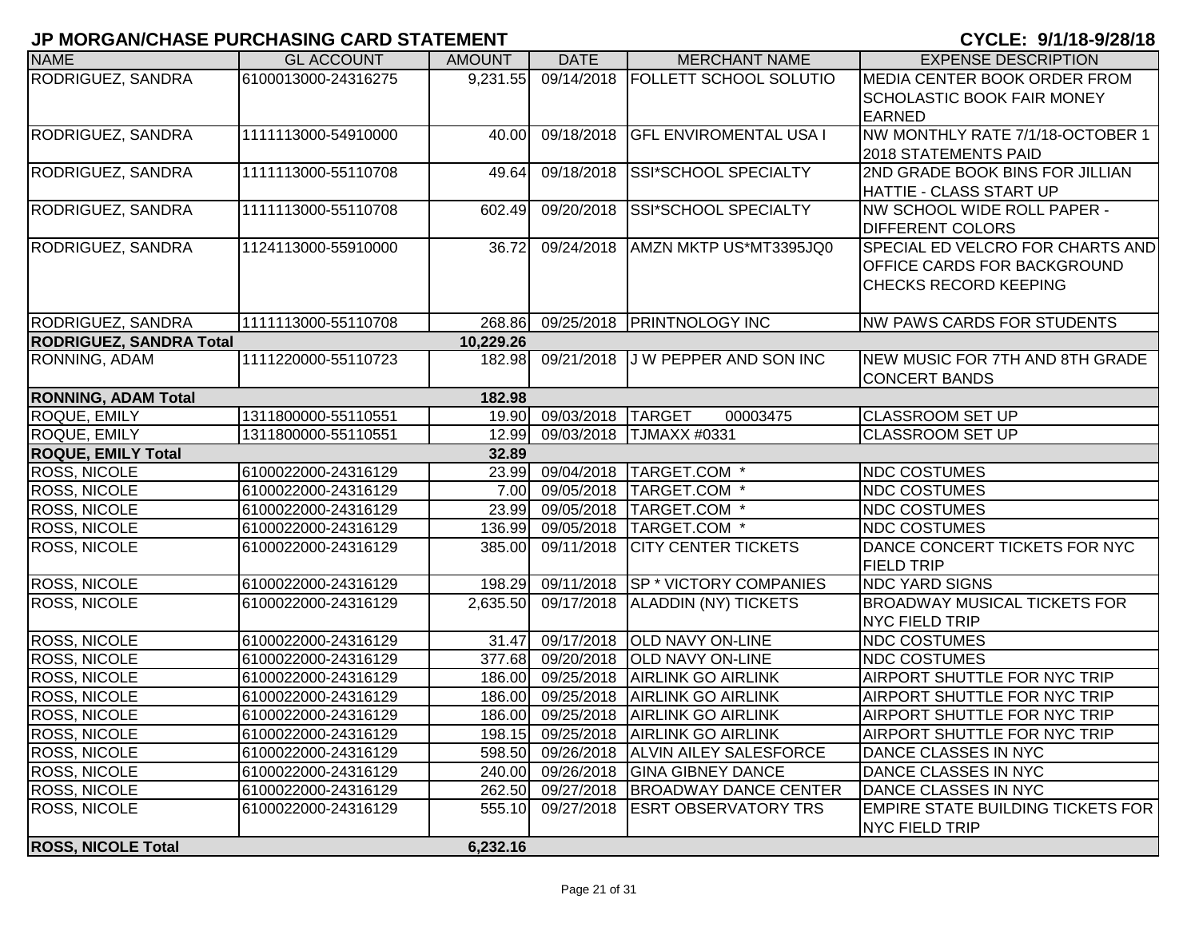# JP MORGAN/CHASE PURCHASING CARD STATEMENT

**CYCLE: 9/1/18-9/28/18**

| NAME | GL ACCOUNT | AMOUNT | DATE | MERCHANT NAME | EXPENSE DESCRIPTION |
|---|---|---|---|---|---|
| RODRIGUEZ, SANDRA | 6100013000-24316275 | 9,231.55 | 09/14/2018 | FOLLETT SCHOOL SOLUTIO | MEDIA CENTER BOOK ORDER FROM SCHOLASTIC BOOK FAIR MONEY EARNED |
| RODRIGUEZ, SANDRA | 1111113000-54910000 | 40.00 | 09/18/2018 | GFL ENVIROMENTAL USA I | NW MONTHLY RATE 7/1/18-OCTOBER 1 2018 STATEMENTS PAID |
| RODRIGUEZ, SANDRA | 1111113000-55110708 | 49.64 | 09/18/2018 | SSI*SCHOOL SPECIALTY | 2ND GRADE BOOK BINS FOR JILLIAN HATTIE - CLASS START UP |
| RODRIGUEZ, SANDRA | 1111113000-55110708 | 602.49 | 09/20/2018 | SSI*SCHOOL SPECIALTY | NW SCHOOL WIDE ROLL PAPER - DIFFERENT COLORS |
| RODRIGUEZ, SANDRA | 1124113000-55910000 | 36.72 | 09/24/2018 | AMZN MKTP US*MT3395JQ0 | SPECIAL ED VELCRO FOR CHARTS AND OFFICE CARDS FOR BACKGROUND CHECKS RECORD KEEPING |
| RODRIGUEZ, SANDRA | 1111113000-55110708 | 268.86 | 09/25/2018 | PRINTNOLOGY INC | NW PAWS CARDS FOR STUDENTS |
| **RODRIGUEZ, SANDRA Total** | | **10,229.26** | | | |
| RONNING, ADAM | 1111220000-55110723 | 182.98 | 09/21/2018 | J W PEPPER AND SON INC | NEW MUSIC FOR 7TH AND 8TH GRADE CONCERT BANDS |
| **RONNING, ADAM Total** | | **182.98** | | | |
| ROQUE, EMILY | 1311800000-55110551 | 19.90 | 09/03/2018 | TARGET 00003475 | CLASSROOM SET UP |
| ROQUE, EMILY | 1311800000-55110551 | 12.99 | 09/03/2018 | TJMAXX #0331 | CLASSROOM SET UP |
| **ROQUE, EMILY Total** | | **32.89** | | | |
| ROSS, NICOLE | 6100022000-24316129 | 23.99 | 09/04/2018 | TARGET.COM * | NDC COSTUMES |
| ROSS, NICOLE | 6100022000-24316129 | 7.00 | 09/05/2018 | TARGET.COM * | NDC COSTUMES |
| ROSS, NICOLE | 6100022000-24316129 | 23.99 | 09/05/2018 | TARGET.COM * | NDC COSTUMES |
| ROSS, NICOLE | 6100022000-24316129 | 136.99 | 09/05/2018 | TARGET.COM * | NDC COSTUMES |
| ROSS, NICOLE | 6100022000-24316129 | 385.00 | 09/11/2018 | CITY CENTER TICKETS | DANCE CONCERT TICKETS FOR NYC FIELD TRIP |
| ROSS, NICOLE | 6100022000-24316129 | 198.29 | 09/11/2018 | SP * VICTORY COMPANIES | NDC YARD SIGNS |
| ROSS, NICOLE | 6100022000-24316129 | 2,635.50 | 09/17/2018 | ALADDIN (NY) TICKETS | BROADWAY MUSICAL TICKETS FOR NYC FIELD TRIP |
| ROSS, NICOLE | 6100022000-24316129 | 31.47 | 09/17/2018 | OLD NAVY ON-LINE | NDC COSTUMES |
| ROSS, NICOLE | 6100022000-24316129 | 377.68 | 09/20/2018 | OLD NAVY ON-LINE | NDC COSTUMES |
| ROSS, NICOLE | 6100022000-24316129 | 186.00 | 09/25/2018 | AIRLINK GO AIRLINK | AIRPORT SHUTTLE FOR NYC TRIP |
| ROSS, NICOLE | 6100022000-24316129 | 186.00 | 09/25/2018 | AIRLINK GO AIRLINK | AIRPORT SHUTTLE FOR NYC TRIP |
| ROSS, NICOLE | 6100022000-24316129 | 186.00 | 09/25/2018 | AIRLINK GO AIRLINK | AIRPORT SHUTTLE FOR NYC TRIP |
| ROSS, NICOLE | 6100022000-24316129 | 198.15 | 09/25/2018 | AIRLINK GO AIRLINK | AIRPORT SHUTTLE FOR NYC TRIP |
| ROSS, NICOLE | 6100022000-24316129 | 598.50 | 09/26/2018 | ALVIN AILEY SALESFORCE | DANCE CLASSES IN NYC |
| ROSS, NICOLE | 6100022000-24316129 | 240.00 | 09/26/2018 | GINA GIBNEY DANCE | DANCE CLASSES IN NYC |
| ROSS, NICOLE | 6100022000-24316129 | 262.50 | 09/27/2018 | BROADWAY DANCE CENTER | DANCE CLASSES IN NYC |
| ROSS, NICOLE | 6100022000-24316129 | 555.10 | 09/27/2018 | ESRT OBSERVATORY TRS | EMPIRE STATE BUILDING TICKETS FOR NYC FIELD TRIP |
| **ROSS, NICOLE Total** | | **6,232.16** | | | |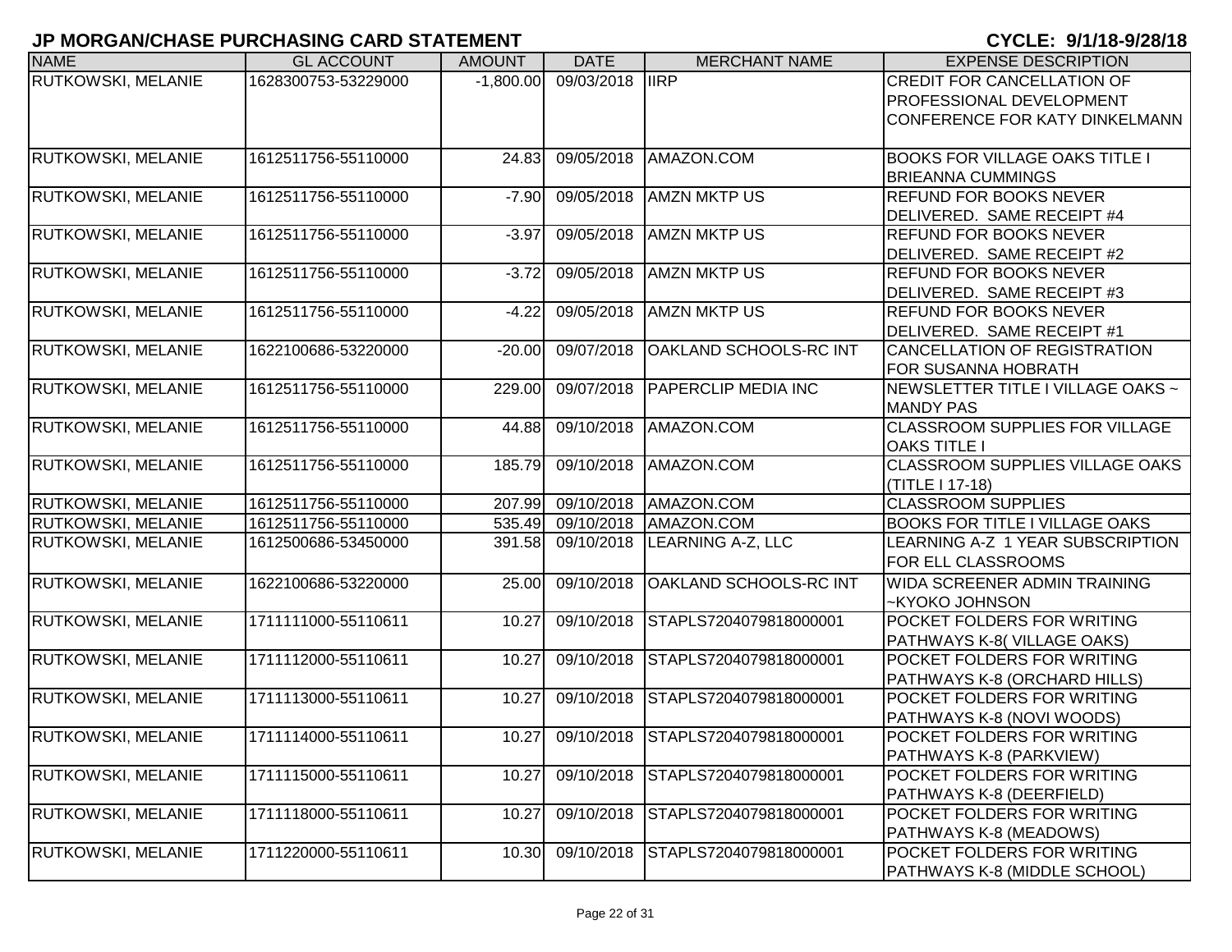## JP MORGAN/CHASE PURCHASING CARD STATEMENT

**CYCLE: 9/1/18-9/28/18**

| NAME | GL ACCOUNT | AMOUNT | DATE | MERCHANT NAME | EXPENSE DESCRIPTION |
|---|---|---|---|---|---|
| RUTKOWSKI, MELANIE | 1628300753-53229000 | -1,800.00 | 09/03/2018 | IIRP | CREDIT FOR CANCELLATION OF PROFESSIONAL DEVELOPMENT CONFERENCE FOR KATY DINKELMANN |
| RUTKOWSKI, MELANIE | 1612511756-55110000 | 24.83 | 09/05/2018 | AMAZON.COM | BOOKS FOR VILLAGE OAKS TITLE I BRIEANNA CUMMINGS |
| RUTKOWSKI, MELANIE | 1612511756-55110000 | -7.90 | 09/05/2018 | AMZN MKTP US | REFUND FOR BOOKS NEVER DELIVERED. SAME RECEIPT #4 |
| RUTKOWSKI, MELANIE | 1612511756-55110000 | -3.97 | 09/05/2018 | AMZN MKTP US | REFUND FOR BOOKS NEVER DELIVERED. SAME RECEIPT #2 |
| RUTKOWSKI, MELANIE | 1612511756-55110000 | -3.72 | 09/05/2018 | AMZN MKTP US | REFUND FOR BOOKS NEVER DELIVERED. SAME RECEIPT #3 |
| RUTKOWSKI, MELANIE | 1612511756-55110000 | -4.22 | 09/05/2018 | AMZN MKTP US | REFUND FOR BOOKS NEVER DELIVERED. SAME RECEIPT #1 |
| RUTKOWSKI, MELANIE | 1622100686-53220000 | -20.00 | 09/07/2018 | OAKLAND SCHOOLS-RC INT | CANCELLATION OF REGISTRATION FOR SUSANNA HOBRATH |
| RUTKOWSKI, MELANIE | 1612511756-55110000 | 229.00 | 09/07/2018 | PAPERCLIP MEDIA INC | NEWSLETTER TITLE I VILLAGE OAKS ~ MANDY PAS |
| RUTKOWSKI, MELANIE | 1612511756-55110000 | 44.88 | 09/10/2018 | AMAZON.COM | CLASSROOM SUPPLIES FOR VILLAGE OAKS TITLE I |
| RUTKOWSKI, MELANIE | 1612511756-55110000 | 185.79 | 09/10/2018 | AMAZON.COM | CLASSROOM SUPPLIES VILLAGE OAKS (TITLE I 17-18) |
| RUTKOWSKI, MELANIE | 1612511756-55110000 | 207.99 | 09/10/2018 | AMAZON.COM | CLASSROOM SUPPLIES |
| RUTKOWSKI, MELANIE | 1612511756-55110000 | 535.49 | 09/10/2018 | AMAZON.COM | BOOKS FOR TITLE I VILLAGE OAKS |
| RUTKOWSKI, MELANIE | 1612500686-53450000 | 391.58 | 09/10/2018 | LEARNING A-Z, LLC | LEARNING A-Z 1 YEAR SUBSCRIPTION FOR ELL CLASSROOMS |
| RUTKOWSKI, MELANIE | 1622100686-53220000 | 25.00 | 09/10/2018 | OAKLAND SCHOOLS-RC INT | WIDA SCREENER ADMIN TRAINING ~KYOKO JOHNSON |
| RUTKOWSKI, MELANIE | 1711111000-55110611 | 10.27 | 09/10/2018 | STAPLS7204079818000001 | POCKET FOLDERS FOR WRITING PATHWAYS K-8( VILLAGE OAKS) |
| RUTKOWSKI, MELANIE | 1711112000-55110611 | 10.27 | 09/10/2018 | STAPLS7204079818000001 | POCKET FOLDERS FOR WRITING PATHWAYS K-8 (ORCHARD HILLS) |
| RUTKOWSKI, MELANIE | 1711113000-55110611 | 10.27 | 09/10/2018 | STAPLS7204079818000001 | POCKET FOLDERS FOR WRITING PATHWAYS K-8 (NOVI WOODS) |
| RUTKOWSKI, MELANIE | 1711114000-55110611 | 10.27 | 09/10/2018 | STAPLS7204079818000001 | POCKET FOLDERS FOR WRITING PATHWAYS K-8 (PARKVIEW) |
| RUTKOWSKI, MELANIE | 1711115000-55110611 | 10.27 | 09/10/2018 | STAPLS7204079818000001 | POCKET FOLDERS FOR WRITING PATHWAYS K-8 (DEERFIELD) |
| RUTKOWSKI, MELANIE | 1711118000-55110611 | 10.27 | 09/10/2018 | STAPLS7204079818000001 | POCKET FOLDERS FOR WRITING PATHWAYS K-8 (MEADOWS) |
| RUTKOWSKI, MELANIE | 1711220000-55110611 | 10.30 | 09/10/2018 | STAPLS7204079818000001 | POCKET FOLDERS FOR WRITING PATHWAYS K-8 (MIDDLE SCHOOL) |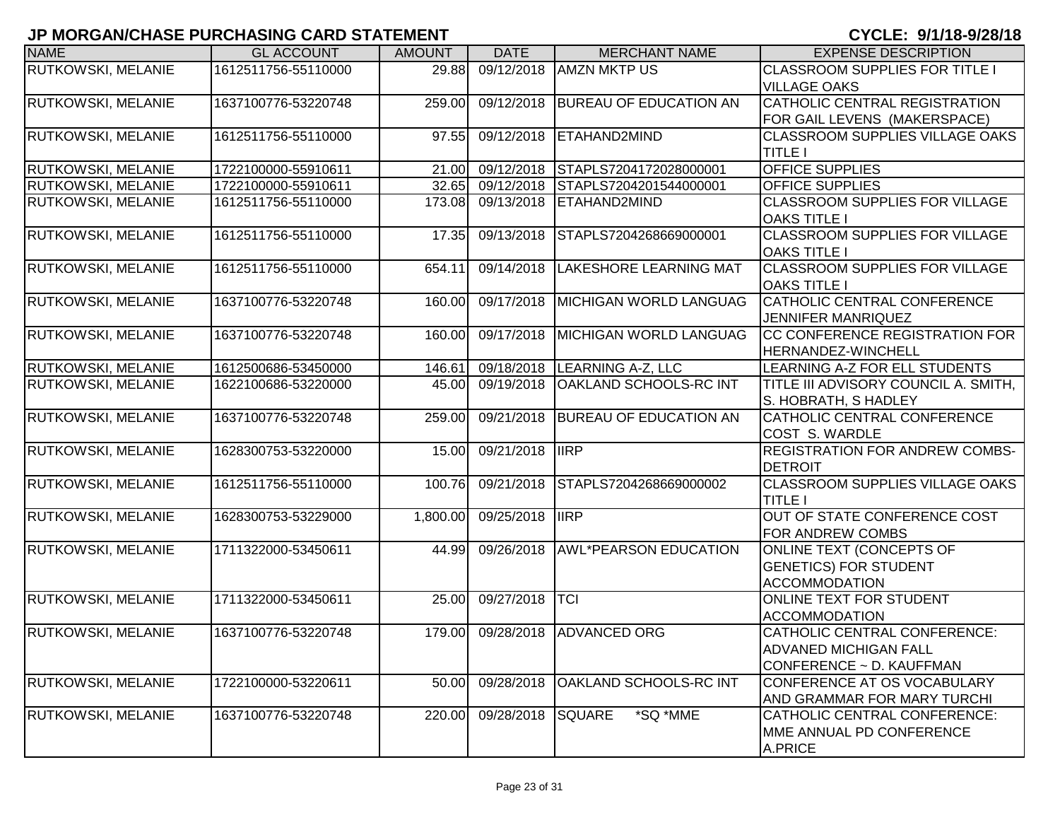# JP MORGAN/CHASE PURCHASING CARD STATEMENT

**CYCLE: 9/1/18-9/28/18**

| NAME | GL ACCOUNT | AMOUNT | DATE | MERCHANT NAME | EXPENSE DESCRIPTION |
|---|---|---|---|---|---|
| RUTKOWSKI, MELANIE | 1612511756-55110000 | 29.88 | 09/12/2018 | AMZN MKTP US | CLASSROOM SUPPLIES FOR TITLE I VILLAGE OAKS |
| RUTKOWSKI, MELANIE | 1637100776-53220748 | 259.00 | 09/12/2018 | BUREAU OF EDUCATION AN | CATHOLIC CENTRAL REGISTRATION FOR GAIL LEVENS (MAKERSPACE) |
| RUTKOWSKI, MELANIE | 1612511756-55110000 | 97.55 | 09/12/2018 | ETAHAND2MIND | CLASSROOM SUPPLIES VILLAGE OAKS TITLE I |
| RUTKOWSKI, MELANIE | 1722100000-55910611 | 21.00 | 09/12/2018 | STAPLS7204172028000001 | OFFICE SUPPLIES |
| RUTKOWSKI, MELANIE | 1722100000-55910611 | 32.65 | 09/12/2018 | STAPLS7204201544000001 | OFFICE SUPPLIES |
| RUTKOWSKI, MELANIE | 1612511756-55110000 | 173.08 | 09/13/2018 | ETAHAND2MIND | CLASSROOM SUPPLIES FOR VILLAGE OAKS TITLE I |
| RUTKOWSKI, MELANIE | 1612511756-55110000 | 17.35 | 09/13/2018 | STAPLS7204268669000001 | CLASSROOM SUPPLIES FOR VILLAGE OAKS TITLE I |
| RUTKOWSKI, MELANIE | 1612511756-55110000 | 654.11 | 09/14/2018 | LAKESHORE LEARNING MAT | CLASSROOM SUPPLIES FOR VILLAGE OAKS TITLE I |
| RUTKOWSKI, MELANIE | 1637100776-53220748 | 160.00 | 09/17/2018 | MICHIGAN WORLD LANGUAG | CATHOLIC CENTRAL CONFERENCE JENNIFER MANRIQUEZ |
| RUTKOWSKI, MELANIE | 1637100776-53220748 | 160.00 | 09/17/2018 | MICHIGAN WORLD LANGUAG | CC CONFERENCE REGISTRATION FOR HERNANDEZ-WINCHELL |
| RUTKOWSKI, MELANIE | 1612500686-53450000 | 146.61 | 09/18/2018 | LEARNING A-Z, LLC | LEARNING A-Z FOR ELL STUDENTS |
| RUTKOWSKI, MELANIE | 1622100686-53220000 | 45.00 | 09/19/2018 | OAKLAND SCHOOLS-RC INT | TITLE III ADVISORY COUNCIL A. SMITH, S. HOBRATH, S HADLEY |
| RUTKOWSKI, MELANIE | 1637100776-53220748 | 259.00 | 09/21/2018 | BUREAU OF EDUCATION AN | CATHOLIC CENTRAL CONFERENCE COST S. WARDLE |
| RUTKOWSKI, MELANIE | 1628300753-53220000 | 15.00 | 09/21/2018 | IIRP | REGISTRATION FOR ANDREW COMBS-DETROIT |
| RUTKOWSKI, MELANIE | 1612511756-55110000 | 100.76 | 09/21/2018 | STAPLS7204268669000002 | CLASSROOM SUPPLIES VILLAGE OAKS TITLE I |
| RUTKOWSKI, MELANIE | 1628300753-53229000 | 1,800.00 | 09/25/2018 | IIRP | OUT OF STATE CONFERENCE COST FOR ANDREW COMBS |
| RUTKOWSKI, MELANIE | 1711322000-53450611 | 44.99 | 09/26/2018 | AWL*PEARSON EDUCATION | ONLINE TEXT (CONCEPTS OF GENETICS) FOR STUDENT ACCOMMODATION |
| RUTKOWSKI, MELANIE | 1711322000-53450611 | 25.00 | 09/27/2018 | TCI | ONLINE TEXT FOR STUDENT ACCOMMODATION |
| RUTKOWSKI, MELANIE | 1637100776-53220748 | 179.00 | 09/28/2018 | ADVANCED ORG | CATHOLIC CENTRAL CONFERENCE: ADVANED MICHIGAN FALL CONFERENCE ~ D. KAUFFMAN |
| RUTKOWSKI, MELANIE | 1722100000-53220611 | 50.00 | 09/28/2018 | OAKLAND SCHOOLS-RC INT | CONFERENCE AT OS VOCABULARY AND GRAMMAR FOR MARY TURCHI |
| RUTKOWSKI, MELANIE | 1637100776-53220748 | 220.00 | 09/28/2018 | SQUARE *SQ *MME | CATHOLIC CENTRAL CONFERENCE: MME ANNUAL PD CONFERENCE A.PRICE |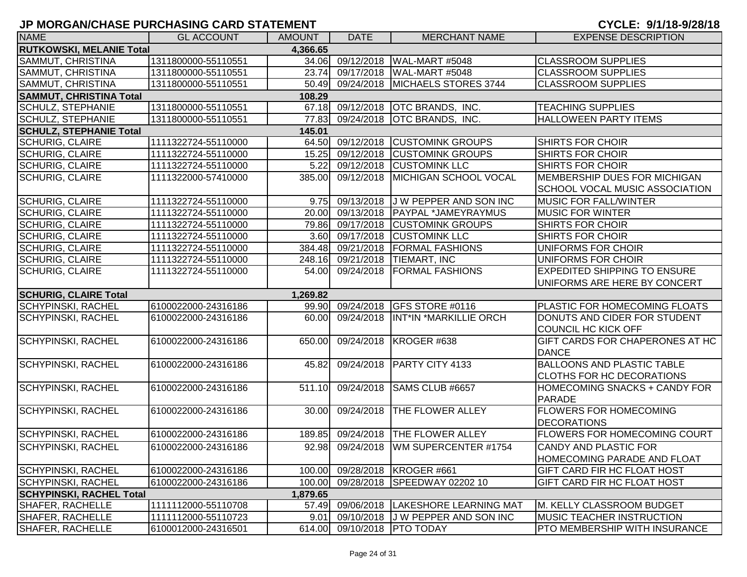# JP MORGAN/CHASE PURCHASING CARD STATEMENT

**CYCLE: 9/1/18-9/28/18**

| NAME | GL ACCOUNT | AMOUNT | DATE | MERCHANT NAME | EXPENSE DESCRIPTION |
|---|---|---|---|---|---|
| **RUTKOWSKI, MELANIE Total** | | **4,366.65** | | | |
| SAMMUT, CHRISTINA | 1311800000-55110551 | 34.06 | 09/12/2018 | WAL-MART #5048 | CLASSROOM SUPPLIES |
| SAMMUT, CHRISTINA | 1311800000-55110551 | 23.74 | 09/17/2018 | WAL-MART #5048 | CLASSROOM SUPPLIES |
| SAMMUT, CHRISTINA | 1311800000-55110551 | 50.49 | 09/24/2018 | MICHAELS STORES 3744 | CLASSROOM SUPPLIES |
| **SAMMUT, CHRISTINA Total** | | **108.29** | | | |
| SCHULZ, STEPHANIE | 1311800000-55110551 | 67.18 | 09/12/2018 | OTC BRANDS, INC. | TEACHING SUPPLIES |
| SCHULZ, STEPHANIE | 1311800000-55110551 | 77.83 | 09/24/2018 | OTC BRANDS, INC. | HALLOWEEN PARTY ITEMS |
| **SCHULZ, STEPHANIE Total** | | **145.01** | | | |
| SCHURIG, CLAIRE | 1111322724-55110000 | 64.50 | 09/12/2018 | CUSTOMINK GROUPS | SHIRTS FOR CHOIR |
| SCHURIG, CLAIRE | 1111322724-55110000 | 15.25 | 09/12/2018 | CUSTOMINK GROUPS | SHIRTS FOR CHOIR |
| SCHURIG, CLAIRE | 1111322724-55110000 | 5.22 | 09/12/2018 | CUSTOMINK LLC | SHIRTS FOR CHOIR |
| SCHURIG, CLAIRE | 1111322000-57410000 | 385.00 | 09/12/2018 | MICHIGAN SCHOOL VOCAL | MEMBERSHIP DUES FOR MICHIGAN SCHOOL VOCAL MUSIC ASSOCIATION |
| SCHURIG, CLAIRE | 1111322724-55110000 | 9.75 | 09/13/2018 | J W PEPPER AND SON INC | MUSIC FOR FALL/WINTER |
| SCHURIG, CLAIRE | 1111322724-55110000 | 20.00 | 09/13/2018 | PAYPAL *JAMEYRAYMUS | MUSIC FOR WINTER |
| SCHURIG, CLAIRE | 1111322724-55110000 | 79.86 | 09/17/2018 | CUSTOMINK GROUPS | SHIRTS FOR CHOIR |
| SCHURIG, CLAIRE | 1111322724-55110000 | 3.60 | 09/17/2018 | CUSTOMINK LLC | SHIRTS FOR CHOIR |
| SCHURIG, CLAIRE | 1111322724-55110000 | 384.48 | 09/21/2018 | FORMAL FASHIONS | UNIFORMS FOR CHOIR |
| SCHURIG, CLAIRE | 1111322724-55110000 | 248.16 | 09/21/2018 | TIEMART, INC | UNIFORMS FOR CHOIR |
| SCHURIG, CLAIRE | 1111322724-55110000 | 54.00 | 09/24/2018 | FORMAL FASHIONS | EXPEDITED SHIPPING TO ENSURE UNIFORMS ARE HERE BY CONCERT |
| **SCHURIG, CLAIRE Total** | | **1,269.82** | | | |
| SCHYPINSKI, RACHEL | 6100022000-24316186 | 99.90 | 09/24/2018 | GFS STORE #0116 | PLASTIC FOR HOMECOMING FLOATS |
| SCHYPINSKI, RACHEL | 6100022000-24316186 | 60.00 | 09/24/2018 | INT*IN *MARKILLIE ORCH | DONUTS AND CIDER FOR STUDENT COUNCIL HC KICK OFF |
| SCHYPINSKI, RACHEL | 6100022000-24316186 | 650.00 | 09/24/2018 | KROGER #638 | GIFT CARDS FOR CHAPERONES AT HC DANCE |
| SCHYPINSKI, RACHEL | 6100022000-24316186 | 45.82 | 09/24/2018 | PARTY CITY 4133 | BALLOONS AND PLASTIC TABLE CLOTHS FOR HC DECORATIONS |
| SCHYPINSKI, RACHEL | 6100022000-24316186 | 511.10 | 09/24/2018 | SAMS CLUB #6657 | HOMECOMING SNACKS + CANDY FOR PARADE |
| SCHYPINSKI, RACHEL | 6100022000-24316186 | 30.00 | 09/24/2018 | THE FLOWER ALLEY | FLOWERS FOR HOMECOMING DECORATIONS |
| SCHYPINSKI, RACHEL | 6100022000-24316186 | 189.85 | 09/24/2018 | THE FLOWER ALLEY | FLOWERS FOR HOMECOMING COURT |
| SCHYPINSKI, RACHEL | 6100022000-24316186 | 92.98 | 09/24/2018 | WM SUPERCENTER #1754 | CANDY AND PLASTIC FOR HOMECOMING PARADE AND FLOAT |
| SCHYPINSKI, RACHEL | 6100022000-24316186 | 100.00 | 09/28/2018 | KROGER #661 | GIFT CARD FIR HC FLOAT HOST |
| SCHYPINSKI, RACHEL | 6100022000-24316186 | 100.00 | 09/28/2018 | SPEEDWAY 02202 10 | GIFT CARD FIR HC FLOAT HOST |
| **SCHYPINSKI, RACHEL Total** | | **1,879.65** | | | |
| SHAFER, RACHELLE | 1111112000-55110708 | 57.49 | 09/06/2018 | LAKESHORE LEARNING MAT | M. KELLY CLASSROOM BUDGET |
| SHAFER, RACHELLE | 1111112000-55110723 | 9.01 | 09/10/2018 | J W PEPPER AND SON INC | MUSIC TEACHER INSTRUCTION |
| SHAFER, RACHELLE | 6100012000-24316501 | 614.00 | 09/10/2018 | PTO TODAY | PTO MEMBERSHIP WITH INSURANCE |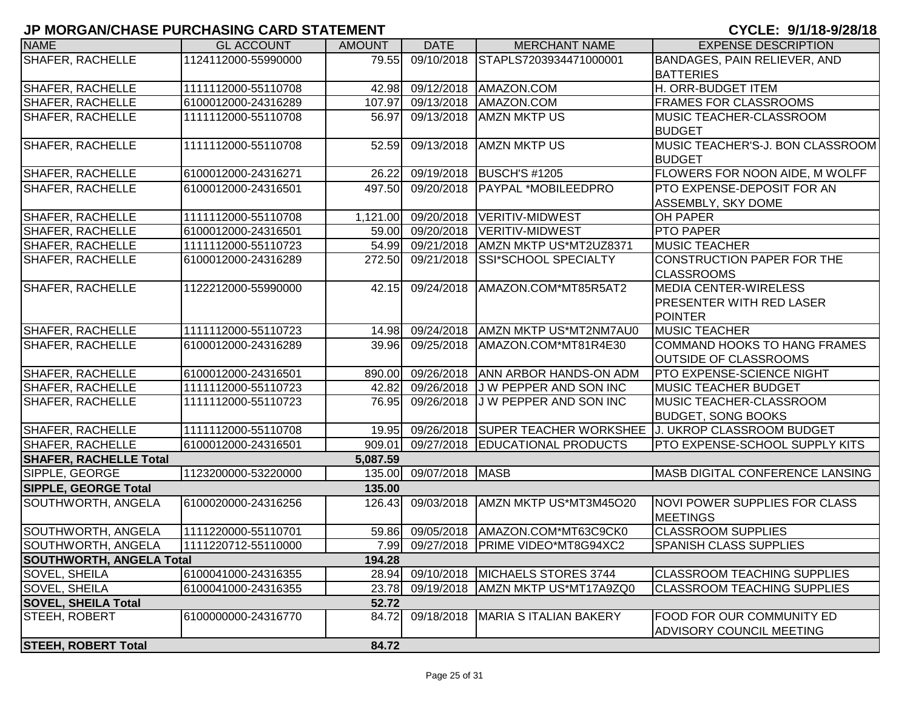# JP MORGAN/CHASE PURCHASING CARD STATEMENT

**CYCLE: 9/1/18-9/28/18**

| NAME | GL ACCOUNT | AMOUNT | DATE | MERCHANT NAME | EXPENSE DESCRIPTION |
|---|---|---|---|---|---|
| SHAFER, RACHELLE | 1124112000-55990000 | 79.55 | 09/10/2018 | STAPLS7203934471000001 | BANDAGES, PAIN RELIEVER, AND BATTERIES |
| SHAFER, RACHELLE | 1111112000-55110708 | 42.98 | 09/12/2018 | AMAZON.COM | H. ORR-BUDGET ITEM |
| SHAFER, RACHELLE | 6100012000-24316289 | 107.97 | 09/13/2018 | AMAZON.COM | FRAMES FOR CLASSROOMS |
| SHAFER, RACHELLE | 1111112000-55110708 | 56.97 | 09/13/2018 | AMZN MKTP US | MUSIC TEACHER-CLASSROOM BUDGET |
| SHAFER, RACHELLE | 1111112000-55110708 | 52.59 | 09/13/2018 | AMZN MKTP US | MUSIC TEACHER'S-J. BON CLASSROOM BUDGET |
| SHAFER, RACHELLE | 6100012000-24316271 | 26.22 | 09/19/2018 | BUSCH'S #1205 | FLOWERS FOR NOON AIDE, M WOLFF |
| SHAFER, RACHELLE | 6100012000-24316501 | 497.50 | 09/20/2018 | PAYPAL *MOBILEEDPRO | PTO EXPENSE-DEPOSIT FOR AN ASSEMBLY, SKY DOME |
| SHAFER, RACHELLE | 1111112000-55110708 | 1,121.00 | 09/20/2018 | VERITIV-MIDWEST | OH PAPER |
| SHAFER, RACHELLE | 6100012000-24316501 | 59.00 | 09/20/2018 | VERITIV-MIDWEST | PTO PAPER |
| SHAFER, RACHELLE | 1111112000-55110723 | 54.99 | 09/21/2018 | AMZN MKTP US*MT2UZ8371 | MUSIC TEACHER |
| SHAFER, RACHELLE | 6100012000-24316289 | 272.50 | 09/21/2018 | SSI*SCHOOL SPECIALTY | CONSTRUCTION PAPER FOR THE CLASSROOMS |
| SHAFER, RACHELLE | 1122212000-55990000 | 42.15 | 09/24/2018 | AMAZON.COM*MT85R5AT2 | MEDIA CENTER-WIRELESS PRESENTER WITH RED LASER POINTER |
| SHAFER, RACHELLE | 1111112000-55110723 | 14.98 | 09/24/2018 | AMZN MKTP US*MT2NM7AU0 | MUSIC TEACHER |
| SHAFER, RACHELLE | 6100012000-24316289 | 39.96 | 09/25/2018 | AMAZON.COM*MT81R4E30 | COMMAND HOOKS TO HANG FRAMES OUTSIDE OF CLASSROOMS |
| SHAFER, RACHELLE | 6100012000-24316501 | 890.00 | 09/26/2018 | ANN ARBOR HANDS-ON ADM | PTO EXPENSE-SCIENCE NIGHT |
| SHAFER, RACHELLE | 1111112000-55110723 | 42.82 | 09/26/2018 | J W PEPPER AND SON INC | MUSIC TEACHER BUDGET |
| SHAFER, RACHELLE | 1111112000-55110723 | 76.95 | 09/26/2018 | J W PEPPER AND SON INC | MUSIC TEACHER-CLASSROOM BUDGET, SONG BOOKS |
| SHAFER, RACHELLE | 1111112000-55110708 | 19.95 | 09/26/2018 | SUPER TEACHER WORKSHEE | J. UKROP CLASSROOM BUDGET |
| SHAFER, RACHELLE | 6100012000-24316501 | 909.01 | 09/27/2018 | EDUCATIONAL PRODUCTS | PTO EXPENSE-SCHOOL SUPPLY KITS |
| **SHAFER, RACHELLE Total** | | **5,087.59** | | | |
| SIPPLE, GEORGE | 1123200000-53220000 | 135.00 | 09/07/2018 | MASB | MASB DIGITAL CONFERENCE LANSING |
| **SIPPLE, GEORGE Total** | | **135.00** | | | |
| SOUTHWORTH, ANGELA | 6100020000-24316256 | 126.43 | 09/03/2018 | AMZN MKTP US*MT3M45O20 | NOVI POWER SUPPLIES FOR CLASS MEETINGS |
| SOUTHWORTH, ANGELA | 1111220000-55110701 | 59.86 | 09/05/2018 | AMAZON.COM*MT63C9CK0 | CLASSROOM SUPPLIES |
| SOUTHWORTH, ANGELA | 1111220712-55110000 | 7.99 | 09/27/2018 | PRIME VIDEO*MT8G94XC2 | SPANISH CLASS SUPPLIES |
| **SOUTHWORTH, ANGELA Total** | | **194.28** | | | |
| SOVEL, SHEILA | 6100041000-24316355 | 28.94 | 09/10/2018 | MICHAELS STORES 3744 | CLASSROOM TEACHING SUPPLIES |
| SOVEL, SHEILA | 6100041000-24316355 | 23.78 | 09/19/2018 | AMZN MKTP US*MT17A9ZQ0 | CLASSROOM TEACHING SUPPLIES |
| **SOVEL, SHEILA Total** | | **52.72** | | | |
| STEEH, ROBERT | 6100000000-24316770 | 84.72 | 09/18/2018 | MARIA S ITALIAN BAKERY | FOOD FOR OUR COMMUNITY ED ADVISORY COUNCIL MEETING |
| **STEEH, ROBERT Total** | | **84.72** | | | |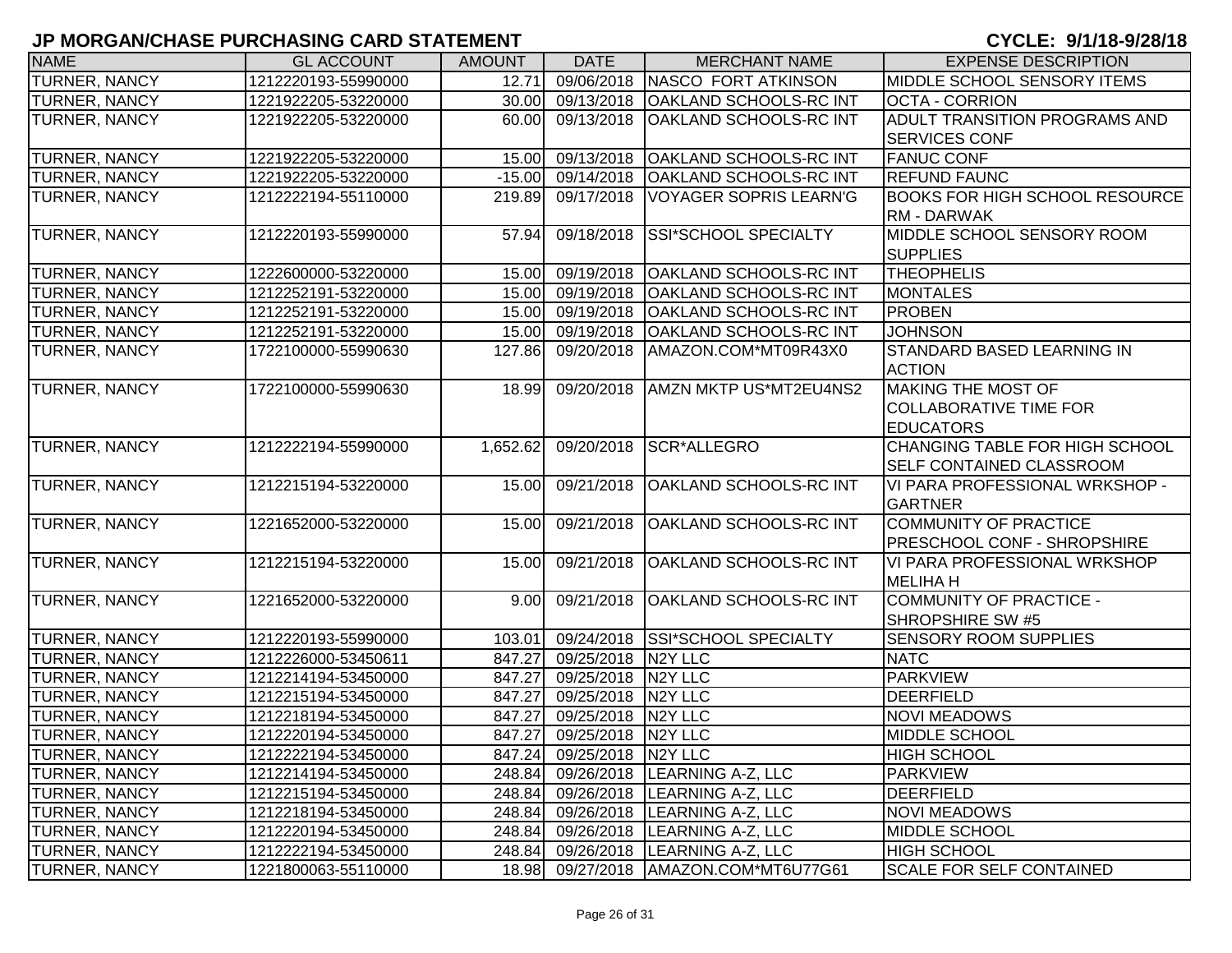# JP MORGAN/CHASE PURCHASING CARD STATEMENT

**CYCLE: 9/1/18-9/28/18**

| NAME | GL ACCOUNT | AMOUNT | DATE | MERCHANT NAME | EXPENSE DESCRIPTION |
|---|---|---|---|---|---|
| TURNER, NANCY | 1212220193-55990000 | 12.71 | 09/06/2018 | NASCO FORT ATKINSON | MIDDLE SCHOOL SENSORY ITEMS |
| TURNER, NANCY | 1221922205-53220000 | 30.00 | 09/13/2018 | OAKLAND SCHOOLS-RC INT | OCTA - CORRION |
| TURNER, NANCY | 1221922205-53220000 | 60.00 | 09/13/2018 | OAKLAND SCHOOLS-RC INT | ADULT TRANSITION PROGRAMS AND SERVICES CONF |
| TURNER, NANCY | 1221922205-53220000 | 15.00 | 09/13/2018 | OAKLAND SCHOOLS-RC INT | FANUC CONF |
| TURNER, NANCY | 1221922205-53220000 | -15.00 | 09/14/2018 | OAKLAND SCHOOLS-RC INT | REFUND FAUNC |
| TURNER, NANCY | 1212222194-55110000 | 219.89 | 09/17/2018 | VOYAGER SOPRIS LEARN'G | BOOKS FOR HIGH SCHOOL RESOURCE RM - DARWAK |
| TURNER, NANCY | 1212220193-55990000 | 57.94 | 09/18/2018 | SSI*SCHOOL SPECIALTY | MIDDLE SCHOOL SENSORY ROOM SUPPLIES |
| TURNER, NANCY | 1222600000-53220000 | 15.00 | 09/19/2018 | OAKLAND SCHOOLS-RC INT | THEOPHELIS |
| TURNER, NANCY | 1212252191-53220000 | 15.00 | 09/19/2018 | OAKLAND SCHOOLS-RC INT | MONTALES |
| TURNER, NANCY | 1212252191-53220000 | 15.00 | 09/19/2018 | OAKLAND SCHOOLS-RC INT | PROBEN |
| TURNER, NANCY | 1212252191-53220000 | 15.00 | 09/19/2018 | OAKLAND SCHOOLS-RC INT | JOHNSON |
| TURNER, NANCY | 1722100000-55990630 | 127.86 | 09/20/2018 | AMAZON.COM*MT09R43X0 | STANDARD BASED LEARNING IN ACTION |
| TURNER, NANCY | 1722100000-55990630 | 18.99 | 09/20/2018 | AMZN MKTP US*MT2EU4NS2 | MAKING THE MOST OF COLLABORATIVE TIME FOR EDUCATORS |
| TURNER, NANCY | 1212222194-55990000 | 1,652.62 | 09/20/2018 | SCR*ALLEGRO | CHANGING TABLE FOR HIGH SCHOOL SELF CONTAINED CLASSROOM |
| TURNER, NANCY | 1212215194-53220000 | 15.00 | 09/21/2018 | OAKLAND SCHOOLS-RC INT | VI PARA PROFESSIONAL WRKSHOP - GARTNER |
| TURNER, NANCY | 1221652000-53220000 | 15.00 | 09/21/2018 | OAKLAND SCHOOLS-RC INT | COMMUNITY OF PRACTICE PRESCHOOL CONF - SHROPSHIRE |
| TURNER, NANCY | 1212215194-53220000 | 15.00 | 09/21/2018 | OAKLAND SCHOOLS-RC INT | VI PARA PROFESSIONAL WRKSHOP MELIHA H |
| TURNER, NANCY | 1221652000-53220000 | 9.00 | 09/21/2018 | OAKLAND SCHOOLS-RC INT | COMMUNITY OF PRACTICE - SHROPSHIRE SW #5 |
| TURNER, NANCY | 1212220193-55990000 | 103.01 | 09/24/2018 | SSI*SCHOOL SPECIALTY | SENSORY ROOM SUPPLIES |
| TURNER, NANCY | 1212226000-53450611 | 847.27 | 09/25/2018 | N2Y LLC | NATC |
| TURNER, NANCY | 1212214194-53450000 | 847.27 | 09/25/2018 | N2Y LLC | PARKVIEW |
| TURNER, NANCY | 1212215194-53450000 | 847.27 | 09/25/2018 | N2Y LLC | DEERFIELD |
| TURNER, NANCY | 1212218194-53450000 | 847.27 | 09/25/2018 | N2Y LLC | NOVI MEADOWS |
| TURNER, NANCY | 1212220194-53450000 | 847.27 | 09/25/2018 | N2Y LLC | MIDDLE SCHOOL |
| TURNER, NANCY | 1212222194-53450000 | 847.24 | 09/25/2018 | N2Y LLC | HIGH SCHOOL |
| TURNER, NANCY | 1212214194-53450000 | 248.84 | 09/26/2018 | LEARNING A-Z, LLC | PARKVIEW |
| TURNER, NANCY | 1212215194-53450000 | 248.84 | 09/26/2018 | LEARNING A-Z, LLC | DEERFIELD |
| TURNER, NANCY | 1212218194-53450000 | 248.84 | 09/26/2018 | LEARNING A-Z, LLC | NOVI MEADOWS |
| TURNER, NANCY | 1212220194-53450000 | 248.84 | 09/26/2018 | LEARNING A-Z, LLC | MIDDLE SCHOOL |
| TURNER, NANCY | 1212222194-53450000 | 248.84 | 09/26/2018 | LEARNING A-Z, LLC | HIGH SCHOOL |
| TURNER, NANCY | 1221800063-55110000 | 18.98 | 09/27/2018 | AMAZON.COM*MT6U77G61 | SCALE FOR SELF CONTAINED |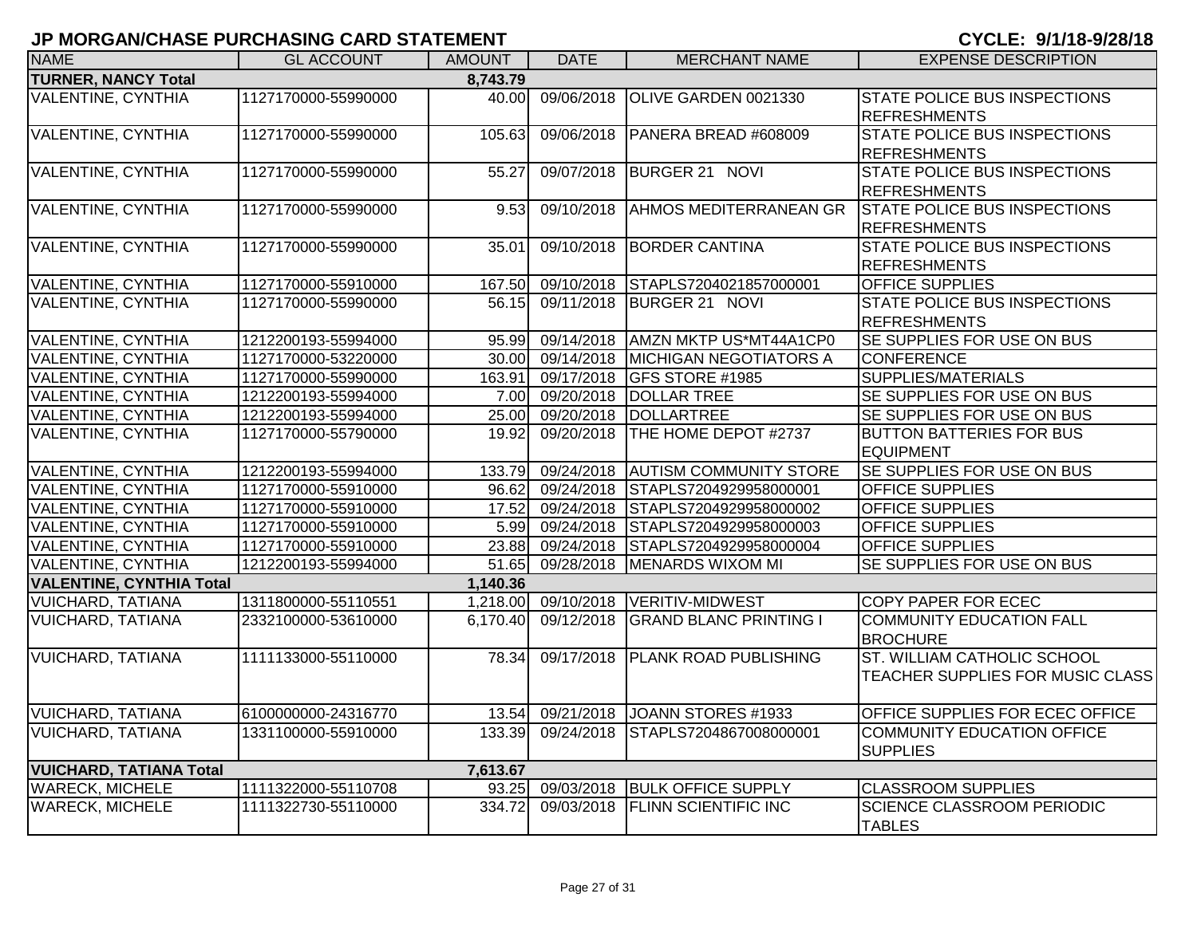## JP MORGAN/CHASE PURCHASING CARD STATEMENT

**CYCLE: 9/1/18-9/28/18**

| NAME | GL ACCOUNT | AMOUNT | DATE | MERCHANT NAME | EXPENSE DESCRIPTION |
|---|---|---|---|---|---|
| **TURNER, NANCY Total** | | **8,743.79** | | | |
| VALENTINE, CYNTHIA | 1127170000-55990000 | 40.00 | 09/06/2018 | OLIVE GARDEN 0021330 | STATE POLICE BUS INSPECTIONS REFRESHMENTS |
| VALENTINE, CYNTHIA | 1127170000-55990000 | 105.63 | 09/06/2018 | PANERA BREAD #608009 | STATE POLICE BUS INSPECTIONS REFRESHMENTS |
| VALENTINE, CYNTHIA | 1127170000-55990000 | 55.27 | 09/07/2018 | BURGER 21 NOVI | STATE POLICE BUS INSPECTIONS REFRESHMENTS |
| VALENTINE, CYNTHIA | 1127170000-55990000 | 9.53 | 09/10/2018 | AHMOS MEDITERRANEAN GR | STATE POLICE BUS INSPECTIONS REFRESHMENTS |
| VALENTINE, CYNTHIA | 1127170000-55990000 | 35.01 | 09/10/2018 | BORDER CANTINA | STATE POLICE BUS INSPECTIONS REFRESHMENTS |
| VALENTINE, CYNTHIA | 1127170000-55910000 | 167.50 | 09/10/2018 | STAPLS7204021857000001 | OFFICE SUPPLIES |
| VALENTINE, CYNTHIA | 1127170000-55990000 | 56.15 | 09/11/2018 | BURGER 21 NOVI | STATE POLICE BUS INSPECTIONS REFRESHMENTS |
| VALENTINE, CYNTHIA | 1212200193-55994000 | 95.99 | 09/14/2018 | AMZN MKTP US*MT44A1CP0 | SE SUPPLIES FOR USE ON BUS |
| VALENTINE, CYNTHIA | 1127170000-53220000 | 30.00 | 09/14/2018 | MICHIGAN NEGOTIATORS A | CONFERENCE |
| VALENTINE, CYNTHIA | 1127170000-55990000 | 163.91 | 09/17/2018 | GFS STORE #1985 | SUPPLIES/MATERIALS |
| VALENTINE, CYNTHIA | 1212200193-55994000 | 7.00 | 09/20/2018 | DOLLAR TREE | SE SUPPLIES FOR USE ON BUS |
| VALENTINE, CYNTHIA | 1212200193-55994000 | 25.00 | 09/20/2018 | DOLLARTREE | SE SUPPLIES FOR USE ON BUS |
| VALENTINE, CYNTHIA | 1127170000-55790000 | 19.92 | 09/20/2018 | THE HOME DEPOT #2737 | BUTTON BATTERIES FOR BUS EQUIPMENT |
| VALENTINE, CYNTHIA | 1212200193-55994000 | 133.79 | 09/24/2018 | AUTISM COMMUNITY STORE | SE SUPPLIES FOR USE ON BUS |
| VALENTINE, CYNTHIA | 1127170000-55910000 | 96.62 | 09/24/2018 | STAPLS7204929958000001 | OFFICE SUPPLIES |
| VALENTINE, CYNTHIA | 1127170000-55910000 | 17.52 | 09/24/2018 | STAPLS7204929958000002 | OFFICE SUPPLIES |
| VALENTINE, CYNTHIA | 1127170000-55910000 | 5.99 | 09/24/2018 | STAPLS7204929958000003 | OFFICE SUPPLIES |
| VALENTINE, CYNTHIA | 1127170000-55910000 | 23.88 | 09/24/2018 | STAPLS7204929958000004 | OFFICE SUPPLIES |
| VALENTINE, CYNTHIA | 1212200193-55994000 | 51.65 | 09/28/2018 | MENARDS WIXOM MI | SE SUPPLIES FOR USE ON BUS |
| **VALENTINE, CYNTHIA Total** | | **1,140.36** | | | |
| VUICHARD, TATIANA | 1311800000-55110551 | 1,218.00 | 09/10/2018 | VERITIV-MIDWEST | COPY PAPER FOR ECEC |
| VUICHARD, TATIANA | 2332100000-53610000 | 6,170.40 | 09/12/2018 | GRAND BLANC PRINTING I | COMMUNITY EDUCATION FALL BROCHURE |
| VUICHARD, TATIANA | 1111133000-55110000 | 78.34 | 09/17/2018 | PLANK ROAD PUBLISHING | ST. WILLIAM CATHOLIC SCHOOL TEACHER SUPPLIES FOR MUSIC CLASS |
| VUICHARD, TATIANA | 6100000000-24316770 | 13.54 | 09/21/2018 | JOANN STORES #1933 | OFFICE SUPPLIES FOR ECEC OFFICE |
| VUICHARD, TATIANA | 1331100000-55910000 | 133.39 | 09/24/2018 | STAPLS7204867008000001 | COMMUNITY EDUCATION OFFICE SUPPLIES |
| **VUICHARD, TATIANA Total** | | **7,613.67** | | | |
| WARECK, MICHELE | 1111322000-55110708 | 93.25 | 09/03/2018 | BULK OFFICE SUPPLY | CLASSROOM SUPPLIES |
| WARECK, MICHELE | 1111322730-55110000 | 334.72 | 09/03/2018 | FLINN SCIENTIFIC INC | SCIENCE CLASSROOM PERIODIC TABLES |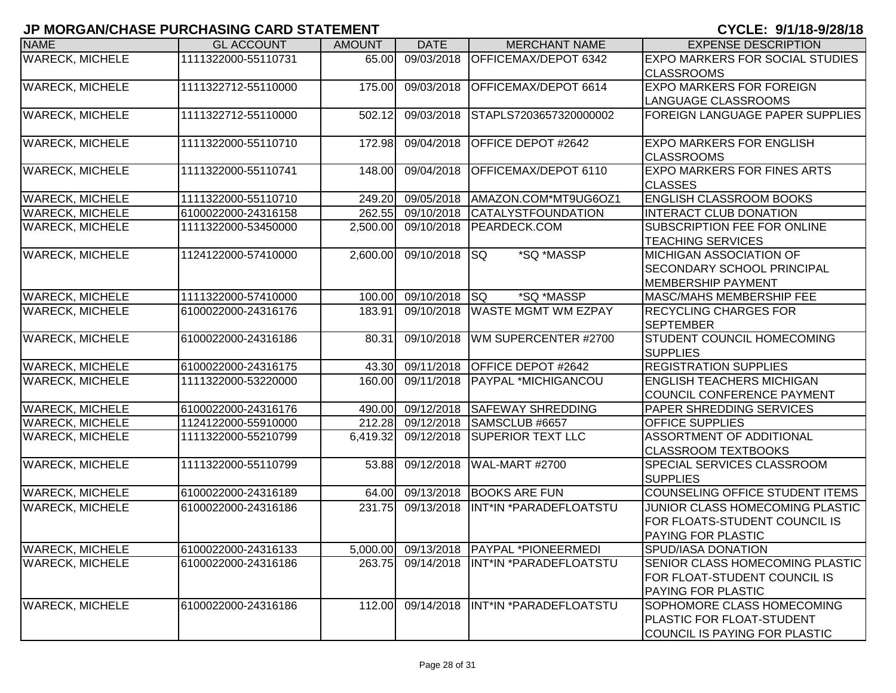## JP MORGAN/CHASE PURCHASING CARD STATEMENT

**CYCLE: 9/1/18-9/28/18**

| NAME | GL ACCOUNT | AMOUNT | DATE | MERCHANT NAME | EXPENSE DESCRIPTION |
|---|---|---|---|---|---|
| WARECK, MICHELE | 1111322000-55110731 | 65.00 | 09/03/2018 | OFFICEMAX/DEPOT 6342 | EXPO MARKERS FOR SOCIAL STUDIES CLASSROOMS |
| WARECK, MICHELE | 1111322712-55110000 | 175.00 | 09/03/2018 | OFFICEMAX/DEPOT 6614 | EXPO MARKERS FOR FOREIGN LANGUAGE CLASSROOMS |
| WARECK, MICHELE | 1111322712-55110000 | 502.12 | 09/03/2018 | STAPLS7203657320000002 | FOREIGN LANGUAGE PAPER SUPPLIES |
| WARECK, MICHELE | 1111322000-55110710 | 172.98 | 09/04/2018 | OFFICE DEPOT #2642 | EXPO MARKERS FOR ENGLISH CLASSROOMS |
| WARECK, MICHELE | 1111322000-55110741 | 148.00 | 09/04/2018 | OFFICEMAX/DEPOT 6110 | EXPO MARKERS FOR FINES ARTS CLASSES |
| WARECK, MICHELE | 1111322000-55110710 | 249.20 | 09/05/2018 | AMAZON.COM*MT9UG6OZ1 | ENGLISH CLASSROOM BOOKS |
| WARECK, MICHELE | 6100022000-24316158 | 262.55 | 09/10/2018 | CATALYSTFOUNDATION | INTERACT CLUB DONATION |
| WARECK, MICHELE | 1111322000-53450000 | 2,500.00 | 09/10/2018 | PEARDECK.COM | SUBSCRIPTION FEE FOR ONLINE TEACHING SERVICES |
| WARECK, MICHELE | 1124122000-57410000 | 2,600.00 | 09/10/2018 | SQ *SQ *MASSP | MICHIGAN ASSOCIATION OF SECONDARY SCHOOL PRINCIPAL MEMBERSHIP PAYMENT |
| WARECK, MICHELE | 1111322000-57410000 | 100.00 | 09/10/2018 | SQ *SQ *MASSP | MASC/MAHS MEMBERSHIP FEE |
| WARECK, MICHELE | 6100022000-24316176 | 183.91 | 09/10/2018 | WASTE MGMT WM EZPAY | RECYCLING CHARGES FOR SEPTEMBER |
| WARECK, MICHELE | 6100022000-24316186 | 80.31 | 09/10/2018 | WM SUPERCENTER #2700 | STUDENT COUNCIL HOMECOMING SUPPLIES |
| WARECK, MICHELE | 6100022000-24316175 | 43.30 | 09/11/2018 | OFFICE DEPOT #2642 | REGISTRATION SUPPLIES |
| WARECK, MICHELE | 1111322000-53220000 | 160.00 | 09/11/2018 | PAYPAL *MICHIGANCOU | ENGLISH TEACHERS MICHIGAN COUNCIL CONFERENCE PAYMENT |
| WARECK, MICHELE | 6100022000-24316176 | 490.00 | 09/12/2018 | SAFEWAY SHREDDING | PAPER SHREDDING SERVICES |
| WARECK, MICHELE | 1124122000-55910000 | 212.28 | 09/12/2018 | SAMSCLUB #6657 | OFFICE SUPPLIES |
| WARECK, MICHELE | 1111322000-55210799 | 6,419.32 | 09/12/2018 | SUPERIOR TEXT LLC | ASSORTMENT OF ADDITIONAL CLASSROOM TEXTBOOKS |
| WARECK, MICHELE | 1111322000-55110799 | 53.88 | 09/12/2018 | WAL-MART #2700 | SPECIAL SERVICES CLASSROOM SUPPLIES |
| WARECK, MICHELE | 6100022000-24316189 | 64.00 | 09/13/2018 | BOOKS ARE FUN | COUNSELING OFFICE STUDENT ITEMS |
| WARECK, MICHELE | 6100022000-24316186 | 231.75 | 09/13/2018 | INT*IN *PARADEFLOATSTU | JUNIOR CLASS HOMECOMING PLASTIC FOR FLOATS-STUDENT COUNCIL IS PAYING FOR PLASTIC |
| WARECK, MICHELE | 6100022000-24316133 | 5,000.00 | 09/13/2018 | PAYPAL *PIONEERMEDI | SPUD/IASA DONATION |
| WARECK, MICHELE | 6100022000-24316186 | 263.75 | 09/14/2018 | INT*IN *PARADEFLOATSTU | SENIOR CLASS HOMECOMING PLASTIC FOR FLOAT-STUDENT COUNCIL IS PAYING FOR PLASTIC |
| WARECK, MICHELE | 6100022000-24316186 | 112.00 | 09/14/2018 | INT*IN *PARADEFLOATSTU | SOPHOMORE CLASS HOMECOMING PLASTIC FOR FLOAT-STUDENT COUNCIL IS PAYING FOR PLASTIC |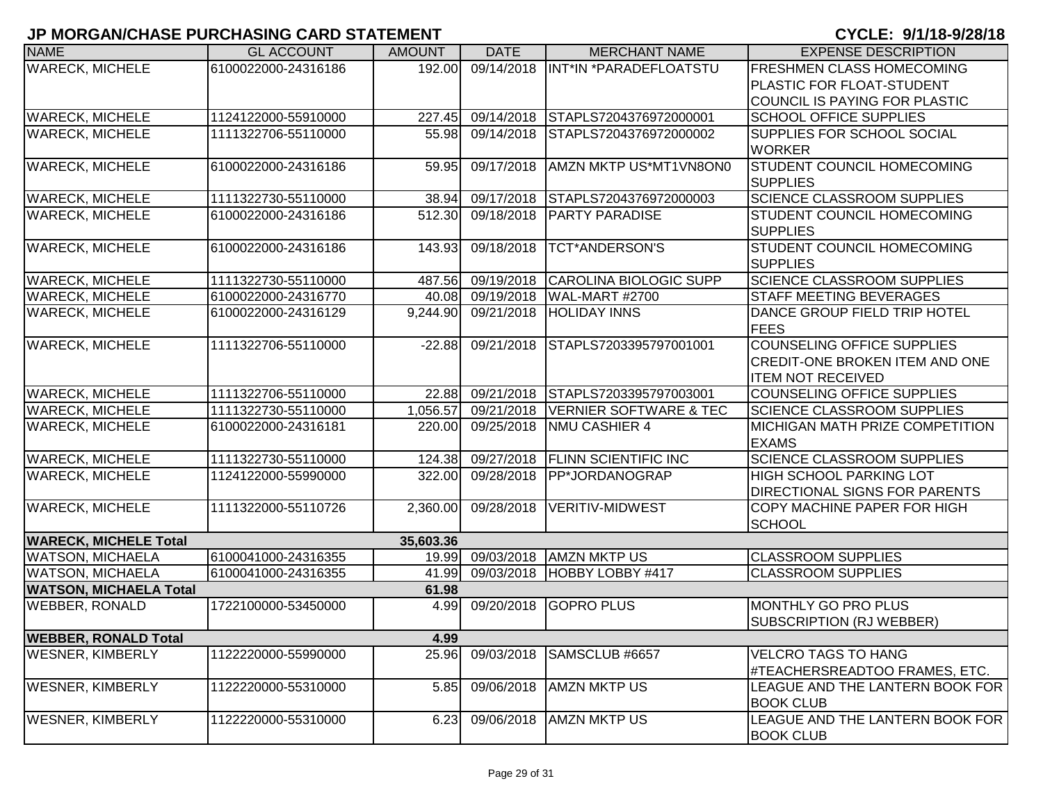# JP MORGAN/CHASE PURCHASING CARD STATEMENT

**CYCLE: 9/1/18-9/28/18**

| NAME | GL ACCOUNT | AMOUNT | DATE | MERCHANT NAME | EXPENSE DESCRIPTION |
|---|---|---|---|---|---|
| WARECK, MICHELE | 6100022000-24316186 | 192.00 | 09/14/2018 | INT*IN *PARADEFLOATSTU | FRESHMEN CLASS HOMECOMING PLASTIC FOR FLOAT-STUDENT COUNCIL IS PAYING FOR PLASTIC |
| WARECK, MICHELE | 1124122000-55910000 | 227.45 | 09/14/2018 | STAPLS7204376972000001 | SCHOOL OFFICE SUPPLIES |
| WARECK, MICHELE | 1111322706-55110000 | 55.98 | 09/14/2018 | STAPLS7204376972000002 | SUPPLIES FOR SCHOOL SOCIAL WORKER |
| WARECK, MICHELE | 6100022000-24316186 | 59.95 | 09/17/2018 | AMZN MKTP US*MT1VN8ON0 | STUDENT COUNCIL HOMECOMING SUPPLIES |
| WARECK, MICHELE | 1111322730-55110000 | 38.94 | 09/17/2018 | STAPLS7204376972000003 | SCIENCE CLASSROOM SUPPLIES |
| WARECK, MICHELE | 6100022000-24316186 | 512.30 | 09/18/2018 | PARTY PARADISE | STUDENT COUNCIL HOMECOMING SUPPLIES |
| WARECK, MICHELE | 6100022000-24316186 | 143.93 | 09/18/2018 | TCT*ANDERSON'S | STUDENT COUNCIL HOMECOMING SUPPLIES |
| WARECK, MICHELE | 1111322730-55110000 | 487.56 | 09/19/2018 | CAROLINA BIOLOGIC SUPP | SCIENCE CLASSROOM SUPPLIES |
| WARECK, MICHELE | 6100022000-24316770 | 40.08 | 09/19/2018 | WAL-MART #2700 | STAFF MEETING BEVERAGES |
| WARECK, MICHELE | 6100022000-24316129 | 9,244.90 | 09/21/2018 | HOLIDAY INNS | DANCE GROUP FIELD TRIP HOTEL FEES |
| WARECK, MICHELE | 1111322706-55110000 | -22.88 | 09/21/2018 | STAPLS7203395797001001 | COUNSELING OFFICE SUPPLIES CREDIT-ONE BROKEN ITEM AND ONE ITEM NOT RECEIVED |
| WARECK, MICHELE | 1111322706-55110000 | 22.88 | 09/21/2018 | STAPLS7203395797003001 | COUNSELING OFFICE SUPPLIES |
| WARECK, MICHELE | 1111322730-55110000 | 1,056.57 | 09/21/2018 | VERNIER SOFTWARE & TEC | SCIENCE CLASSROOM SUPPLIES |
| WARECK, MICHELE | 6100022000-24316181 | 220.00 | 09/25/2018 | NMU CASHIER 4 | MICHIGAN MATH PRIZE COMPETITION EXAMS |
| WARECK, MICHELE | 1111322730-55110000 | 124.38 | 09/27/2018 | FLINN SCIENTIFIC INC | SCIENCE CLASSROOM SUPPLIES |
| WARECK, MICHELE | 1124122000-55990000 | 322.00 | 09/28/2018 | PP*JORDANOGRAP | HIGH SCHOOL PARKING LOT DIRECTIONAL SIGNS FOR PARENTS |
| WARECK, MICHELE | 1111322000-55110726 | 2,360.00 | 09/28/2018 | VERITIV-MIDWEST | COPY MACHINE PAPER FOR HIGH SCHOOL |
| **WARECK, MICHELE Total** | | **35,603.36** | | | |
| WATSON, MICHAELA | 6100041000-24316355 | 19.99 | 09/03/2018 | AMZN MKTP US | CLASSROOM SUPPLIES |
| WATSON, MICHAELA | 6100041000-24316355 | 41.99 | 09/03/2018 | HOBBY LOBBY #417 | CLASSROOM SUPPLIES |
| **WATSON, MICHAELA Total** | | **61.98** | | | |
| WEBBER, RONALD | 1722100000-53450000 | 4.99 | 09/20/2018 | GOPRO PLUS | MONTHLY GO PRO PLUS SUBSCRIPTION (RJ WEBBER) |
| **WEBBER, RONALD Total** | | **4.99** | | | |
| WESNER, KIMBERLY | 1122220000-55990000 | 25.96 | 09/03/2018 | SAMSCLUB #6657 | VELCRO TAGS TO HANG #TEACHERSREADTOO FRAMES, ETC. |
| WESNER, KIMBERLY | 1122220000-55310000 | 5.85 | 09/06/2018 | AMZN MKTP US | LEAGUE AND THE LANTERN BOOK FOR BOOK CLUB |
| WESNER, KIMBERLY | 1122220000-55310000 | 6.23 | 09/06/2018 | AMZN MKTP US | LEAGUE AND THE LANTERN BOOK FOR BOOK CLUB |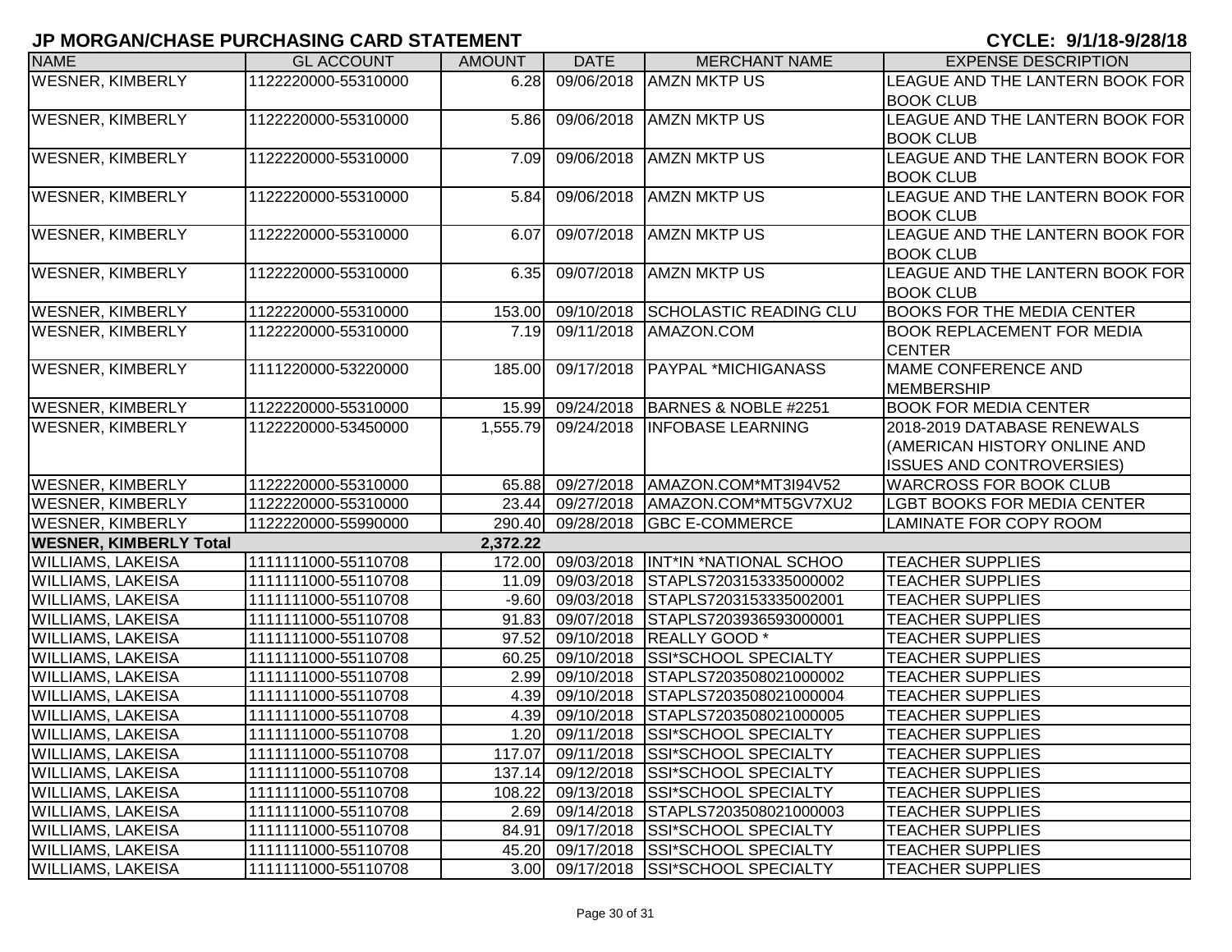## JP MORGAN/CHASE PURCHASING CARD STATEMENT

**CYCLE: 9/1/18-9/28/18**

| NAME | GL ACCOUNT | AMOUNT | DATE | MERCHANT NAME | EXPENSE DESCRIPTION |
|---|---|---|---|---|---|
| WESNER, KIMBERLY | 1122220000-55310000 | 6.28 | 09/06/2018 | AMZN MKTP US | LEAGUE AND THE LANTERN BOOK FOR BOOK CLUB |
| WESNER, KIMBERLY | 1122220000-55310000 | 5.86 | 09/06/2018 | AMZN MKTP US | LEAGUE AND THE LANTERN BOOK FOR BOOK CLUB |
| WESNER, KIMBERLY | 1122220000-55310000 | 7.09 | 09/06/2018 | AMZN MKTP US | LEAGUE AND THE LANTERN BOOK FOR BOOK CLUB |
| WESNER, KIMBERLY | 1122220000-55310000 | 5.84 | 09/06/2018 | AMZN MKTP US | LEAGUE AND THE LANTERN BOOK FOR BOOK CLUB |
| WESNER, KIMBERLY | 1122220000-55310000 | 6.07 | 09/07/2018 | AMZN MKTP US | LEAGUE AND THE LANTERN BOOK FOR BOOK CLUB |
| WESNER, KIMBERLY | 1122220000-55310000 | 6.35 | 09/07/2018 | AMZN MKTP US | LEAGUE AND THE LANTERN BOOK FOR BOOK CLUB |
| WESNER, KIMBERLY | 1122220000-55310000 | 153.00 | 09/10/2018 | SCHOLASTIC READING CLU | BOOKS FOR THE MEDIA CENTER |
| WESNER, KIMBERLY | 1122220000-55310000 | 7.19 | 09/11/2018 | AMAZON.COM | BOOK REPLACEMENT FOR MEDIA CENTER |
| WESNER, KIMBERLY | 1111220000-53220000 | 185.00 | 09/17/2018 | PAYPAL *MICHIGANASS | MAME CONFERENCE AND MEMBERSHIP |
| WESNER, KIMBERLY | 1122220000-55310000 | 15.99 | 09/24/2018 | BARNES & NOBLE #2251 | BOOK FOR MEDIA CENTER |
| WESNER, KIMBERLY | 1122220000-53450000 | 1,555.79 | 09/24/2018 | INFOBASE LEARNING | 2018-2019 DATABASE RENEWALS (AMERICAN HISTORY ONLINE AND ISSUES AND CONTROVERSIES) |
| WESNER, KIMBERLY | 1122220000-55310000 | 65.88 | 09/27/2018 | AMAZON.COM*MT3I94V52 | WARCROSS FOR BOOK CLUB |
| WESNER, KIMBERLY | 1122220000-55310000 | 23.44 | 09/27/2018 | AMAZON.COM*MT5GV7XU2 | LGBT BOOKS FOR MEDIA CENTER |
| WESNER, KIMBERLY | 1122220000-55990000 | 290.40 | 09/28/2018 | GBC E-COMMERCE | LAMINATE FOR COPY ROOM |
| **WESNER, KIMBERLY Total** | | **2,372.22** | | | |
| WILLIAMS, LAKEISA | 1111111000-55110708 | 172.00 | 09/03/2018 | INT*IN *NATIONAL SCHOO | TEACHER SUPPLIES |
| WILLIAMS, LAKEISA | 1111111000-55110708 | 11.09 | 09/03/2018 | STAPLS7203153335000002 | TEACHER SUPPLIES |
| WILLIAMS, LAKEISA | 1111111000-55110708 | -9.60 | 09/03/2018 | STAPLS7203153335002001 | TEACHER SUPPLIES |
| WILLIAMS, LAKEISA | 1111111000-55110708 | 91.83 | 09/07/2018 | STAPLS7203936593000001 | TEACHER SUPPLIES |
| WILLIAMS, LAKEISA | 1111111000-55110708 | 97.52 | 09/10/2018 | REALLY GOOD * | TEACHER SUPPLIES |
| WILLIAMS, LAKEISA | 1111111000-55110708 | 60.25 | 09/10/2018 | SSI*SCHOOL SPECIALTY | TEACHER SUPPLIES |
| WILLIAMS, LAKEISA | 1111111000-55110708 | 2.99 | 09/10/2018 | STAPLS7203508021000002 | TEACHER SUPPLIES |
| WILLIAMS, LAKEISA | 1111111000-55110708 | 4.39 | 09/10/2018 | STAPLS7203508021000004 | TEACHER SUPPLIES |
| WILLIAMS, LAKEISA | 1111111000-55110708 | 4.39 | 09/10/2018 | STAPLS7203508021000005 | TEACHER SUPPLIES |
| WILLIAMS, LAKEISA | 1111111000-55110708 | 1.20 | 09/11/2018 | SSI*SCHOOL SPECIALTY | TEACHER SUPPLIES |
| WILLIAMS, LAKEISA | 1111111000-55110708 | 117.07 | 09/11/2018 | SSI*SCHOOL SPECIALTY | TEACHER SUPPLIES |
| WILLIAMS, LAKEISA | 1111111000-55110708 | 137.14 | 09/12/2018 | SSI*SCHOOL SPECIALTY | TEACHER SUPPLIES |
| WILLIAMS, LAKEISA | 1111111000-55110708 | 108.22 | 09/13/2018 | SSI*SCHOOL SPECIALTY | TEACHER SUPPLIES |
| WILLIAMS, LAKEISA | 1111111000-55110708 | 2.69 | 09/14/2018 | STAPLS7203508021000003 | TEACHER SUPPLIES |
| WILLIAMS, LAKEISA | 1111111000-55110708 | 84.91 | 09/17/2018 | SSI*SCHOOL SPECIALTY | TEACHER SUPPLIES |
| WILLIAMS, LAKEISA | 1111111000-55110708 | 45.20 | 09/17/2018 | SSI*SCHOOL SPECIALTY | TEACHER SUPPLIES |
| WILLIAMS, LAKEISA | 1111111000-55110708 | 3.00 | 09/17/2018 | SSI*SCHOOL SPECIALTY | TEACHER SUPPLIES |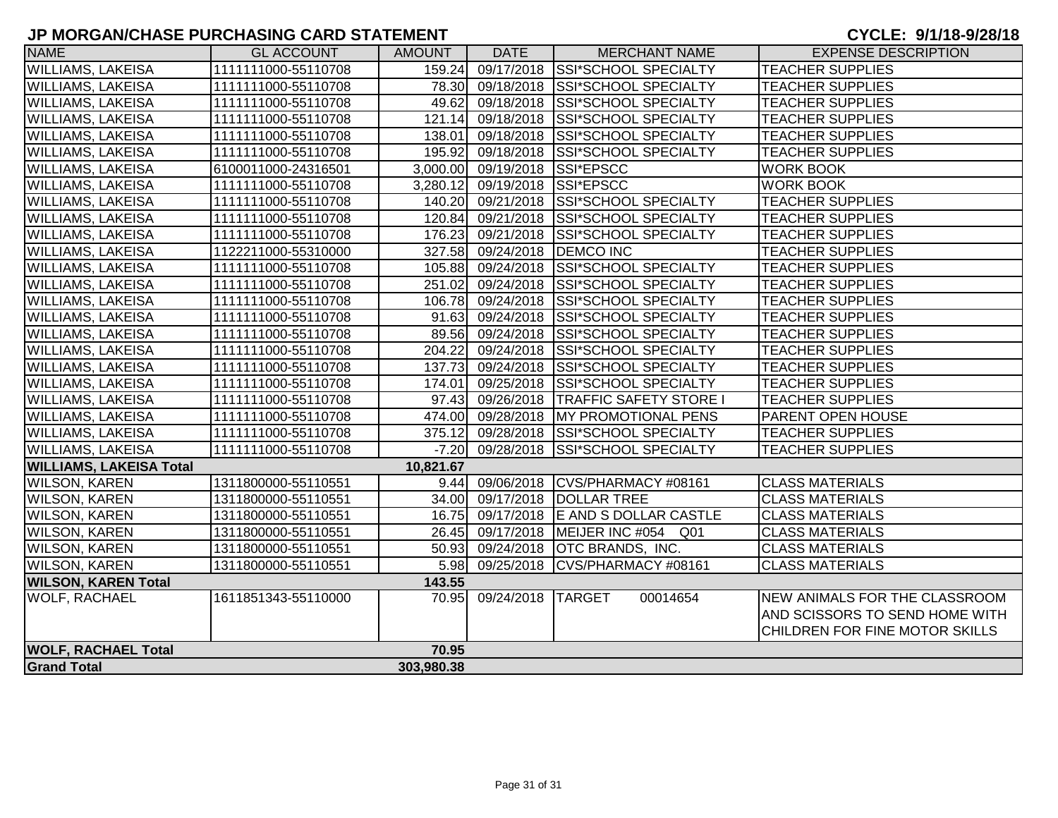## JP MORGAN/CHASE PURCHASING CARD STATEMENT

**CYCLE: 9/1/18-9/28/18**

| NAME | GL ACCOUNT | AMOUNT | DATE | MERCHANT NAME | EXPENSE DESCRIPTION |
|---|---|---|---|---|---|
| WILLIAMS, LAKEISA | 1111111000-55110708 | 159.24 | 09/17/2018 | SSI*SCHOOL SPECIALTY | TEACHER SUPPLIES |
| WILLIAMS, LAKEISA | 1111111000-55110708 | 78.30 | 09/18/2018 | SSI*SCHOOL SPECIALTY | TEACHER SUPPLIES |
| WILLIAMS, LAKEISA | 1111111000-55110708 | 49.62 | 09/18/2018 | SSI*SCHOOL SPECIALTY | TEACHER SUPPLIES |
| WILLIAMS, LAKEISA | 1111111000-55110708 | 121.14 | 09/18/2018 | SSI*SCHOOL SPECIALTY | TEACHER SUPPLIES |
| WILLIAMS, LAKEISA | 1111111000-55110708 | 138.01 | 09/18/2018 | SSI*SCHOOL SPECIALTY | TEACHER SUPPLIES |
| WILLIAMS, LAKEISA | 1111111000-55110708 | 195.92 | 09/18/2018 | SSI*SCHOOL SPECIALTY | TEACHER SUPPLIES |
| WILLIAMS, LAKEISA | 6100011000-24316501 | 3,000.00 | 09/19/2018 | SSI*EPSCC | WORK BOOK |
| WILLIAMS, LAKEISA | 1111111000-55110708 | 3,280.12 | 09/19/2018 | SSI*EPSCC | WORK BOOK |
| WILLIAMS, LAKEISA | 1111111000-55110708 | 140.20 | 09/21/2018 | SSI*SCHOOL SPECIALTY | TEACHER SUPPLIES |
| WILLIAMS, LAKEISA | 1111111000-55110708 | 120.84 | 09/21/2018 | SSI*SCHOOL SPECIALTY | TEACHER SUPPLIES |
| WILLIAMS, LAKEISA | 1111111000-55110708 | 176.23 | 09/21/2018 | SSI*SCHOOL SPECIALTY | TEACHER SUPPLIES |
| WILLIAMS, LAKEISA | 1122211000-55310000 | 327.58 | 09/24/2018 | DEMCO INC | TEACHER SUPPLIES |
| WILLIAMS, LAKEISA | 1111111000-55110708 | 105.88 | 09/24/2018 | SSI*SCHOOL SPECIALTY | TEACHER SUPPLIES |
| WILLIAMS, LAKEISA | 1111111000-55110708 | 251.02 | 09/24/2018 | SSI*SCHOOL SPECIALTY | TEACHER SUPPLIES |
| WILLIAMS, LAKEISA | 1111111000-55110708 | 106.78 | 09/24/2018 | SSI*SCHOOL SPECIALTY | TEACHER SUPPLIES |
| WILLIAMS, LAKEISA | 1111111000-55110708 | 91.63 | 09/24/2018 | SSI*SCHOOL SPECIALTY | TEACHER SUPPLIES |
| WILLIAMS, LAKEISA | 1111111000-55110708 | 89.56 | 09/24/2018 | SSI*SCHOOL SPECIALTY | TEACHER SUPPLIES |
| WILLIAMS, LAKEISA | 1111111000-55110708 | 204.22 | 09/24/2018 | SSI*SCHOOL SPECIALTY | TEACHER SUPPLIES |
| WILLIAMS, LAKEISA | 1111111000-55110708 | 137.73 | 09/24/2018 | SSI*SCHOOL SPECIALTY | TEACHER SUPPLIES |
| WILLIAMS, LAKEISA | 1111111000-55110708 | 174.01 | 09/25/2018 | SSI*SCHOOL SPECIALTY | TEACHER SUPPLIES |
| WILLIAMS, LAKEISA | 1111111000-55110708 | 97.43 | 09/26/2018 | TRAFFIC SAFETY STORE I | TEACHER SUPPLIES |
| WILLIAMS, LAKEISA | 1111111000-55110708 | 474.00 | 09/28/2018 | MY PROMOTIONAL PENS | PARENT OPEN HOUSE |
| WILLIAMS, LAKEISA | 1111111000-55110708 | 375.12 | 09/28/2018 | SSI*SCHOOL SPECIALTY | TEACHER SUPPLIES |
| WILLIAMS, LAKEISA | 1111111000-55110708 | -7.20 | 09/28/2018 | SSI*SCHOOL SPECIALTY | TEACHER SUPPLIES |
| **WILLIAMS, LAKEISA Total** | | **10,821.67** | | | |
| WILSON, KAREN | 1311800000-55110551 | 9.44 | 09/06/2018 | CVS/PHARMACY #08161 | CLASS MATERIALS |
| WILSON, KAREN | 1311800000-55110551 | 34.00 | 09/17/2018 | DOLLAR TREE | CLASS MATERIALS |
| WILSON, KAREN | 1311800000-55110551 | 16.75 | 09/17/2018 | E AND S DOLLAR CASTLE | CLASS MATERIALS |
| WILSON, KAREN | 1311800000-55110551 | 26.45 | 09/17/2018 | MEIJER INC #054 Q01 | CLASS MATERIALS |
| WILSON, KAREN | 1311800000-55110551 | 50.93 | 09/24/2018 | OTC BRANDS, INC. | CLASS MATERIALS |
| WILSON, KAREN | 1311800000-55110551 | 5.98 | 09/25/2018 | CVS/PHARMACY #08161 | CLASS MATERIALS |
| **WILSON, KAREN Total** | | **143.55** | | | |
| WOLF, RACHAEL | 1611851343-55110000 | 70.95 | 09/24/2018 | TARGET 00014654 | NEW ANIMALS FOR THE CLASSROOM AND SCISSORS TO SEND HOME WITH CHILDREN FOR FINE MOTOR SKILLS |
| **WOLF, RACHAEL Total** | | **70.95** | | | |
| **Grand Total** | | **303,980.38** | | | |